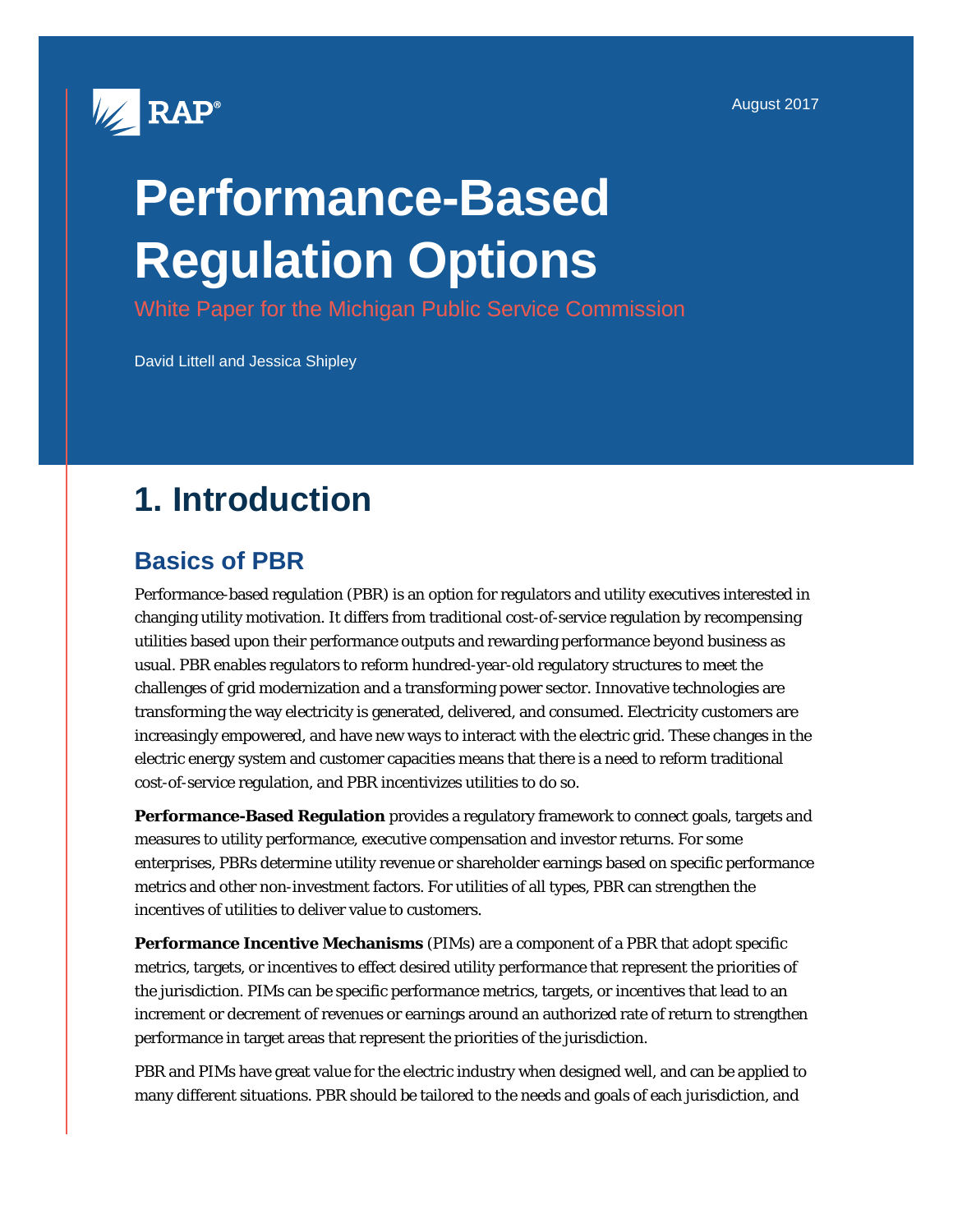RAP®

August 2017

# Performance-Based Regulation Options

White Paper for the Michigan Public Service Commission

David Littell and Jessica Shipley

# 1. Introduction

## Basics of PBR

Performance-based regulation (PBR) is an option for regulators and utility executives interested in changing utility motivation. It differs from traditional cost-of-service regulation by recompensing utilities based upon their performance outputs and rewarding performance beyond business as usual. PBR enables regulators to reform hundred-year-old regulatory structures to meet the challenges of grid modernization and a transforming power sector. Innovative technologies are transforming the way electricity is generated, delivered, and consumed. Electricity customers are increasingly empowered, and have new ways to interact with the electric grid. These changes in the electric energy system and customer capacities means that there is a need to reform traditional cost-of-service regulation, and PBR incentivizes utilities to do so.

**Performance-Based Regulation** provides a regulatory framework to connect goals, targets and measures to utility performance, executive compensation and investor returns. For some enterprises, PBRs determine utility revenue or shareholder earnings based on specific performance metrics and other non-investment factors. For utilities of all types, PBR can strengthen the incentives of utilities to deliver value to customers.

**Performance Incentive Mechanisms** (PIMs) are a component of a PBR that adopt specific metrics, targets, or incentives to effect desired utility performance that represent the priorities of the jurisdiction. PIMs can be specific performance metrics, targets, or incentives that lead to an increment or decrement of revenues or earnings around an authorized rate of return to strengthen performance in target areas that represent the priorities of the jurisdiction.

PBR and PIMs have great value for the electric industry when designed well, and can be applied to many different situations. PBR should be tailored to the needs and goals of each jurisdiction, and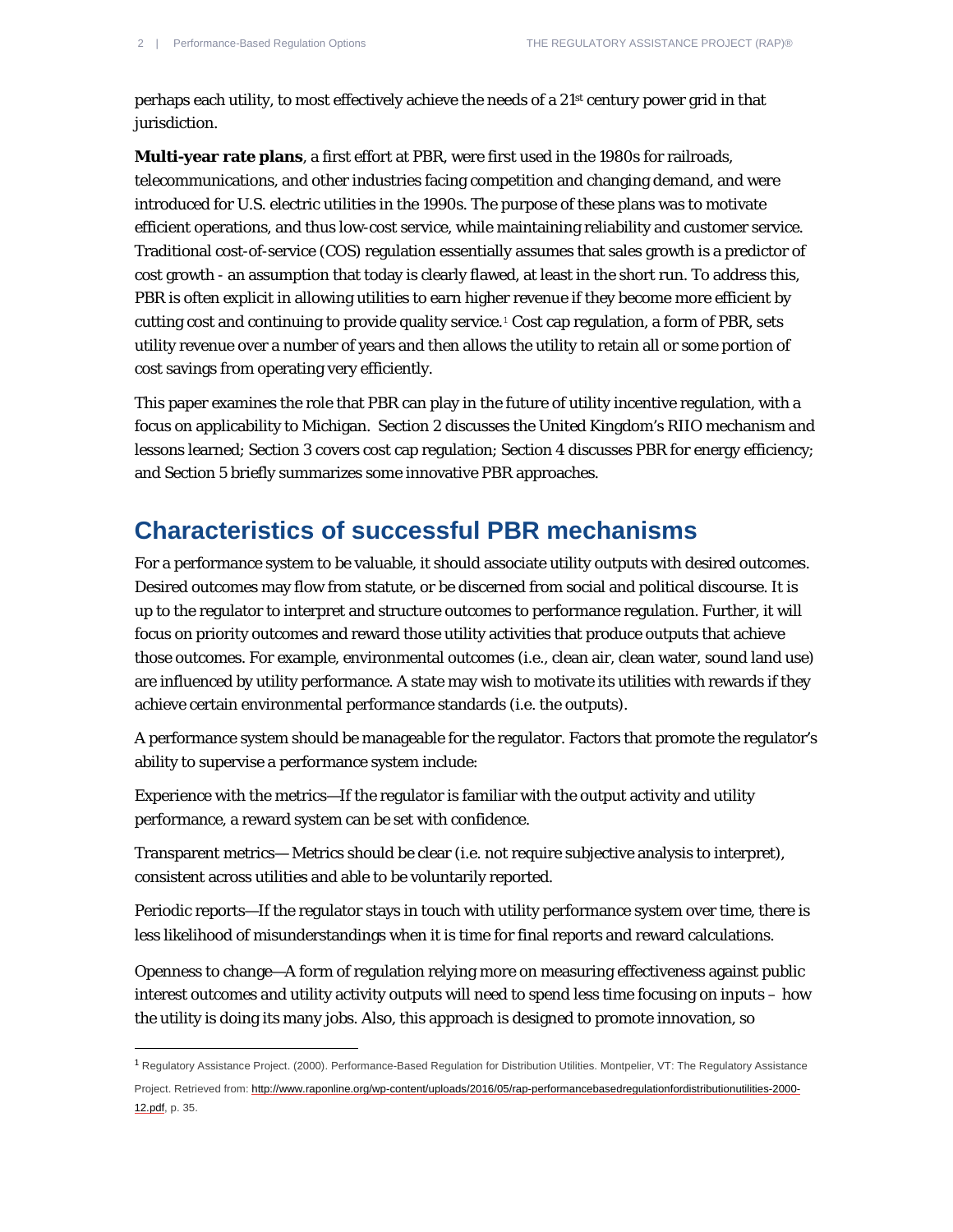perhaps each utility, to most effectively achieve the needs of a 21st century power grid in that jurisdiction.

**Multi-year rate plans**, a first effort at PBR, were first used in the 1980s for railroads, telecommunications, and other industries facing competition and changing demand, and were introduced for U.S. electric utilities in the 1990s. The purpose of these plans was to motivate efficient operations, and thus low-cost service, while maintaining reliability and customer service. Traditional cost-of-service (COS) regulation essentially assumes that sales growth is a predictor of cost growth - an assumption that today is clearly flawed, at least in the short run. To address this, PBR is often explicit in allowing utilities to earn higher revenue if they become more efficient by cutting cost and continuing to provide quality service.[1] Cost cap regulation, a form of PBR, sets utility revenue over a number of years and then allows the utility to retain all or some portion of cost savings from operating very efficiently.

This paper examines the role that PBR can play in the future of utility incentive regulation, with a focus on applicability to Michigan. Section 2 discusses the United Kingdom's RIIO mechanism and lessons learned; Section 3 covers cost cap regulation; Section 4 discusses PBR for energy efficiency; and Section 5 briefly summarizes some innovative PBR approaches.

## Characteristics of successful PBR mechanisms

For a performance system to be valuable, it should associate utility outputs with desired outcomes. Desired outcomes may flow from statute, or be discerned from social and political discourse. It is up to the regulator to interpret and structure outcomes to performance regulation. Further, it will focus on priority outcomes and reward those utility activities that produce outputs that achieve those outcomes. For example, environmental outcomes (i.e., clean air, clean water, sound land use) are influenced by utility performance. A state may wish to motivate its utilities with rewards if they achieve certain environmental performance standards (i.e. the outputs).

A performance system should be manageable for the regulator. Factors that promote the regulator's ability to supervise a performance system include:

Experience with the metrics—If the regulator is familiar with the output activity and utility performance, a reward system can be set with confidence.

Transparent metrics— Metrics should be clear (i.e. not require subjective analysis to interpret), consistent across utilities and able to be voluntarily reported.

Periodic reports—If the regulator stays in touch with utility performance system over time, there is less likelihood of misunderstandings when it is time for final reports and reward calculations.

Openness to change—A form of regulation relying more on measuring effectiveness against public interest outcomes and utility activity outputs will need to spend less time focusing on inputs – how the utility is doing its many jobs. Also, this approach is designed to promote innovation, so

---

[1] Regulatory Assistance Project. (2000). Performance-Based Regulation for Distribution Utilities. Montpelier, VT: The Regulatory Assistance Project. Retrieved from: http://www.raponline.org/wp-content/uploads/2016/05/rap-performancebasedregulationfordistributionutilities-2000-12.pdf, p. 35.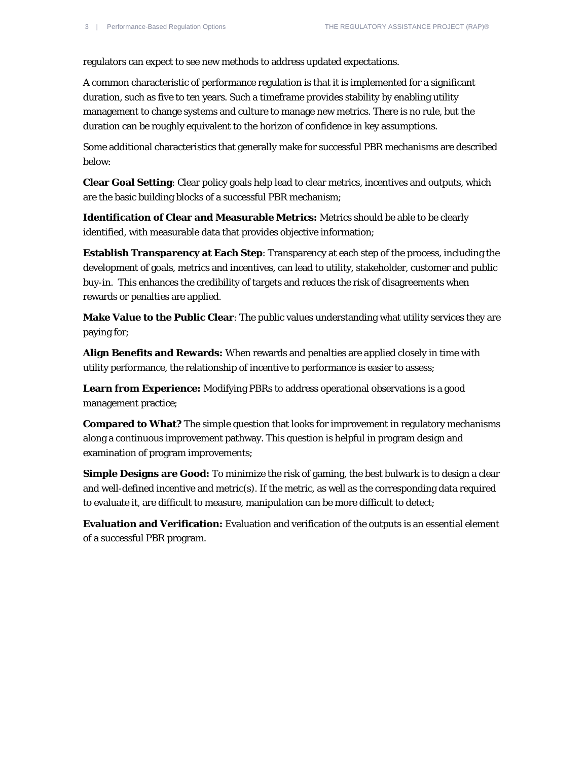regulators can expect to see new methods to address updated expectations.

A common characteristic of performance regulation is that it is implemented for a significant duration, such as five to ten years. Such a timeframe provides stability by enabling utility management to change systems and culture to manage new metrics. There is no rule, but the duration can be roughly equivalent to the horizon of confidence in key assumptions.

Some additional characteristics that generally make for successful PBR mechanisms are described below:

**Clear Goal Setting**: Clear policy goals help lead to clear metrics, incentives and outputs, which are the basic building blocks of a successful PBR mechanism;

**Identification of Clear and Measurable Metrics:** Metrics should be able to be clearly identified, with measurable data that provides objective information;

**Establish Transparency at Each Step**: Transparency at each step of the process, including the development of goals, metrics and incentives, can lead to utility, stakeholder, customer and public buy-in. This enhances the credibility of targets and reduces the risk of disagreements when rewards or penalties are applied.

**Make Value to the Public Clear**: The public values understanding what utility services they are paying for;

**Align Benefits and Rewards:** When rewards and penalties are applied closely in time with utility performance, the relationship of incentive to performance is easier to assess;

**Learn from Experience:** Modifying PBRs to address operational observations is a good management practice;

**Compared to What?** The simple question that looks for improvement in regulatory mechanisms along a continuous improvement pathway. This question is helpful in program design and examination of program improvements;

**Simple Designs are Good:** To minimize the risk of gaming, the best bulwark is to design a clear and well-defined incentive and metric(s). If the metric, as well as the corresponding data required to evaluate it, are difficult to measure, manipulation can be more difficult to detect;

**Evaluation and Verification:** Evaluation and verification of the outputs is an essential element of a successful PBR program.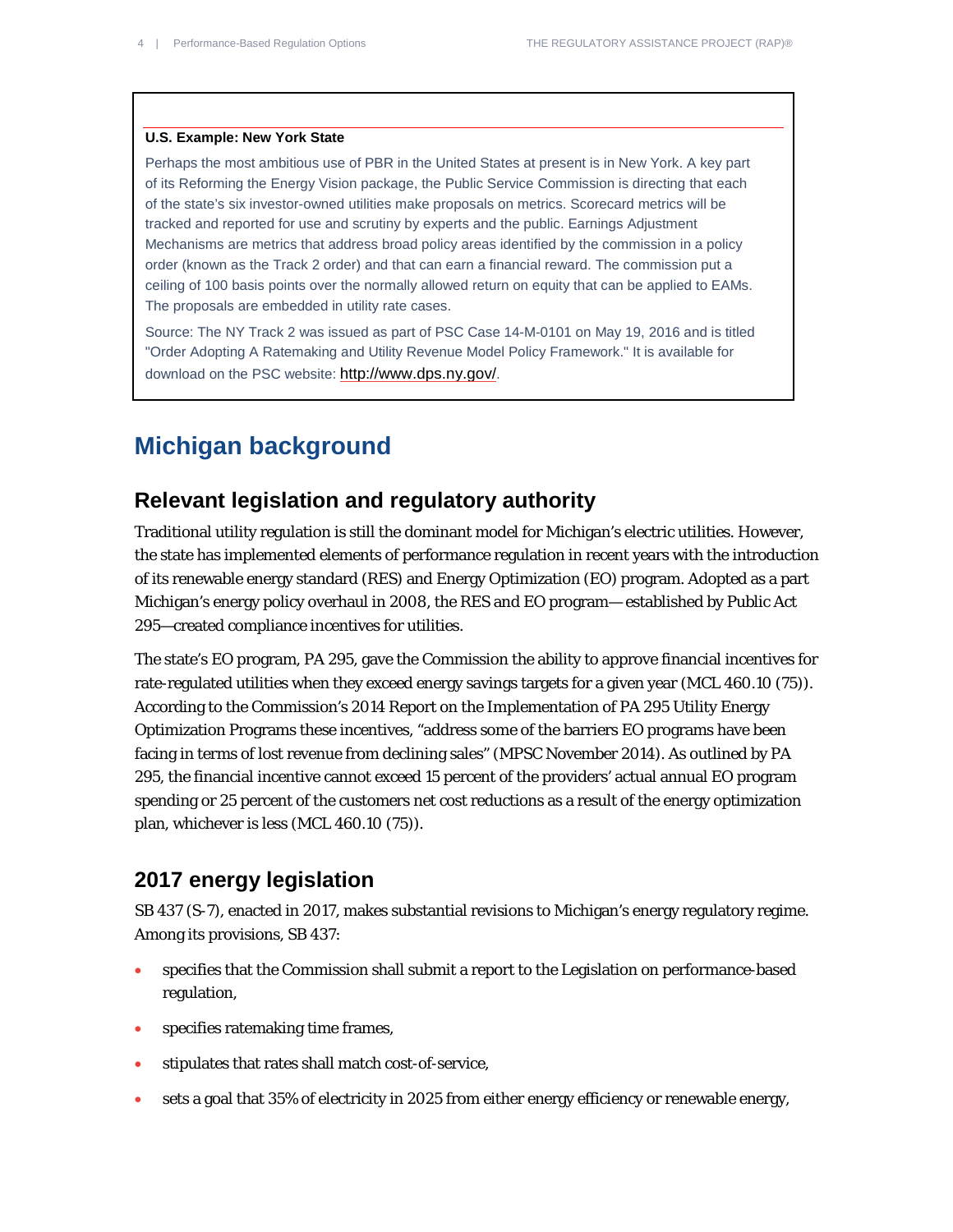**U.S. Example: New York State**

Perhaps the most ambitious use of PBR in the United States at present is in New York. A key part of its Reforming the Energy Vision package, the Public Service Commission is directing that each of the state's six investor-owned utilities make proposals on metrics. Scorecard metrics will be tracked and reported for use and scrutiny by experts and the public. Earnings Adjustment Mechanisms are metrics that address broad policy areas identified by the commission in a policy order (known as the Track 2 order) and that can earn a financial reward. The commission put a ceiling of 100 basis points over the normally allowed return on equity that can be applied to EAMs. The proposals are embedded in utility rate cases.

Source: The NY Track 2 was issued as part of PSC Case 14-M-0101 on May 19, 2016 and is titled "Order Adopting A Ratemaking and Utility Revenue Model Policy Framework." It is available for download on the PSC website: http://www.dps.ny.gov/.

# Michigan background

## Relevant legislation and regulatory authority

Traditional utility regulation is still the dominant model for Michigan's electric utilities. However, the state has implemented elements of performance regulation in recent years with the introduction of its renewable energy standard (RES) and Energy Optimization (EO) program. Adopted as a part Michigan's energy policy overhaul in 2008, the RES and EO program— established by Public Act 295—created compliance incentives for utilities.

The state's EO program, PA 295, gave the Commission the ability to approve financial incentives for rate-regulated utilities when they exceed energy savings targets for a given year (MCL 460.10 (75)). According to the Commission's 2014 Report on the Implementation of PA 295 Utility Energy Optimization Programs these incentives, "address some of the barriers EO programs have been facing in terms of lost revenue from declining sales" (MPSC November 2014). As outlined by PA 295, the financial incentive cannot exceed 15 percent of the providers' actual annual EO program spending or 25 percent of the customers net cost reductions as a result of the energy optimization plan, whichever is less (MCL 460.10 (75)).

## 2017 energy legislation

SB 437 (S-7), enacted in 2017, makes substantial revisions to Michigan's energy regulatory regime. Among its provisions, SB 437:

- specifies that the Commission shall submit a report to the Legislation on performance-based regulation,
- specifies ratemaking time frames,
- stipulates that rates shall match cost-of-service,
- sets a goal that 35% of electricity in 2025 from either energy efficiency or renewable energy,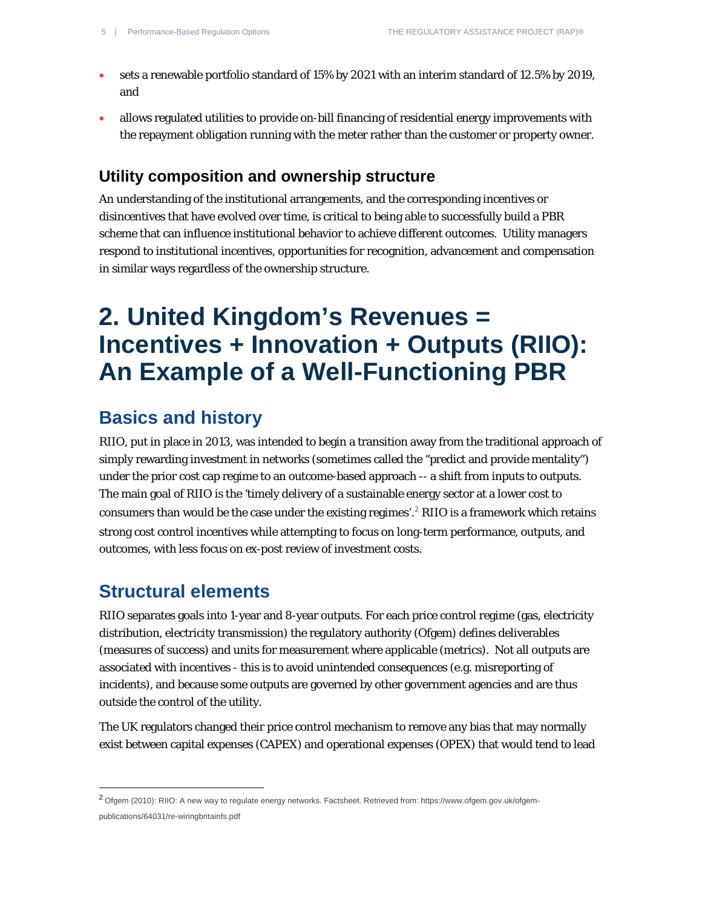- sets a renewable portfolio standard of 15% by 2021 with an interim standard of 12.5% by 2019, and
- allows regulated utilities to provide on-bill financing of residential energy improvements with the repayment obligation running with the meter rather than the customer or property owner.

### Utility composition and ownership structure

An understanding of the institutional arrangements, and the corresponding incentives or disincentives that have evolved over time, is critical to being able to successfully build a PBR scheme that can influence institutional behavior to achieve different outcomes. Utility managers respond to institutional incentives, opportunities for recognition, advancement and compensation in similar ways regardless of the ownership structure.

# 2. United Kingdom's Revenues = Incentives + Innovation + Outputs (RIIO): An Example of a Well-Functioning PBR

## Basics and history

RIIO, put in place in 2013, was intended to begin a transition away from the traditional approach of simply rewarding investment in networks (sometimes called the "predict and provide mentality") under the prior cost cap regime to an outcome-based approach -- a shift from inputs to outputs. The main goal of RIIO is the 'timely delivery of a sustainable energy sector at a lower cost to consumers than would be the case under the existing regimes'.[2] RIIO is a framework which retains strong cost control incentives while attempting to focus on long-term performance, outputs, and outcomes, with less focus on ex-post review of investment costs.

## Structural elements

RIIO separates goals into 1-year and 8-year outputs. For each price control regime (gas, electricity distribution, electricity transmission) the regulatory authority (Ofgem) defines deliverables (measures of success) and units for measurement where applicable (metrics). Not all outputs are associated with incentives - this is to avoid unintended consequences (e.g. misreporting of incidents), and because some outputs are governed by other government agencies and are thus outside the control of the utility.

The UK regulators changed their price control mechanism to remove any bias that may normally exist between capital expenses (CAPEX) and operational expenses (OPEX) that would tend to lead

[2] Ofgem (2010): RIIO: A new way to regulate energy networks. Factsheet. Retrieved from: https://www.ofgem.gov.uk/ofgem-publications/64031/re-wiringbritainfs.pdf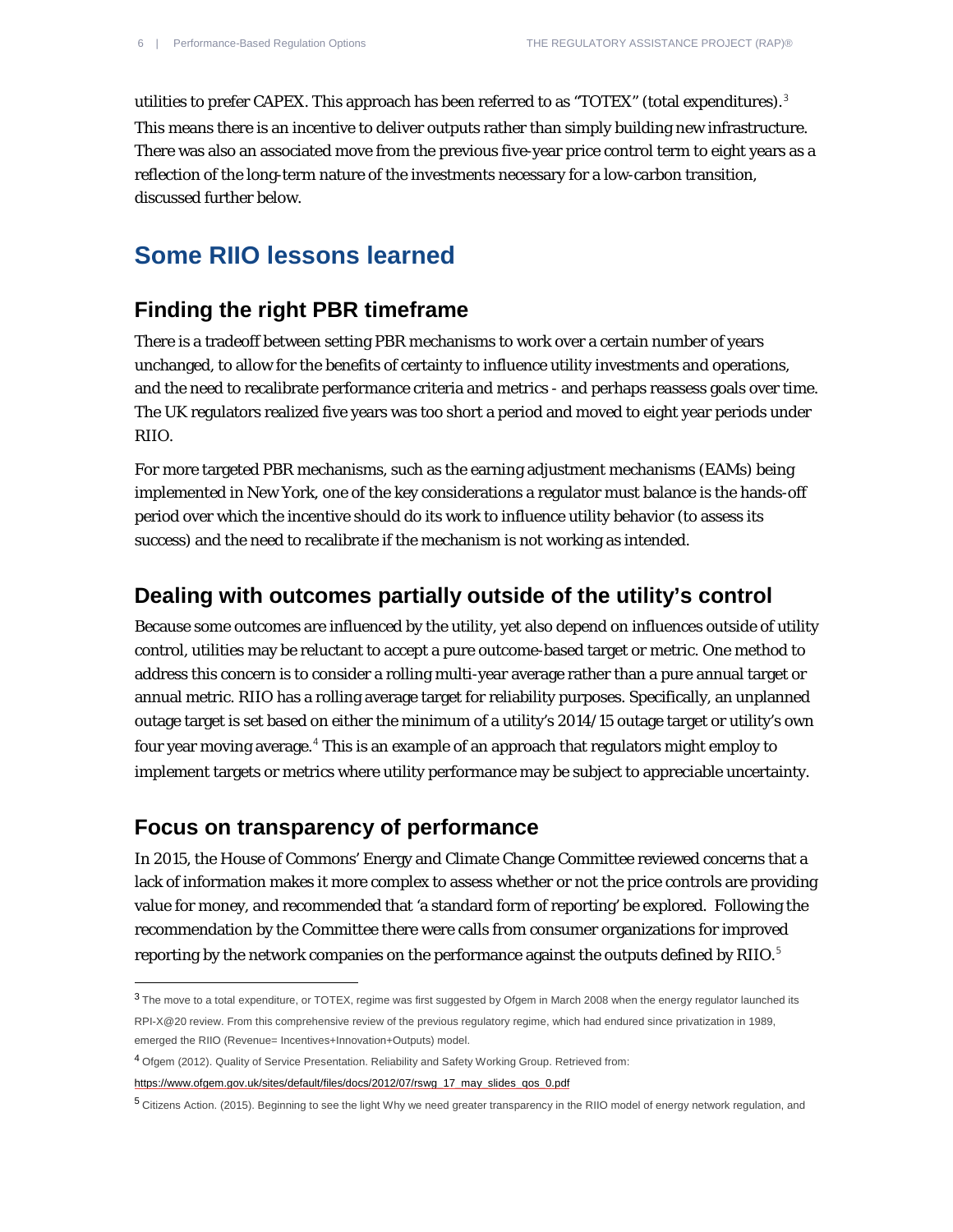utilities to prefer CAPEX. This approach has been referred to as "TOTEX" (total expenditures).[3] This means there is an incentive to deliver outputs rather than simply building new infrastructure. There was also an associated move from the previous five-year price control term to eight years as a reflection of the long-term nature of the investments necessary for a low-carbon transition, discussed further below.

## Some RIIO lessons learned

### Finding the right PBR timeframe

There is a tradeoff between setting PBR mechanisms to work over a certain number of years unchanged, to allow for the benefits of certainty to influence utility investments and operations, and the need to recalibrate performance criteria and metrics - and perhaps reassess goals over time. The UK regulators realized five years was too short a period and moved to eight year periods under RIIO.

For more targeted PBR mechanisms, such as the earning adjustment mechanisms (EAMs) being implemented in New York, one of the key considerations a regulator must balance is the hands-off period over which the incentive should do its work to influence utility behavior (to assess its success) and the need to recalibrate if the mechanism is not working as intended.

### Dealing with outcomes partially outside of the utility's control

Because some outcomes are influenced by the utility, yet also depend on influences outside of utility control, utilities may be reluctant to accept a pure outcome-based target or metric. One method to address this concern is to consider a rolling multi-year average rather than a pure annual target or annual metric. RIIO has a rolling average target for reliability purposes. Specifically, an unplanned outage target is set based on either the minimum of a utility's 2014/15 outage target or utility's own four year moving average.[4] This is an example of an approach that regulators might employ to implement targets or metrics where utility performance may be subject to appreciable uncertainty.

### Focus on transparency of performance

In 2015, the House of Commons' Energy and Climate Change Committee reviewed concerns that a lack of information makes it more complex to assess whether or not the price controls are providing value for money, and recommended that 'a standard form of reporting' be explored. Following the recommendation by the Committee there were calls from consumer organizations for improved reporting by the network companies on the performance against the outputs defined by RIIO.[5]

---

[3] The move to a total expenditure, or TOTEX, regime was first suggested by Ofgem in March 2008 when the energy regulator launched its RPI-X@20 review. From this comprehensive review of the previous regulatory regime, which had endured since privatization in 1989, emerged the RIIO (Revenue= Incentives+Innovation+Outputs) model.

[4] Ofgem (2012). Quality of Service Presentation. Reliability and Safety Working Group. Retrieved from: https://www.ofgem.gov.uk/sites/default/files/docs/2012/07/rswg_17_may_slides_qos_0.pdf

[5] Citizens Action. (2015). Beginning to see the light Why we need greater transparency in the RIIO model of energy network regulation, and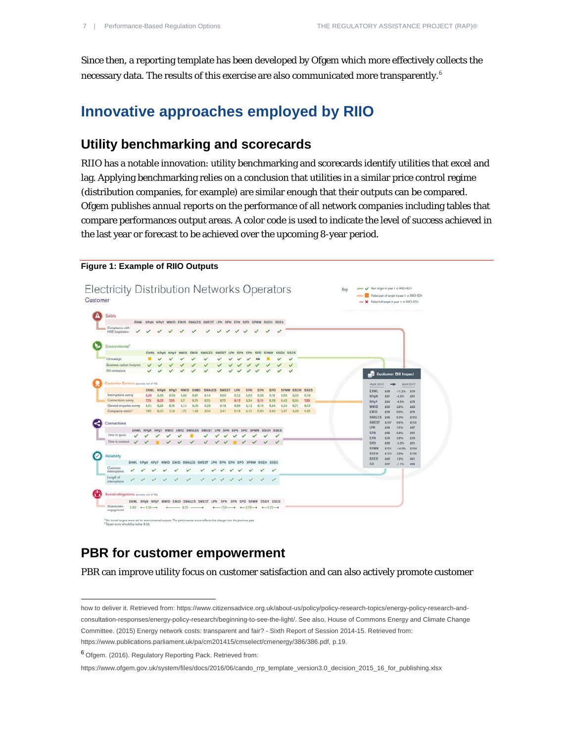Since then, a reporting template has been developed by Ofgem which more effectively collects the necessary data. The results of this exercise are also communicated more transparently.[6]

## Innovative approaches employed by RIIO

### Utility benchmarking and scorecards

RIIO has a notable innovation: utility benchmarking and scorecards identify utilities that excel and lag. Applying benchmarking relies on a conclusion that utilities in a similar price control regime (distribution companies, for example) are similar enough that their outputs can be compared. Ofgem publishes annual reports on the performance of all network companies including tables that compare performances output areas. A color code is used to indicate the level of success achieved in the last year or forecast to be achieved over the upcoming 8-year period.

**Figure 1: Example of RIIO Outputs**

### PBR for customer empowerment

PBR can improve utility focus on customer satisfaction and can also actively promote customer

---

how to deliver it. Retrieved from: https://www.citizensadvice.org.uk/about-us/policy/policy-research-topics/energy-policy-research-and-consultation-responses/energy-policy-research/beginning-to-see-the-light/. See also, House of Commons Energy and Climate Change Committee. (2015) Energy network costs: transparent and fair? - Sixth Report of Session 2014-15. Retrieved from: https://www.publications.parliament.uk/pa/cm201415/cmselect/cmenergy/386/386.pdf, p.19.

[6] Ofgem. (2016). Regulatory Reporting Pack. Retrieved from: https://www.ofgem.gov.uk/system/files/docs/2016/06/cando_rrp_template_version3.0_decision_2015_16_for_publishing.xlsx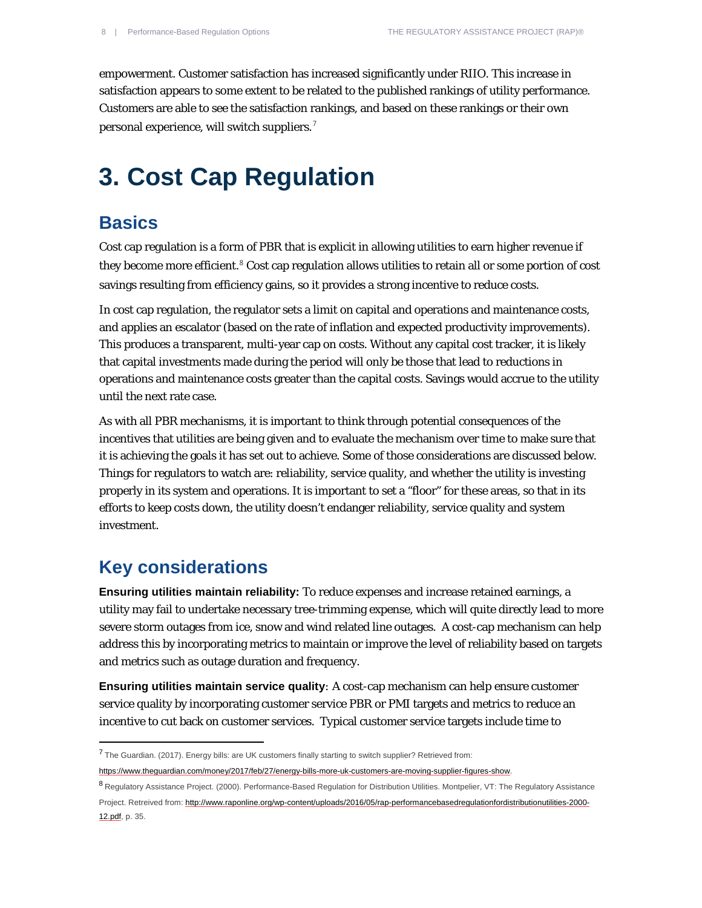empowerment. Customer satisfaction has increased significantly under RIIO. This increase in satisfaction appears to some extent to be related to the published rankings of utility performance. Customers are able to see the satisfaction rankings, and based on these rankings or their own personal experience, will switch suppliers.[7]

# 3. Cost Cap Regulation

## Basics

Cost cap regulation is a form of PBR that is explicit in allowing utilities to earn higher revenue if they become more efficient.[8] Cost cap regulation allows utilities to retain all or some portion of cost savings resulting from efficiency gains, so it provides a strong incentive to reduce costs.

In cost cap regulation, the regulator sets a limit on capital and operations and maintenance costs, and applies an escalator (based on the rate of inflation and expected productivity improvements). This produces a transparent, multi-year cap on costs. Without any capital cost tracker, it is likely that capital investments made during the period will only be those that lead to reductions in operations and maintenance costs greater than the capital costs. Savings would accrue to the utility until the next rate case.

As with all PBR mechanisms, it is important to think through potential consequences of the incentives that utilities are being given and to evaluate the mechanism over time to make sure that it is achieving the goals it has set out to achieve. Some of those considerations are discussed below. Things for regulators to watch are: reliability, service quality, and whether the utility is investing properly in its system and operations. It is important to set a "floor" for these areas, so that in its efforts to keep costs down, the utility doesn't endanger reliability, service quality and system investment.

## Key considerations

**Ensuring utilities maintain reliability:** To reduce expenses and increase retained earnings, a utility may fail to undertake necessary tree-trimming expense, which will quite directly lead to more severe storm outages from ice, snow and wind related line outages. A cost-cap mechanism can help address this by incorporating metrics to maintain or improve the level of reliability based on targets and metrics such as outage duration and frequency.

**Ensuring utilities maintain service quality**: A cost-cap mechanism can help ensure customer service quality by incorporating customer service PBR or PMI targets and metrics to reduce an incentive to cut back on customer services. Typical customer service targets include time to

---

[7] The Guardian. (2017). Energy bills: are UK customers finally starting to switch supplier? Retrieved from: https://www.theguardian.com/money/2017/feb/27/energy-bills-more-uk-customers-are-moving-supplier-figures-show.

[8] Regulatory Assistance Project. (2000). Performance-Based Regulation for Distribution Utilities. Montpelier, VT: The Regulatory Assistance Project. Retreived from: http://www.raponline.org/wp-content/uploads/2016/05/rap-performancebasedregulationfordistributionutilities-2000-12.pdf, p. 35.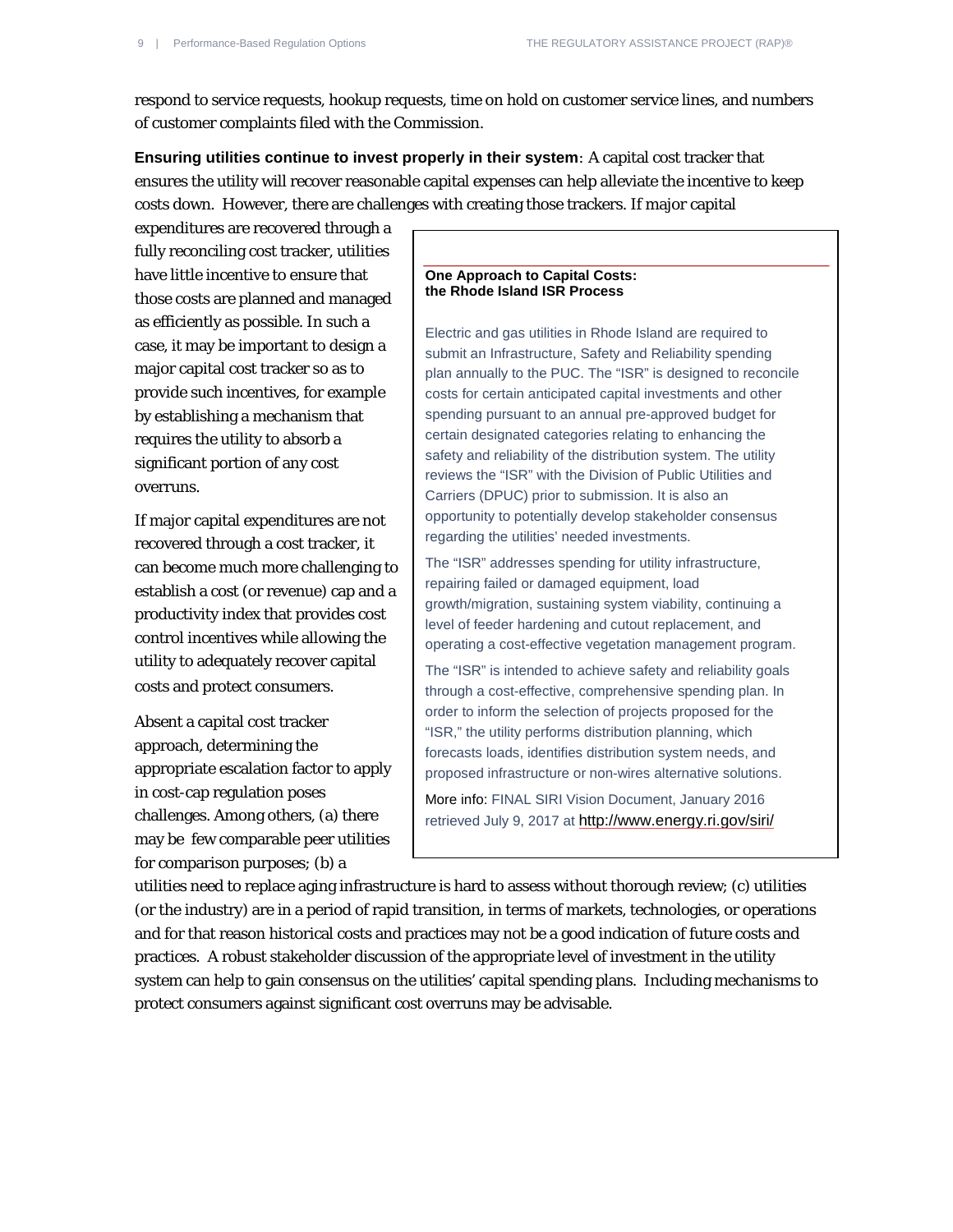respond to service requests, hookup requests, time on hold on customer service lines, and numbers of customer complaints filed with the Commission.

**Ensuring utilities continue to invest properly in their system**: A capital cost tracker that ensures the utility will recover reasonable capital expenses can help alleviate the incentive to keep costs down. However, there are challenges with creating those trackers. If major capital expenditures are recovered through a fully reconciling cost tracker, utilities have little incentive to ensure that those costs are planned and managed as efficiently as possible. In such a case, it may be important to design a major capital cost tracker so as to provide such incentives, for example by establishing a mechanism that requires the utility to absorb a significant portion of any cost overruns.

If major capital expenditures are not recovered through a cost tracker, it can become much more challenging to establish a cost (or revenue) cap and a productivity index that provides cost control incentives while allowing the utility to adequately recover capital costs and protect consumers.

Absent a capital cost tracker approach, determining the appropriate escalation factor to apply in cost-cap regulation poses challenges. Among others, (a) there may be few comparable peer utilities for comparison purposes; (b) a utilities need to replace aging infrastructure is hard to assess without thorough review; (c) utilities (or the industry) are in a period of rapid transition, in terms of markets, technologies, or operations and for that reason historical costs and practices may not be a good indication of future costs and practices. A robust stakeholder discussion of the appropriate level of investment in the utility system can help to gain consensus on the utilities' capital spending plans. Including mechanisms to protect consumers against significant cost overruns may be advisable.

---

**One Approach to Capital Costs: the Rhode Island ISR Process**

Electric and gas utilities in Rhode Island are required to submit an Infrastructure, Safety and Reliability spending plan annually to the PUC. The "ISR" is designed to reconcile costs for certain anticipated capital investments and other spending pursuant to an annual pre-approved budget for certain designated categories relating to enhancing the safety and reliability of the distribution system. The utility reviews the "ISR" with the Division of Public Utilities and Carriers (DPUC) prior to submission. It is also an opportunity to potentially develop stakeholder consensus regarding the utilities' needed investments.

The "ISR" addresses spending for utility infrastructure, repairing failed or damaged equipment, load growth/migration, sustaining system viability, continuing a level of feeder hardening and cutout replacement, and operating a cost-effective vegetation management program.

The "ISR" is intended to achieve safety and reliability goals through a cost-effective, comprehensive spending plan. In order to inform the selection of projects proposed for the "ISR," the utility performs distribution planning, which forecasts loads, identifies distribution system needs, and proposed infrastructure or non-wires alternative solutions.

More info: FINAL SIRI Vision Document, January 2016 retrieved July 9, 2017 at http://www.energy.ri.gov/siri/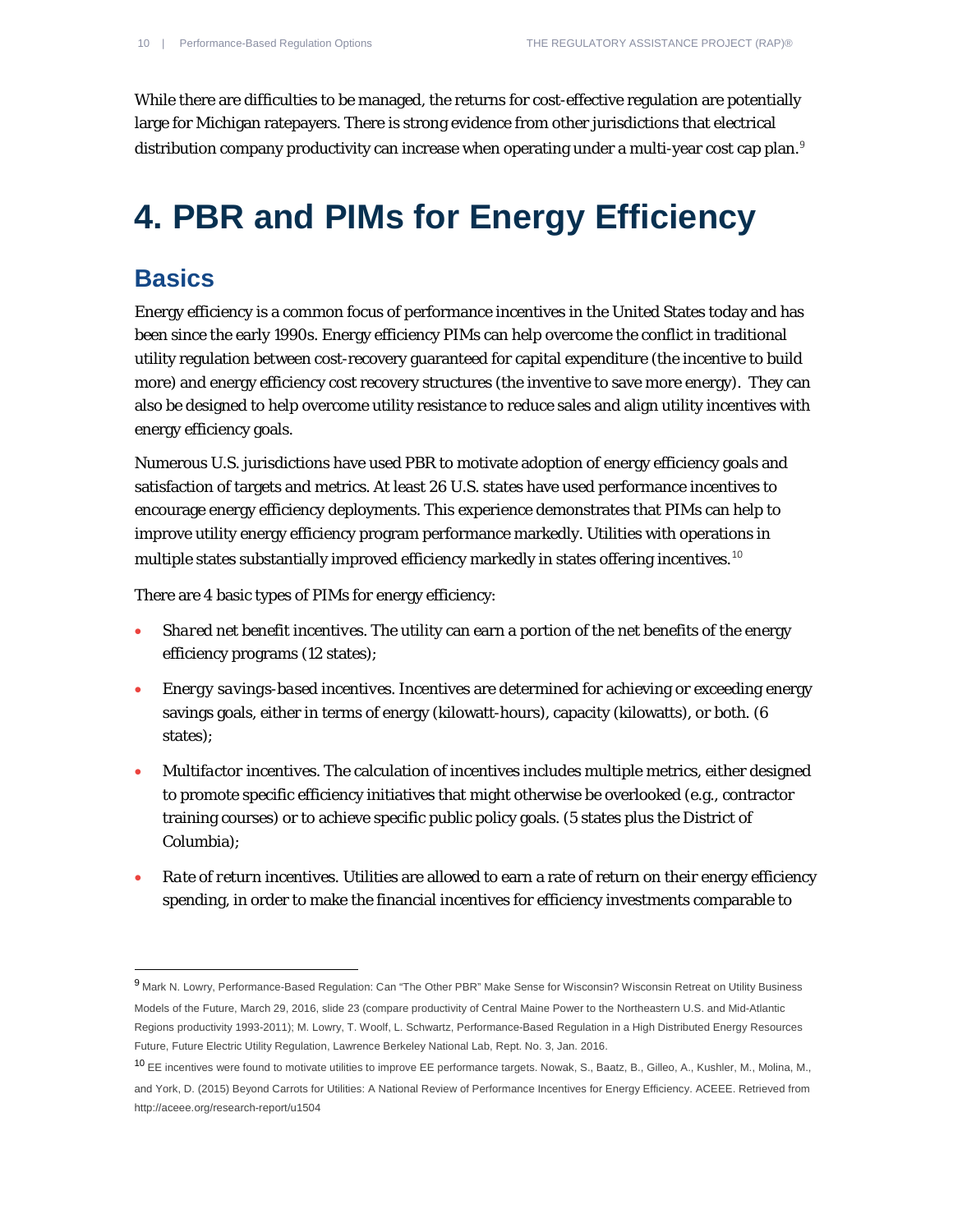While there are difficulties to be managed, the returns for cost-effective regulation are potentially large for Michigan ratepayers. There is strong evidence from other jurisdictions that electrical distribution company productivity can increase when operating under a multi-year cost cap plan.[9]

# 4. PBR and PIMs for Energy Efficiency

## Basics

Energy efficiency is a common focus of performance incentives in the United States today and has been since the early 1990s. Energy efficiency PIMs can help overcome the conflict in traditional utility regulation between cost-recovery guaranteed for capital expenditure (the incentive to build more) and energy efficiency cost recovery structures (the inventive to save more energy). They can also be designed to help overcome utility resistance to reduce sales and align utility incentives with energy efficiency goals.

Numerous U.S. jurisdictions have used PBR to motivate adoption of energy efficiency goals and satisfaction of targets and metrics. At least 26 U.S. states have used performance incentives to encourage energy efficiency deployments. This experience demonstrates that PIMs can help to improve utility energy efficiency program performance markedly. Utilities with operations in multiple states substantially improved efficiency markedly in states offering incentives.[10]

There are 4 basic types of PIMs for energy efficiency:

- *Shared net benefit incentives*. The utility can earn a portion of the net benefits of the energy efficiency programs (12 states);
- *Energy savings-based incentives*. Incentives are determined for achieving or exceeding energy savings goals, either in terms of energy (kilowatt-hours), capacity (kilowatts), or both. (6 states);
- *Multifactor incentives*. The calculation of incentives includes multiple metrics, either designed to promote specific efficiency initiatives that might otherwise be overlooked (e.g., contractor training courses) or to achieve specific public policy goals. (5 states plus the District of Columbia);
- *Rate of return incentives*. Utilities are allowed to earn a rate of return on their energy efficiency spending, in order to make the financial incentives for efficiency investments comparable to

---

[9] Mark N. Lowry, Performance-Based Regulation: Can "The Other PBR" Make Sense for Wisconsin? Wisconsin Retreat on Utility Business Models of the Future, March 29, 2016, slide 23 (compare productivity of Central Maine Power to the Northeastern U.S. and Mid-Atlantic Regions productivity 1993-2011); M. Lowry, T. Woolf, L. Schwartz, Performance-Based Regulation in a High Distributed Energy Resources Future, Future Electric Utility Regulation, Lawrence Berkeley National Lab, Rept. No. 3, Jan. 2016.

[10] EE incentives were found to motivate utilities to improve EE performance targets. Nowak, S., Baatz, B., Gilleo, A., Kushler, M., Molina, M., and York, D. (2015) Beyond Carrots for Utilities: A National Review of Performance Incentives for Energy Efficiency. ACEEE. Retrieved from http://aceee.org/research-report/u1504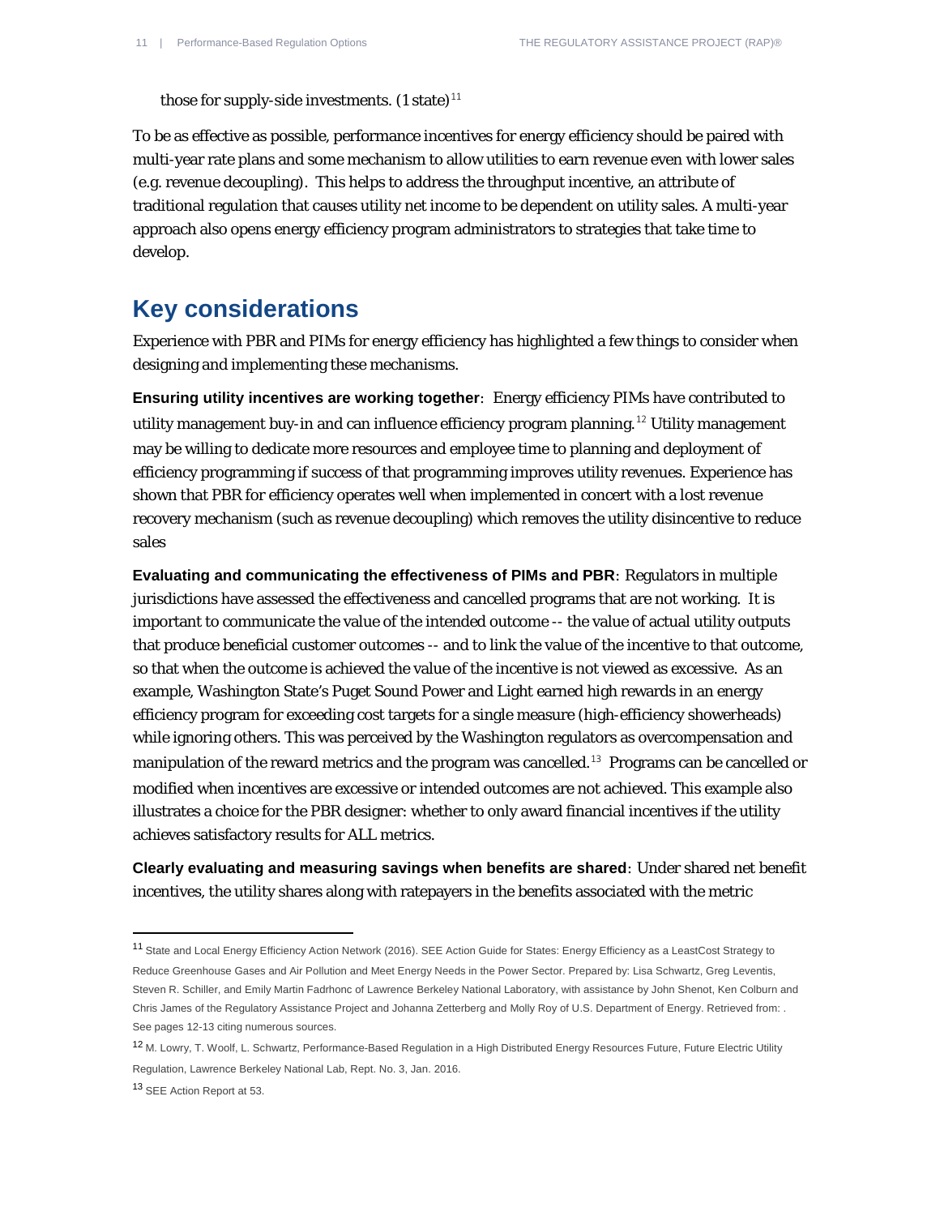those for supply-side investments. (1 state)[11]

To be as effective as possible, performance incentives for energy efficiency should be paired with multi-year rate plans and some mechanism to allow utilities to earn revenue even with lower sales (e.g. revenue decoupling). This helps to address the throughput incentive, an attribute of traditional regulation that causes utility net income to be dependent on utility sales. A multi-year approach also opens energy efficiency program administrators to strategies that take time to develop.

## Key considerations

Experience with PBR and PIMs for energy efficiency has highlighted a few things to consider when designing and implementing these mechanisms.

**Ensuring utility incentives are working together**: Energy efficiency PIMs have contributed to utility management buy-in and can influence efficiency program planning.[12] Utility management may be willing to dedicate more resources and employee time to planning and deployment of efficiency programming if success of that programming improves utility revenues. Experience has shown that PBR for efficiency operates well when implemented in concert with a lost revenue recovery mechanism (such as revenue decoupling) which removes the utility disincentive to reduce sales

**Evaluating and communicating the effectiveness of PIMs and PBR**: Regulators in multiple jurisdictions have assessed the effectiveness and cancelled programs that are not working. It is important to communicate the value of the intended outcome -- the value of actual utility outputs that produce beneficial customer outcomes -- and to link the value of the incentive to that outcome, so that when the outcome is achieved the value of the incentive is not viewed as excessive. As an example, Washington State's Puget Sound Power and Light earned high rewards in an energy efficiency program for exceeding cost targets for a single measure (high-efficiency showerheads) while ignoring others. This was perceived by the Washington regulators as overcompensation and manipulation of the reward metrics and the program was cancelled.[13] Programs can be cancelled or modified when incentives are excessive or intended outcomes are not achieved. This example also illustrates a choice for the PBR designer: whether to only award financial incentives if the utility achieves satisfactory results for ALL metrics.

**Clearly evaluating and measuring savings when benefits are shared**: Under shared net benefit incentives, the utility shares along with ratepayers in the benefits associated with the metric

---

[11] State and Local Energy Efficiency Action Network (2016). SEE Action Guide for States: Energy Efficiency as a LeastCost Strategy to Reduce Greenhouse Gases and Air Pollution and Meet Energy Needs in the Power Sector. Prepared by: Lisa Schwartz, Greg Leventis, Steven R. Schiller, and Emily Martin Fadrhonc of Lawrence Berkeley National Laboratory, with assistance by John Shenot, Ken Colburn and Chris James of the Regulatory Assistance Project and Johanna Zetterberg and Molly Roy of U.S. Department of Energy. Retrieved from: . See pages 12-13 citing numerous sources.

[12] M. Lowry, T. Woolf, L. Schwartz, Performance-Based Regulation in a High Distributed Energy Resources Future, Future Electric Utility Regulation, Lawrence Berkeley National Lab, Rept. No. 3, Jan. 2016.

[13] SEE Action Report at 53.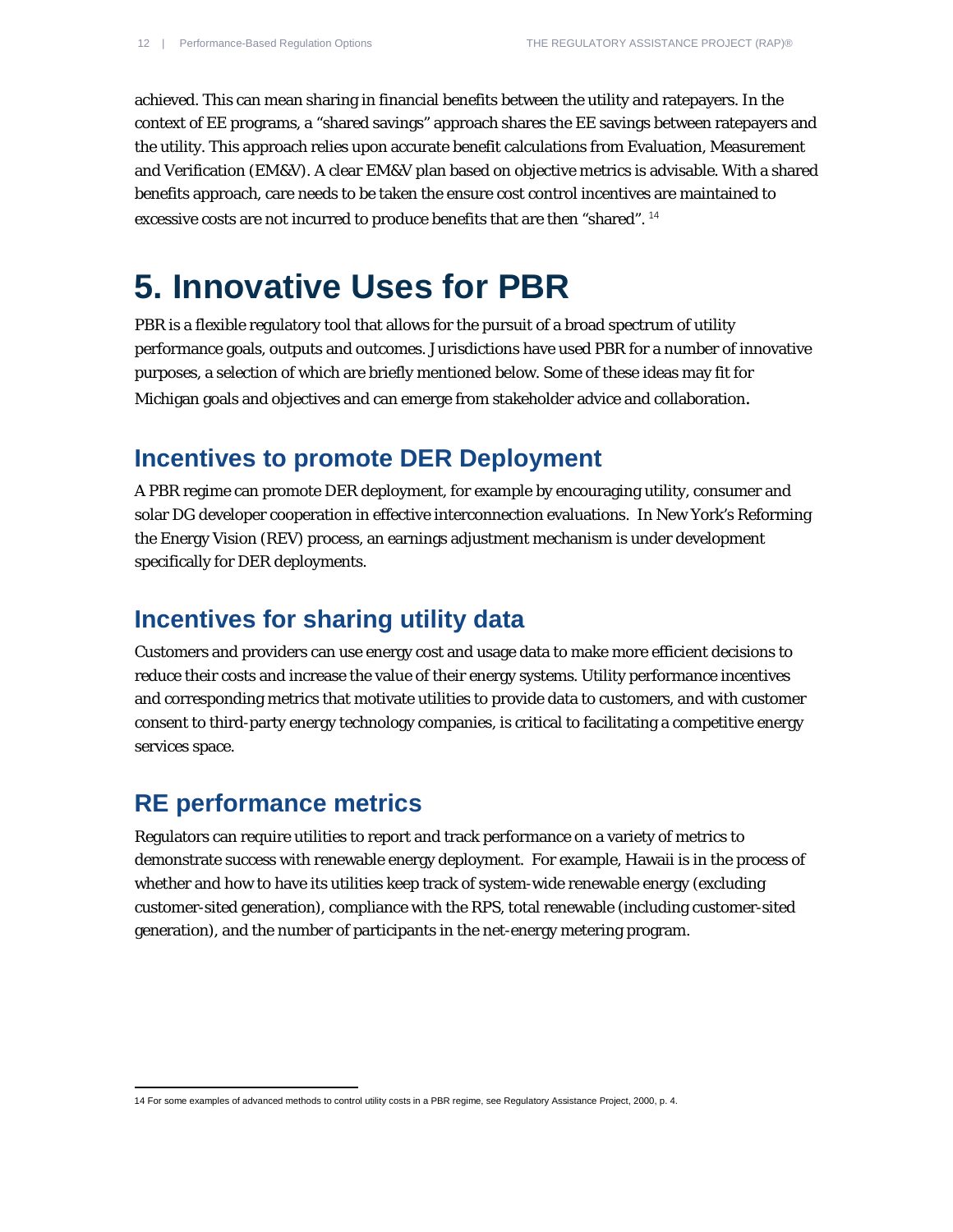achieved. This can mean sharing in financial benefits between the utility and ratepayers. In the context of EE programs, a "shared savings" approach shares the EE savings between ratepayers and the utility. This approach relies upon accurate benefit calculations from Evaluation, Measurement and Verification (EM&V). A clear EM&V plan based on objective metrics is advisable. With a shared benefits approach, care needs to be taken the ensure cost control incentives are maintained to excessive costs are not incurred to produce benefits that are then "shared". [14]

# 5. Innovative Uses for PBR

PBR is a flexible regulatory tool that allows for the pursuit of a broad spectrum of utility performance goals, outputs and outcomes. Jurisdictions have used PBR for a number of innovative purposes, a selection of which are briefly mentioned below. Some of these ideas may fit for Michigan goals and objectives and can emerge from stakeholder advice and collaboration.

## Incentives to promote DER Deployment

A PBR regime can promote DER deployment, for example by encouraging utility, consumer and solar DG developer cooperation in effective interconnection evaluations. In New York's Reforming the Energy Vision (REV) process, an earnings adjustment mechanism is under development specifically for DER deployments.

## Incentives for sharing utility data

Customers and providers can use energy cost and usage data to make more efficient decisions to reduce their costs and increase the value of their energy systems. Utility performance incentives and corresponding metrics that motivate utilities to provide data to customers, and with customer consent to third-party energy technology companies, is critical to facilitating a competitive energy services space.

## RE performance metrics

Regulators can require utilities to report and track performance on a variety of metrics to demonstrate success with renewable energy deployment. For example, Hawaii is in the process of whether and how to have its utilities keep track of system-wide renewable energy (excluding customer-sited generation), compliance with the RPS, total renewable (including customer-sited generation), and the number of participants in the net-energy metering program.

---

14 For some examples of advanced methods to control utility costs in a PBR regime, see Regulatory Assistance Project, 2000, p. 4.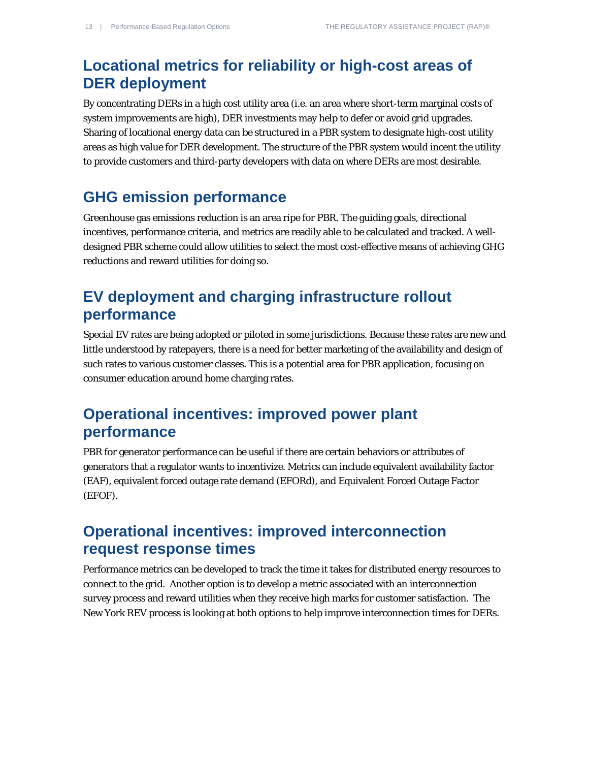## Locational metrics for reliability or high-cost areas of DER deployment

By concentrating DERs in a high cost utility area (i.e. an area where short-term marginal costs of system improvements are high), DER investments may help to defer or avoid grid upgrades. Sharing of locational energy data can be structured in a PBR system to designate high-cost utility areas as high value for DER development. The structure of the PBR system would incent the utility to provide customers and third-party developers with data on where DERs are most desirable.

## GHG emission performance

Greenhouse gas emissions reduction is an area ripe for PBR. The guiding goals, directional incentives, performance criteria, and metrics are readily able to be calculated and tracked. A well-designed PBR scheme could allow utilities to select the most cost-effective means of achieving GHG reductions and reward utilities for doing so.

## EV deployment and charging infrastructure rollout performance

Special EV rates are being adopted or piloted in some jurisdictions. Because these rates are new and little understood by ratepayers, there is a need for better marketing of the availability and design of such rates to various customer classes. This is a potential area for PBR application, focusing on consumer education around home charging rates.

## Operational incentives: improved power plant performance

PBR for generator performance can be useful if there are certain behaviors or attributes of generators that a regulator wants to incentivize. Metrics can include equivalent availability factor (EAF), equivalent forced outage rate demand (EFORd), and Equivalent Forced Outage Factor (EFOF).

## Operational incentives: improved interconnection request response times

Performance metrics can be developed to track the time it takes for distributed energy resources to connect to the grid. Another option is to develop a metric associated with an interconnection survey process and reward utilities when they receive high marks for customer satisfaction. The New York REV process is looking at both options to help improve interconnection times for DERs.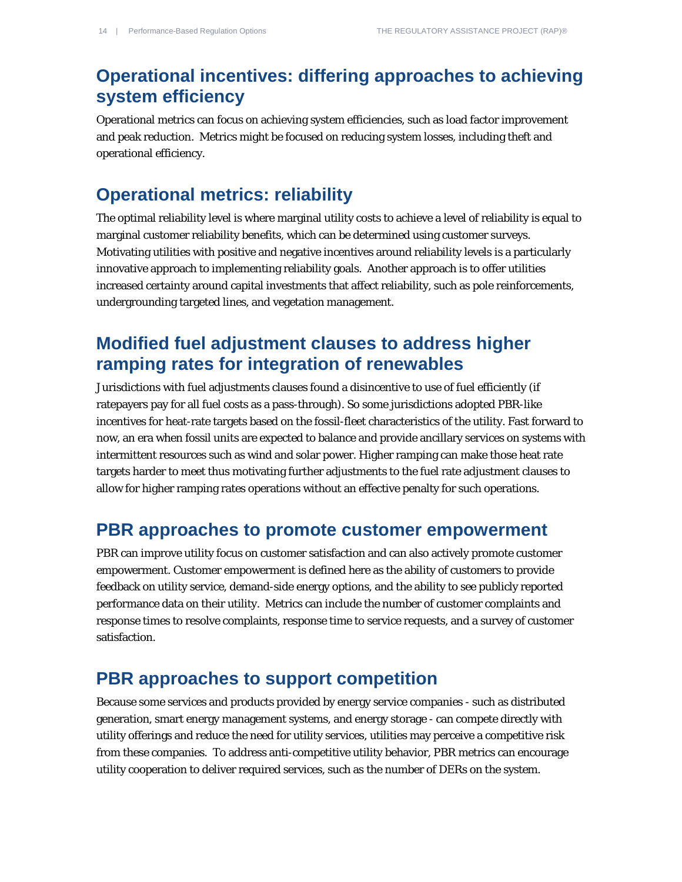## Operational incentives: differing approaches to achieving system efficiency

Operational metrics can focus on achieving system efficiencies, such as load factor improvement and peak reduction. Metrics might be focused on reducing system losses, including theft and operational efficiency.

## Operational metrics: reliability

The optimal reliability level is where marginal utility costs to achieve a level of reliability is equal to marginal customer reliability benefits, which can be determined using customer surveys. Motivating utilities with positive and negative incentives around reliability levels is a particularly innovative approach to implementing reliability goals. Another approach is to offer utilities increased certainty around capital investments that affect reliability, such as pole reinforcements, undergrounding targeted lines, and vegetation management.

## Modified fuel adjustment clauses to address higher ramping rates for integration of renewables

Jurisdictions with fuel adjustments clauses found a disincentive to use of fuel efficiently (if ratepayers pay for all fuel costs as a pass-through). So some jurisdictions adopted PBR-like incentives for heat-rate targets based on the fossil-fleet characteristics of the utility. Fast forward to now, an era when fossil units are expected to balance and provide ancillary services on systems with intermittent resources such as wind and solar power. Higher ramping can make those heat rate targets harder to meet thus motivating further adjustments to the fuel rate adjustment clauses to allow for higher ramping rates operations without an effective penalty for such operations.

## PBR approaches to promote customer empowerment

PBR can improve utility focus on customer satisfaction and can also actively promote customer empowerment. Customer empowerment is defined here as the ability of customers to provide feedback on utility service, demand-side energy options, and the ability to see publicly reported performance data on their utility. Metrics can include the number of customer complaints and response times to resolve complaints, response time to service requests, and a survey of customer satisfaction.

## PBR approaches to support competition

Because some services and products provided by energy service companies - such as distributed generation, smart energy management systems, and energy storage - can compete directly with utility offerings and reduce the need for utility services, utilities may perceive a competitive risk from these companies. To address anti-competitive utility behavior, PBR metrics can encourage utility cooperation to deliver required services, such as the number of DERs on the system.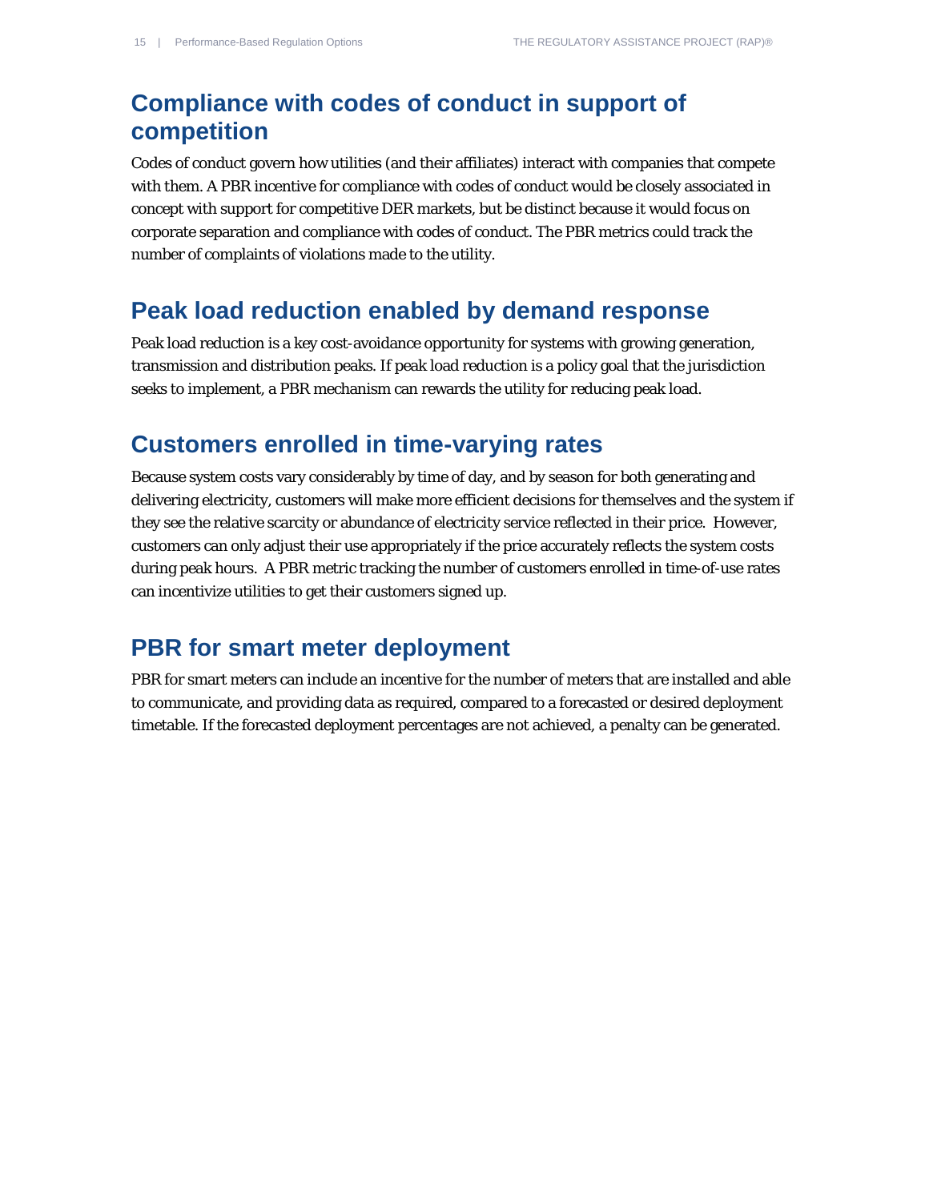## Compliance with codes of conduct in support of competition

Codes of conduct govern how utilities (and their affiliates) interact with companies that compete with them. A PBR incentive for compliance with codes of conduct would be closely associated in concept with support for competitive DER markets, but be distinct because it would focus on corporate separation and compliance with codes of conduct. The PBR metrics could track the number of complaints of violations made to the utility.

## Peak load reduction enabled by demand response

Peak load reduction is a key cost-avoidance opportunity for systems with growing generation, transmission and distribution peaks. If peak load reduction is a policy goal that the jurisdiction seeks to implement, a PBR mechanism can rewards the utility for reducing peak load.

## Customers enrolled in time-varying rates

Because system costs vary considerably by time of day, and by season for both generating and delivering electricity, customers will make more efficient decisions for themselves and the system if they see the relative scarcity or abundance of electricity service reflected in their price. However, customers can only adjust their use appropriately if the price accurately reflects the system costs during peak hours. A PBR metric tracking the number of customers enrolled in time-of-use rates can incentivize utilities to get their customers signed up.

## PBR for smart meter deployment

PBR for smart meters can include an incentive for the number of meters that are installed and able to communicate, and providing data as required, compared to a forecasted or desired deployment timetable. If the forecasted deployment percentages are not achieved, a penalty can be generated.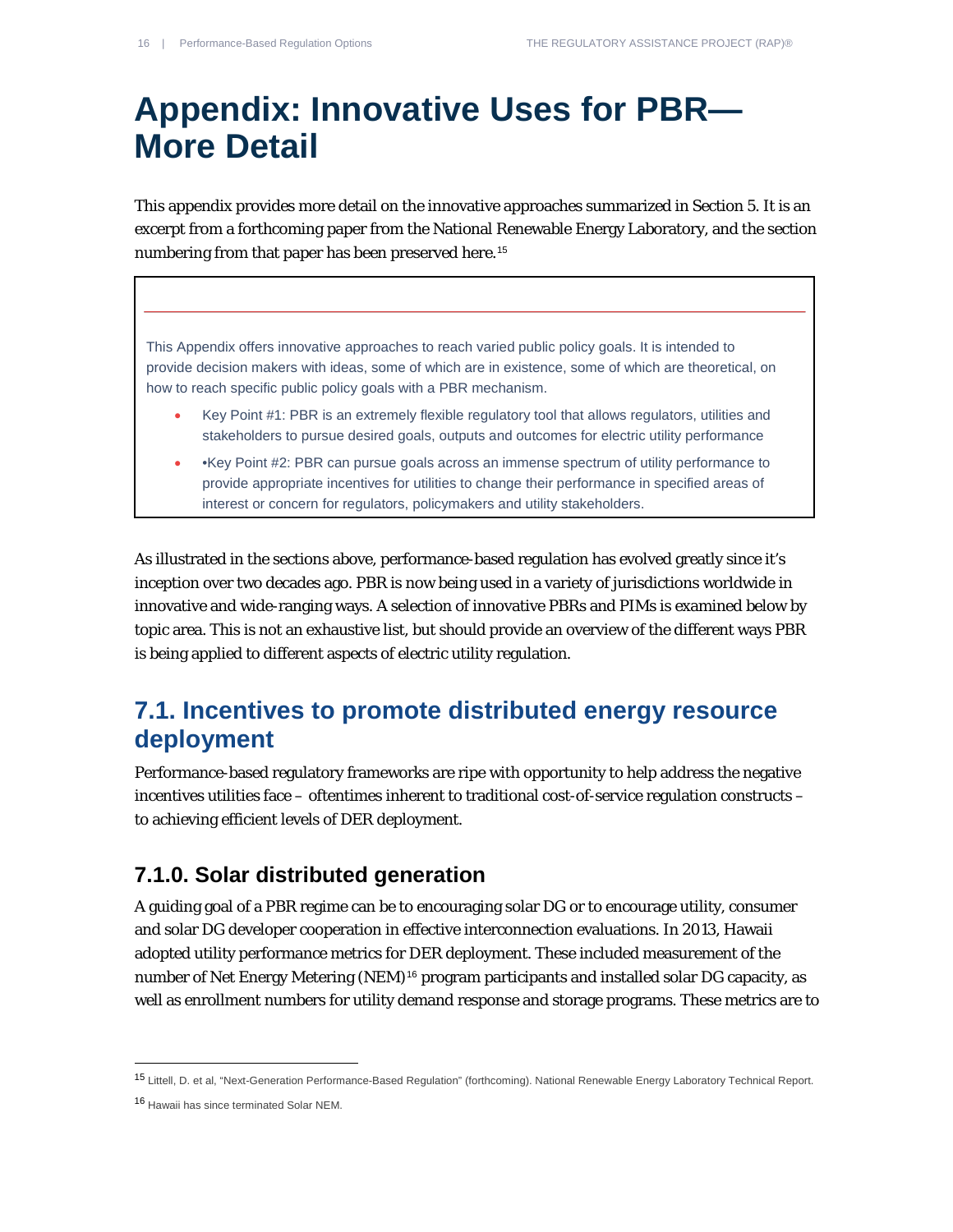# Appendix: Innovative Uses for PBR—More Detail

This appendix provides more detail on the innovative approaches summarized in Section 5. It is an excerpt from a forthcoming paper from the National Renewable Energy Laboratory, and the section numbering from that paper has been preserved here.[15]

---

This Appendix offers innovative approaches to reach varied public policy goals. It is intended to provide decision makers with ideas, some of which are in existence, some of which are theoretical, on how to reach specific public policy goals with a PBR mechanism.

- Key Point #1: PBR is an extremely flexible regulatory tool that allows regulators, utilities and stakeholders to pursue desired goals, outputs and outcomes for electric utility performance
- •Key Point #2: PBR can pursue goals across an immense spectrum of utility performance to provide appropriate incentives for utilities to change their performance in specified areas of interest or concern for regulators, policymakers and utility stakeholders.

---

As illustrated in the sections above, performance-based regulation has evolved greatly since it's inception over two decades ago. PBR is now being used in a variety of jurisdictions worldwide in innovative and wide-ranging ways. A selection of innovative PBRs and PIMs is examined below by topic area. This is not an exhaustive list, but should provide an overview of the different ways PBR is being applied to different aspects of electric utility regulation.

## 7.1. Incentives to promote distributed energy resource deployment

Performance-based regulatory frameworks are ripe with opportunity to help address the negative incentives utilities face – oftentimes inherent to traditional cost-of-service regulation constructs – to achieving efficient levels of DER deployment.

### 7.1.0. Solar distributed generation

A guiding goal of a PBR regime can be to encouraging solar DG or to encourage utility, consumer and solar DG developer cooperation in effective interconnection evaluations. In 2013, Hawaii adopted utility performance metrics for DER deployment. These included measurement of the number of Net Energy Metering (NEM)[16] program participants and installed solar DG capacity, as well as enrollment numbers for utility demand response and storage programs. These metrics are to

---

[15] Littell, D. et al, "Next-Generation Performance-Based Regulation" (forthcoming). National Renewable Energy Laboratory Technical Report.

[16] Hawaii has since terminated Solar NEM.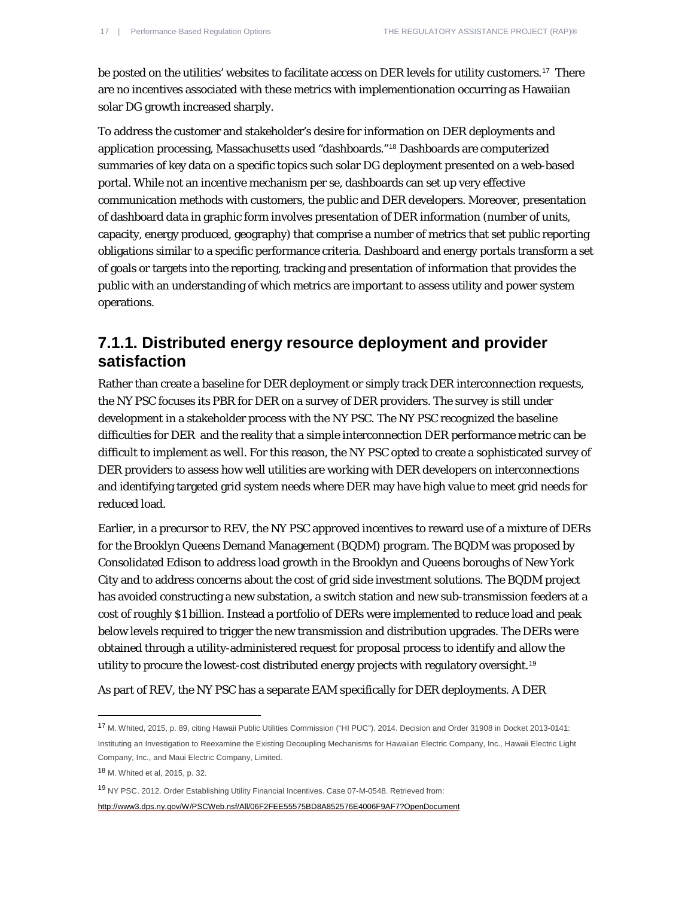be posted on the utilities' websites to facilitate access on DER levels for utility customers.[17] There are no incentives associated with these metrics with implementionation occurring as Hawaiian solar DG growth increased sharply.

To address the customer and stakeholder's desire for information on DER deployments and application processing, Massachusetts used "dashboards."[18] Dashboards are computerized summaries of key data on a specific topics such solar DG deployment presented on a web-based portal. While not an incentive mechanism per se, dashboards can set up very effective communication methods with customers, the public and DER developers. Moreover, presentation of dashboard data in graphic form involves presentation of DER information (number of units, capacity, energy produced, geography) that comprise a number of metrics that set public reporting obligations similar to a specific performance criteria. Dashboard and energy portals transform a set of goals or targets into the reporting, tracking and presentation of information that provides the public with an understanding of which metrics are important to assess utility and power system operations.

### 7.1.1. Distributed energy resource deployment and provider satisfaction

Rather than create a baseline for DER deployment or simply track DER interconnection requests, the NY PSC focuses its PBR for DER on a survey of DER providers. The survey is still under development in a stakeholder process with the NY PSC. The NY PSC recognized the baseline difficulties for DER and the reality that a simple interconnection DER performance metric can be difficult to implement as well. For this reason, the NY PSC opted to create a sophisticated survey of DER providers to assess how well utilities are working with DER developers on interconnections and identifying targeted grid system needs where DER may have high value to meet grid needs for reduced load.

Earlier, in a precursor to REV, the NY PSC approved incentives to reward use of a mixture of DERs for the Brooklyn Queens Demand Management (BQDM) program. The BQDM was proposed by Consolidated Edison to address load growth in the Brooklyn and Queens boroughs of New York City and to address concerns about the cost of grid side investment solutions. The BQDM project has avoided constructing a new substation, a switch station and new sub-transmission feeders at a cost of roughly $1 billion. Instead a portfolio of DERs were implemented to reduce load and peak below levels required to trigger the new transmission and distribution upgrades. The DERs were obtained through a utility-administered request for proposal process to identify and allow the utility to procure the lowest-cost distributed energy projects with regulatory oversight.[19]

As part of REV, the NY PSC has a separate EAM specifically for DER deployments. A DER

---

[17] M. Whited, 2015, p. 89, citing Hawaii Public Utilities Commission ("HI PUC"). 2014. Decision and Order 31908 in Docket 2013-0141: Instituting an Investigation to Reexamine the Existing Decoupling Mechanisms for Hawaiian Electric Company, Inc., Hawaii Electric Light Company, Inc., and Maui Electric Company, Limited.

[18] M. Whited et al, 2015, p. 32.

[19] NY PSC. 2012. Order Establishing Utility Financial Incentives. Case 07-M-0548. Retrieved from: http://www3.dps.ny.gov/W/PSCWeb.nsf/All/06F2FEE55575BD8A852576E4006F9AF7?OpenDocument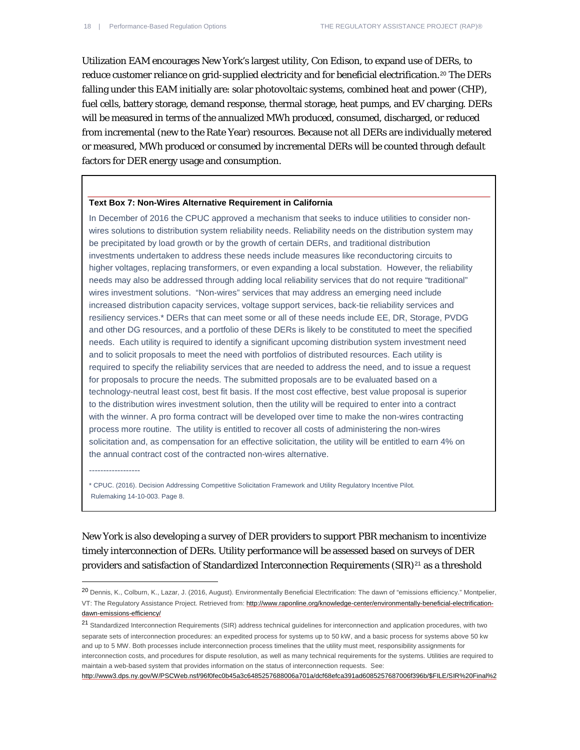Utilization EAM encourages New York's largest utility, Con Edison, to expand use of DERs, to reduce customer reliance on grid-supplied electricity and for beneficial electrification.[20] The DERs falling under this EAM initially are: solar photovoltaic systems, combined heat and power (CHP), fuel cells, battery storage, demand response, thermal storage, heat pumps, and EV charging. DERs will be measured in terms of the annualized MWh produced, consumed, discharged, or reduced from incremental (new to the Rate Year) resources. Because not all DERs are individually metered or measured, MWh produced or consumed by incremental DERs will be counted through default factors for DER energy usage and consumption.

**Text Box 7: Non-Wires Alternative Requirement in California**

In December of 2016 the CPUC approved a mechanism that seeks to induce utilities to consider non-wires solutions to distribution system reliability needs. Reliability needs on the distribution system may be precipitated by load growth or by the growth of certain DERs, and traditional distribution investments undertaken to address these needs include measures like reconductoring circuits to higher voltages, replacing transformers, or even expanding a local substation. However, the reliability needs may also be addressed through adding local reliability services that do not require "traditional" wires investment solutions. "Non-wires" services that may address an emerging need include increased distribution capacity services, voltage support services, back-tie reliability services and resiliency services.* DERs that can meet some or all of these needs include EE, DR, Storage, PVDG and other DG resources, and a portfolio of these DERs is likely to be constituted to meet the specified needs. Each utility is required to identify a significant upcoming distribution system investment need and to solicit proposals to meet the need with portfolios of distributed resources. Each utility is required to specify the reliability services that are needed to address the need, and to issue a request for proposals to procure the needs. The submitted proposals are to be evaluated based on a technology-neutral least cost, best fit basis. If the most cost effective, best value proposal is superior to the distribution wires investment solution, then the utility will be required to enter into a contract with the winner. A pro forma contract will be developed over time to make the non-wires contracting process more routine. The utility is entitled to recover all costs of administering the non-wires solicitation and, as compensation for an effective solicitation, the utility will be entitled to earn 4% on the annual contract cost of the contracted non-wires alternative.

------------------

* CPUC. (2016). Decision Addressing Competitive Solicitation Framework and Utility Regulatory Incentive Pilot. Rulemaking 14-10-003. Page 8.

New York is also developing a survey of DER providers to support PBR mechanism to incentivize timely interconnection of DERs. Utility performance will be assessed based on surveys of DER providers and satisfaction of Standardized Interconnection Requirements (SIR)[21] as a threshold

[20] Dennis, K., Colburn, K., Lazar, J. (2016, August). Environmentally Beneficial Electrification: The dawn of "emissions efficiency." Montpelier, VT: The Regulatory Assistance Project. Retrieved from: http://www.raponline.org/knowledge-center/environmentally-beneficial-electrification-dawn-emissions-efficiency/

[21] Standardized Interconnection Requirements (SIR) address technical guidelines for interconnection and application procedures, with two separate sets of interconnection procedures: an expedited process for systems up to 50 kW, and a basic process for systems above 50 kw and up to 5 MW. Both processes include interconnection process timelines that the utility must meet, responsibility assignments for interconnection costs, and procedures for dispute resolution, as well as many technical requirements for the systems. Utilities are required to maintain a web-based system that provides information on the status of interconnection requests. See: http://www3.dps.ny.gov/W/PSCWeb.nsf/96f0fec0b45a3c6485257688006a701a/dcf68efca391ad6085257687006f396b/$FILE/SIR%20Final%2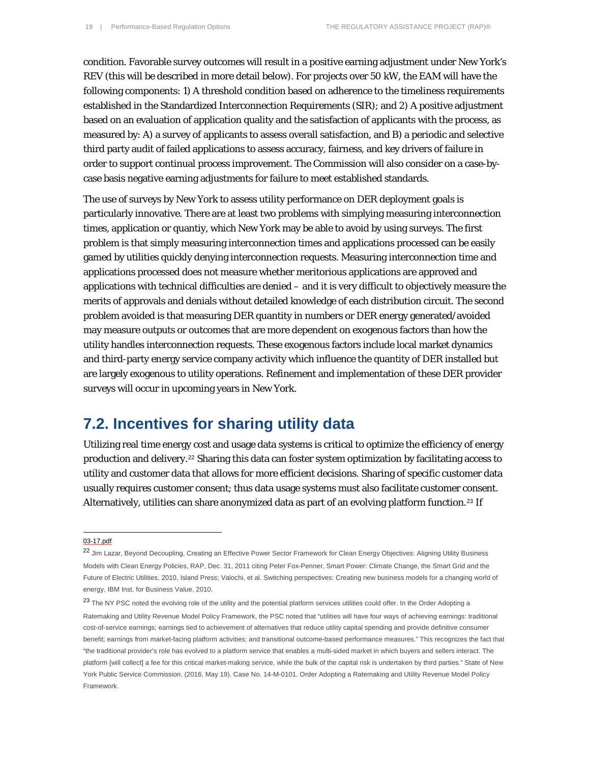condition. Favorable survey outcomes will result in a positive earning adjustment under New York's REV (this will be described in more detail below). For projects over 50 kW, the EAM will have the following components: 1) A threshold condition based on adherence to the timeliness requirements established in the Standardized Interconnection Requirements (SIR); and 2) A positive adjustment based on an evaluation of application quality and the satisfaction of applicants with the process, as measured by: A) a survey of applicants to assess overall satisfaction, and B) a periodic and selective third party audit of failed applications to assess accuracy, fairness, and key drivers of failure in order to support continual process improvement. The Commission will also consider on a case-by-case basis negative earning adjustments for failure to meet established standards.

The use of surveys by New York to assess utility performance on DER deployment goals is particularly innovative. There are at least two problems with simplying measuring interconnection times, application or quantiy, which New York may be able to avoid by using surveys. The first problem is that simply measuring interconnection times and applications processed can be easily gamed by utilities quickly denying interconnection requests. Measuring interconnection time and applications processed does not measure whether meritorious applications are approved and applications with technical difficulties are denied – and it is very difficult to objectively measure the merits of approvals and denials without detailed knowledge of each distribution circuit. The second problem avoided is that measuring DER quantity in numbers or DER energy generated/avoided may measure outputs or outcomes that are more dependent on exogenous factors than how the utility handles interconnection requests. These exogenous factors include local market dynamics and third-party energy service company activity which influence the quantity of DER installed but are largely exogenous to utility operations. Refinement and implementation of these DER provider surveys will occur in upcoming years in New York.

## 7.2. Incentives for sharing utility data

Utilizing real time energy cost and usage data systems is critical to optimize the efficiency of energy production and delivery.[22] Sharing this data can foster system optimization by facilitating access to utility and customer data that allows for more efficient decisions. Sharing of specific customer data usually requires customer consent; thus data usage systems must also facilitate customer consent. Alternatively, utilities can share anonymized data as part of an evolving platform function.[23] If

---

03-17.pdf

[22] Jim Lazar, Beyond Decoupling, Creating an Effective Power Sector Framework for Clean Energy Objectives: Aligning Utility Business Models with Clean Energy Policies, RAP, Dec. 31, 2011 citing Peter Fox-Penner, Smart Power: Climate Change, the Smart Grid and the Future of Electric Utilities, 2010, Island Press; Valochi, et al. Switching perspectives: Creating new business models for a changing world of energy, IBM Inst. for Business Value, 2010.

[23] The NY PSC noted the evolving role of the utility and the potential platform services utilities could offer. In the Order Adopting a Ratemaking and Utility Revenue Model Policy Framework, the PSC noted that "utilities will have four ways of achieving earnings: traditional cost-of-service earnings; earnings tied to achievement of alternatives that reduce utility capital spending and provide definitive consumer benefit; earnings from market-facing platform activities; and transitional outcome-based performance measures." This recognizes the fact that "the traditional provider's role has evolved to a platform service that enables a multi-sided market in which buyers and sellers interact. The platform [will collect] a fee for this critical market-making service, while the bulk of the capital risk is undertaken by third parties." State of New York Public Service Commission. (2016, May 19). Case No. 14-M-0101. Order Adopting a Ratemaking and Utility Revenue Model Policy Framework.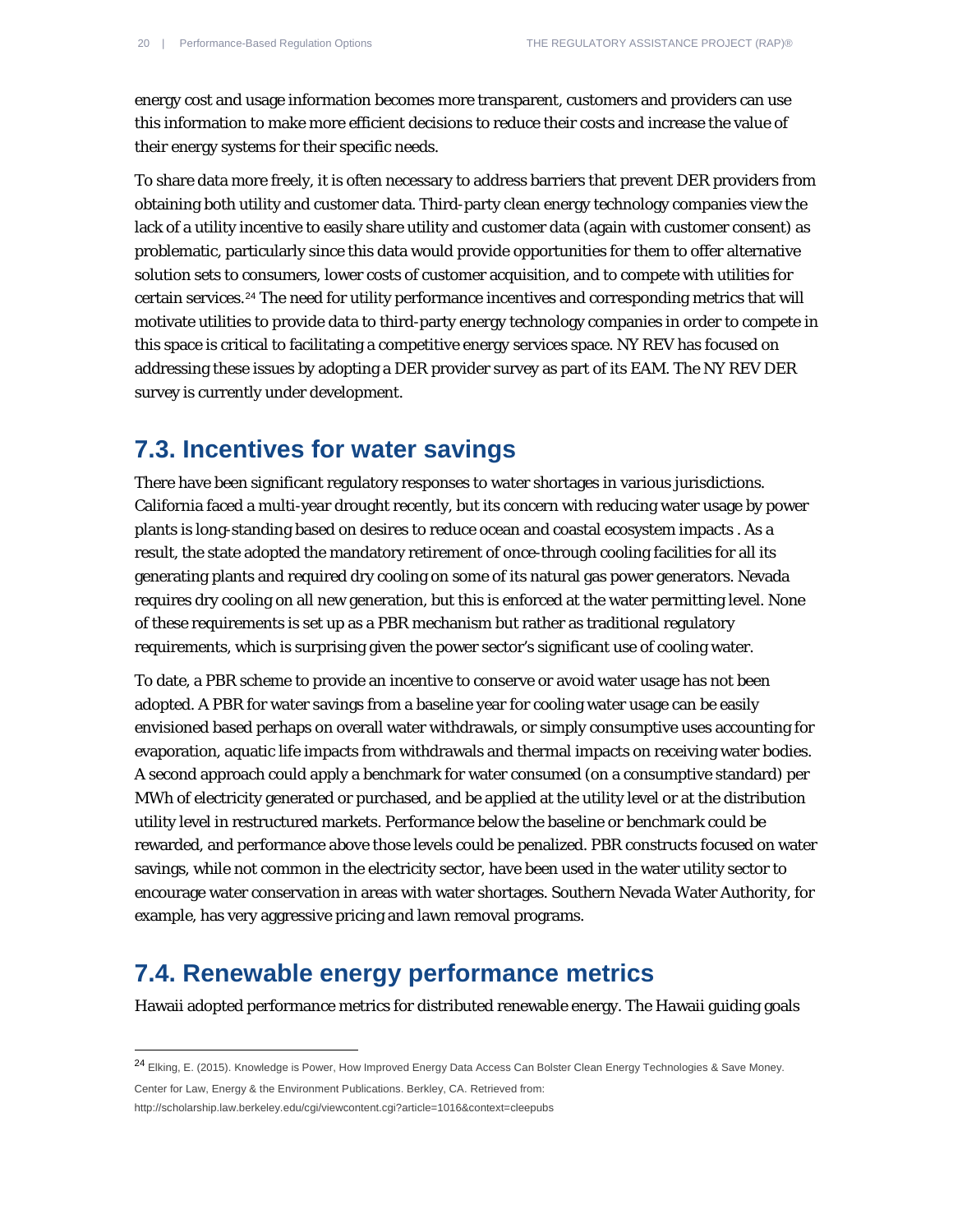energy cost and usage information becomes more transparent, customers and providers can use this information to make more efficient decisions to reduce their costs and increase the value of their energy systems for their specific needs.

To share data more freely, it is often necessary to address barriers that prevent DER providers from obtaining both utility and customer data. Third-party clean energy technology companies view the lack of a utility incentive to easily share utility and customer data (again with customer consent) as problematic, particularly since this data would provide opportunities for them to offer alternative solution sets to consumers, lower costs of customer acquisition, and to compete with utilities for certain services.[24] The need for utility performance incentives and corresponding metrics that will motivate utilities to provide data to third-party energy technology companies in order to compete in this space is critical to facilitating a competitive energy services space. NY REV has focused on addressing these issues by adopting a DER provider survey as part of its EAM. The NY REV DER survey is currently under development.

## 7.3. Incentives for water savings

There have been significant regulatory responses to water shortages in various jurisdictions. California faced a multi-year drought recently, but its concern with reducing water usage by power plants is long-standing based on desires to reduce ocean and coastal ecosystem impacts . As a result, the state adopted the mandatory retirement of once-through cooling facilities for all its generating plants and required dry cooling on some of its natural gas power generators. Nevada requires dry cooling on all new generation, but this is enforced at the water permitting level. None of these requirements is set up as a PBR mechanism but rather as traditional regulatory requirements, which is surprising given the power sector's significant use of cooling water.

To date, a PBR scheme to provide an incentive to conserve or avoid water usage has not been adopted. A PBR for water savings from a baseline year for cooling water usage can be easily envisioned based perhaps on overall water withdrawals, or simply consumptive uses accounting for evaporation, aquatic life impacts from withdrawals and thermal impacts on receiving water bodies. A second approach could apply a benchmark for water consumed (on a consumptive standard) per MWh of electricity generated or purchased, and be applied at the utility level or at the distribution utility level in restructured markets. Performance below the baseline or benchmark could be rewarded, and performance above those levels could be penalized. PBR constructs focused on water savings, while not common in the electricity sector, have been used in the water utility sector to encourage water conservation in areas with water shortages. Southern Nevada Water Authority, for example, has very aggressive pricing and lawn removal programs.

## 7.4. Renewable energy performance metrics

Hawaii adopted performance metrics for distributed renewable energy. The Hawaii guiding goals

---

[24] Elking, E. (2015). Knowledge is Power, How Improved Energy Data Access Can Bolster Clean Energy Technologies & Save Money. Center for Law, Energy & the Environment Publications. Berkley, CA. Retrieved from: http://scholarship.law.berkeley.edu/cgi/viewcontent.cgi?article=1016&context=cleepubs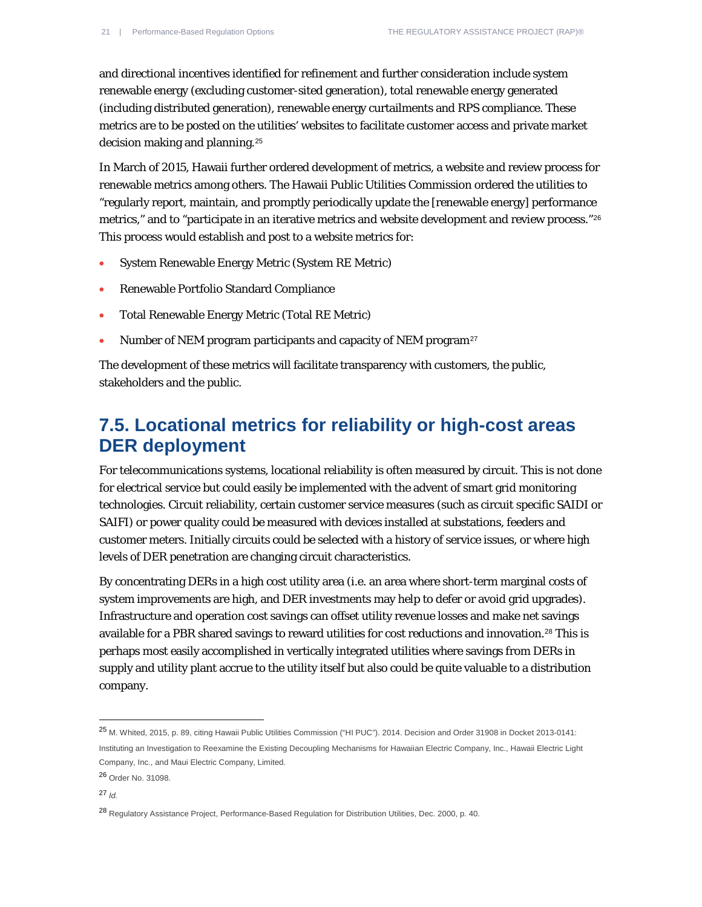and directional incentives identified for refinement and further consideration include system renewable energy (excluding customer-sited generation), total renewable energy generated (including distributed generation), renewable energy curtailments and RPS compliance. These metrics are to be posted on the utilities' websites to facilitate customer access and private market decision making and planning.[25]

In March of 2015, Hawaii further ordered development of metrics, a website and review process for renewable metrics among others. The Hawaii Public Utilities Commission ordered the utilities to "regularly report, maintain, and promptly periodically update the [renewable energy] performance metrics," and to "participate in an iterative metrics and website development and review process."[26] This process would establish and post to a website metrics for:

- System Renewable Energy Metric (System RE Metric)
- Renewable Portfolio Standard Compliance
- Total Renewable Energy Metric (Total RE Metric)
- Number of NEM program participants and capacity of NEM program[27]

The development of these metrics will facilitate transparency with customers, the public, stakeholders and the public.

## 7.5. Locational metrics for reliability or high-cost areas DER deployment

For telecommunications systems, locational reliability is often measured by circuit. This is not done for electrical service but could easily be implemented with the advent of smart grid monitoring technologies. Circuit reliability, certain customer service measures (such as circuit specific SAIDI or SAIFI) or power quality could be measured with devices installed at substations, feeders and customer meters. Initially circuits could be selected with a history of service issues, or where high levels of DER penetration are changing circuit characteristics.

By concentrating DERs in a high cost utility area (i.e. an area where short-term marginal costs of system improvements are high, and DER investments may help to defer or avoid grid upgrades). Infrastructure and operation cost savings can offset utility revenue losses and make net savings available for a PBR shared savings to reward utilities for cost reductions and innovation.[28] This is perhaps most easily accomplished in vertically integrated utilities where savings from DERs in supply and utility plant accrue to the utility itself but also could be quite valuable to a distribution company.

---

[25] M. Whited, 2015, p. 89, citing Hawaii Public Utilities Commission ("HI PUC"). 2014. Decision and Order 31908 in Docket 2013-0141: Instituting an Investigation to Reexamine the Existing Decoupling Mechanisms for Hawaiian Electric Company, Inc., Hawaii Electric Light Company, Inc., and Maui Electric Company, Limited.

[26] Order No. 31098.

[27] *Id.*

[28] Regulatory Assistance Project, Performance-Based Regulation for Distribution Utilities, Dec. 2000, p. 40.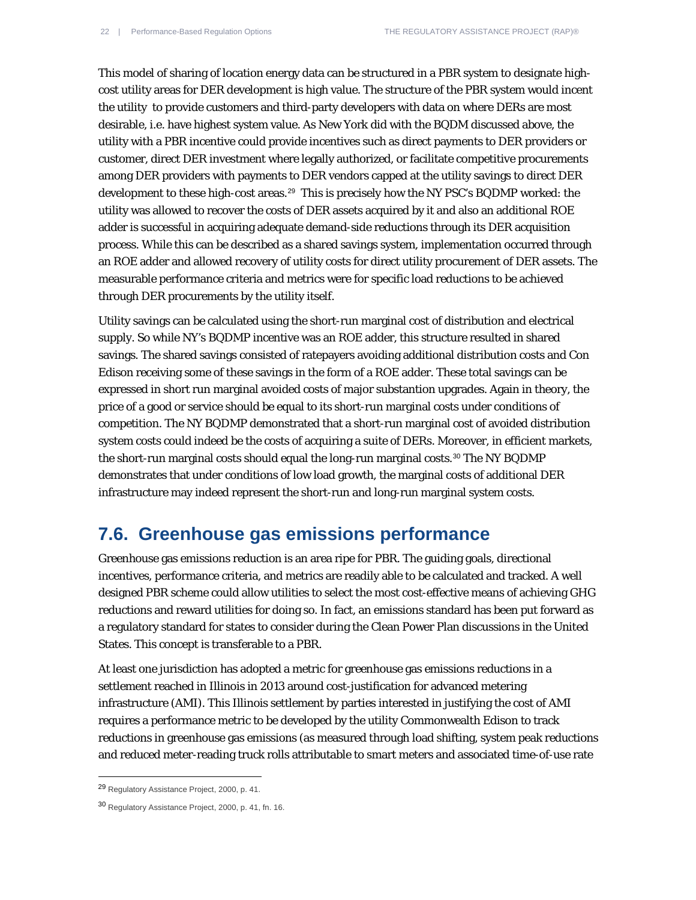This model of sharing of location energy data can be structured in a PBR system to designate high-cost utility areas for DER development is high value. The structure of the PBR system would incent the utility to provide customers and third-party developers with data on where DERs are most desirable, i.e. have highest system value. As New York did with the BQDM discussed above, the utility with a PBR incentive could provide incentives such as direct payments to DER providers or customer, direct DER investment where legally authorized, or facilitate competitive procurements among DER providers with payments to DER vendors capped at the utility savings to direct DER development to these high-cost areas.[29] This is precisely how the NY PSC's BQDMP worked: the utility was allowed to recover the costs of DER assets acquired by it and also an additional ROE adder is successful in acquiring adequate demand-side reductions through its DER acquisition process. While this can be described as a shared savings system, implementation occurred through an ROE adder and allowed recovery of utility costs for direct utility procurement of DER assets. The measurable performance criteria and metrics were for specific load reductions to be achieved through DER procurements by the utility itself.

Utility savings can be calculated using the short-run marginal cost of distribution and electrical supply. So while NY's BQDMP incentive was an ROE adder, this structure resulted in shared savings. The shared savings consisted of ratepayers avoiding additional distribution costs and Con Edison receiving some of these savings in the form of a ROE adder. These total savings can be expressed in short run marginal avoided costs of major substantion upgrades. Again in theory, the price of a good or service should be equal to its short-run marginal costs under conditions of competition. The NY BQDMP demonstrated that a short-run marginal cost of avoided distribution system costs could indeed be the costs of acquiring a suite of DERs. Moreover, in efficient markets, the short-run marginal costs should equal the long-run marginal costs.[30] The NY BQDMP demonstrates that under conditions of low load growth, the marginal costs of additional DER infrastructure may indeed represent the short-run and long-run marginal system costs.

## 7.6. Greenhouse gas emissions performance

Greenhouse gas emissions reduction is an area ripe for PBR. The guiding goals, directional incentives, performance criteria, and metrics are readily able to be calculated and tracked. A well designed PBR scheme could allow utilities to select the most cost-effective means of achieving GHG reductions and reward utilities for doing so. In fact, an emissions standard has been put forward as a regulatory standard for states to consider during the Clean Power Plan discussions in the United States. This concept is transferable to a PBR.

At least one jurisdiction has adopted a metric for greenhouse gas emissions reductions in a settlement reached in Illinois in 2013 around cost-justification for advanced metering infrastructure (AMI). This Illinois settlement by parties interested in justifying the cost of AMI requires a performance metric to be developed by the utility Commonwealth Edison to track reductions in greenhouse gas emissions (as measured through load shifting, system peak reductions and reduced meter-reading truck rolls attributable to smart meters and associated time-of-use rate

---

[29] Regulatory Assistance Project, 2000, p. 41.

[30] Regulatory Assistance Project, 2000, p. 41, fn. 16.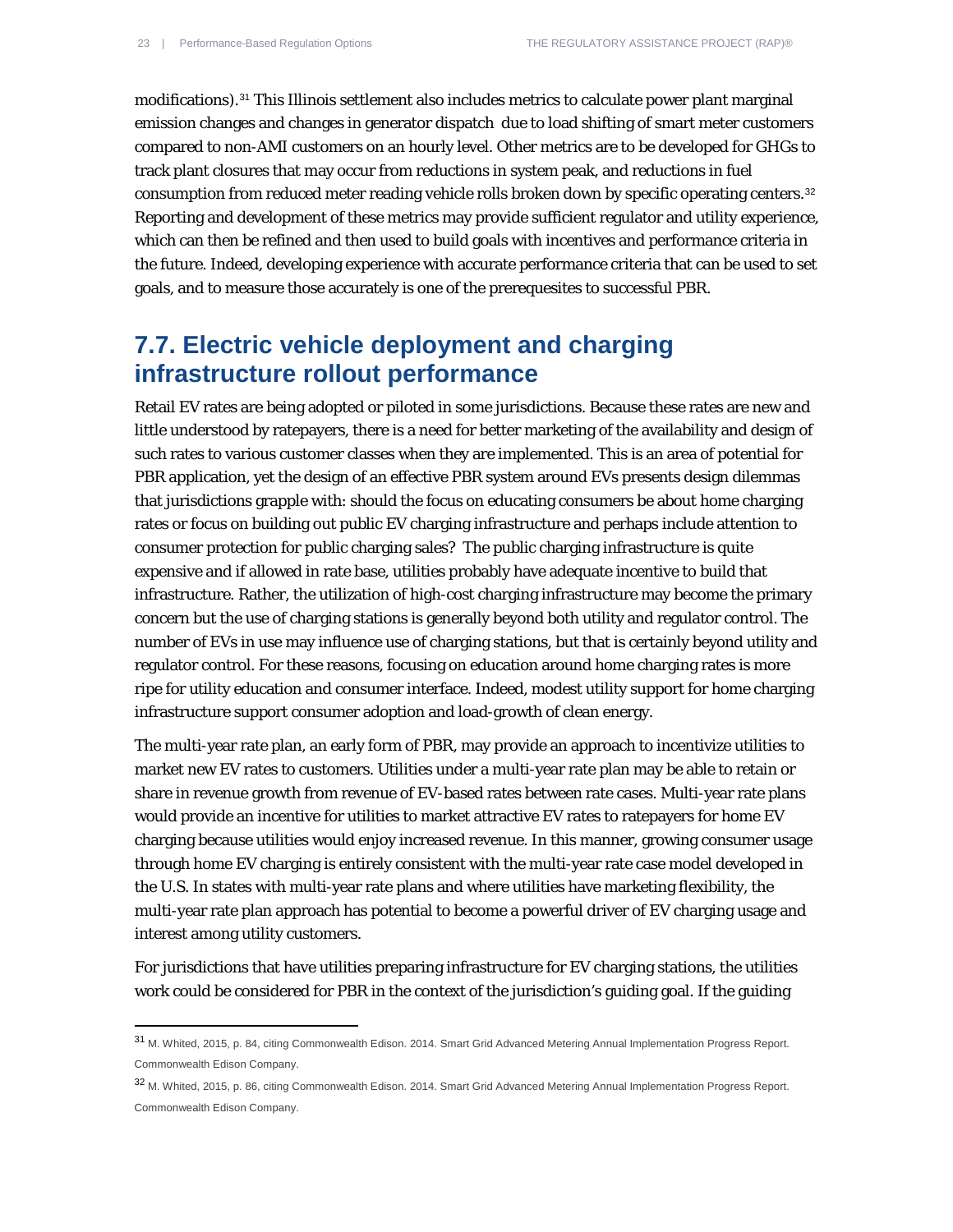modifications).[31] This Illinois settlement also includes metrics to calculate power plant marginal emission changes and changes in generator dispatch due to load shifting of smart meter customers compared to non-AMI customers on an hourly level. Other metrics are to be developed for GHGs to track plant closures that may occur from reductions in system peak, and reductions in fuel consumption from reduced meter reading vehicle rolls broken down by specific operating centers.[32] Reporting and development of these metrics may provide sufficient regulator and utility experience, which can then be refined and then used to build goals with incentives and performance criteria in the future. Indeed, developing experience with accurate performance criteria that can be used to set goals, and to measure those accurately is one of the prerequesites to successful PBR.

## 7.7. Electric vehicle deployment and charging infrastructure rollout performance

Retail EV rates are being adopted or piloted in some jurisdictions. Because these rates are new and little understood by ratepayers, there is a need for better marketing of the availability and design of such rates to various customer classes when they are implemented. This is an area of potential for PBR application, yet the design of an effective PBR system around EVs presents design dilemmas that jurisdictions grapple with: should the focus on educating consumers be about home charging rates or focus on building out public EV charging infrastructure and perhaps include attention to consumer protection for public charging sales? The public charging infrastructure is quite expensive and if allowed in rate base, utilities probably have adequate incentive to build that infrastructure. Rather, the utilization of high-cost charging infrastructure may become the primary concern but the use of charging stations is generally beyond both utility and regulator control. The number of EVs in use may influence use of charging stations, but that is certainly beyond utility and regulator control. For these reasons, focusing on education around home charging rates is more ripe for utility education and consumer interface. Indeed, modest utility support for home charging infrastructure support consumer adoption and load-growth of clean energy.

The multi-year rate plan, an early form of PBR, may provide an approach to incentivize utilities to market new EV rates to customers. Utilities under a multi-year rate plan may be able to retain or share in revenue growth from revenue of EV-based rates between rate cases. Multi-year rate plans would provide an incentive for utilities to market attractive EV rates to ratepayers for home EV charging because utilities would enjoy increased revenue. In this manner, growing consumer usage through home EV charging is entirely consistent with the multi-year rate case model developed in the U.S. In states with multi-year rate plans and where utilities have marketing flexibility, the multi-year rate plan approach has potential to become a powerful driver of EV charging usage and interest among utility customers.

For jurisdictions that have utilities preparing infrastructure for EV charging stations, the utilities work could be considered for PBR in the context of the jurisdiction's guiding goal. If the guiding

---

[31] M. Whited, 2015, p. 84, citing Commonwealth Edison. 2014. Smart Grid Advanced Metering Annual Implementation Progress Report. Commonwealth Edison Company.

[32] M. Whited, 2015, p. 86, citing Commonwealth Edison. 2014. Smart Grid Advanced Metering Annual Implementation Progress Report. Commonwealth Edison Company.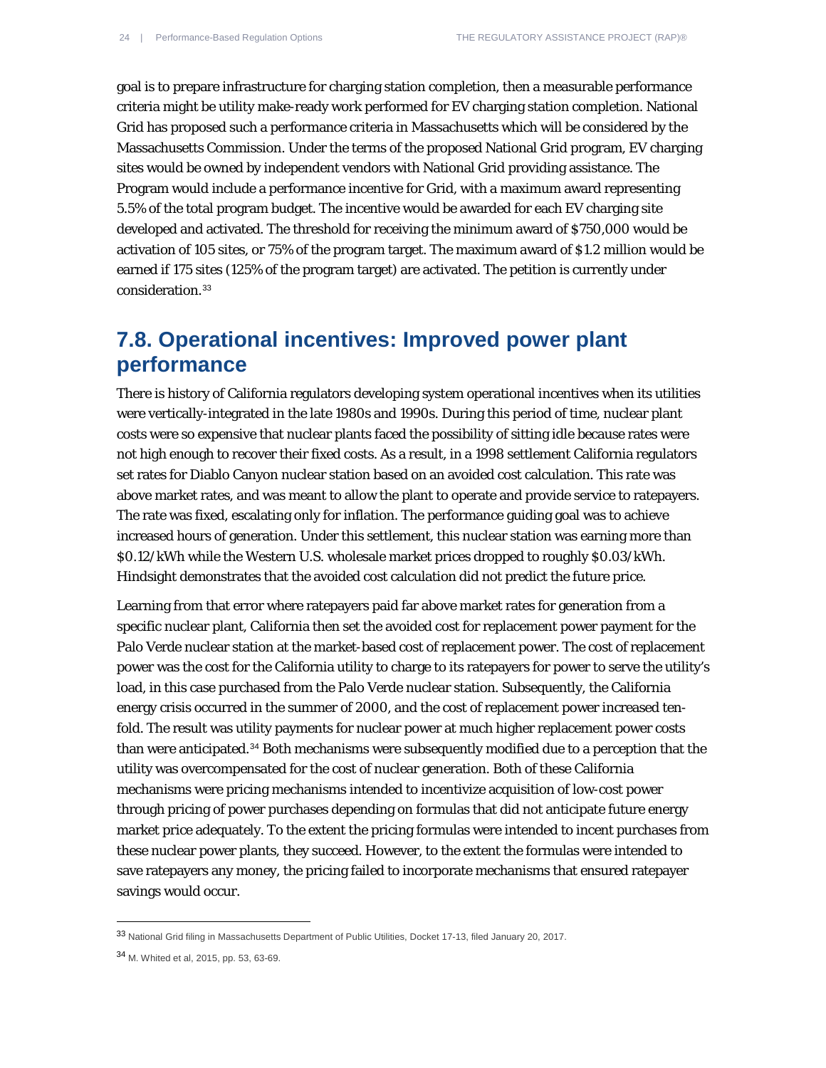goal is to prepare infrastructure for charging station completion, then a measurable performance criteria might be utility make-ready work performed for EV charging station completion. National Grid has proposed such a performance criteria in Massachusetts which will be considered by the Massachusetts Commission. Under the terms of the proposed National Grid program, EV charging sites would be owned by independent vendors with National Grid providing assistance. The Program would include a performance incentive for Grid, with a maximum award representing 5.5% of the total program budget. The incentive would be awarded for each EV charging site developed and activated. The threshold for receiving the minimum award of $750,000 would be activation of 105 sites, or 75% of the program target. The maximum award of $1.2 million would be earned if 175 sites (125% of the program target) are activated. The petition is currently under consideration.[33]

## 7.8. Operational incentives: Improved power plant performance

There is history of California regulators developing system operational incentives when its utilities were vertically-integrated in the late 1980s and 1990s. During this period of time, nuclear plant costs were so expensive that nuclear plants faced the possibility of sitting idle because rates were not high enough to recover their fixed costs. As a result, in a 1998 settlement California regulators set rates for Diablo Canyon nuclear station based on an avoided cost calculation. This rate was above market rates, and was meant to allow the plant to operate and provide service to ratepayers. The rate was fixed, escalating only for inflation. The performance guiding goal was to achieve increased hours of generation. Under this settlement, this nuclear station was earning more than $0.12/kWh while the Western U.S. wholesale market prices dropped to roughly $0.03/kWh. Hindsight demonstrates that the avoided cost calculation did not predict the future price.

Learning from that error where ratepayers paid far above market rates for generation from a specific nuclear plant, California then set the avoided cost for replacement power payment for the Palo Verde nuclear station at the market-based cost of replacement power. The cost of replacement power was the cost for the California utility to charge to its ratepayers for power to serve the utility's load, in this case purchased from the Palo Verde nuclear station. Subsequently, the California energy crisis occurred in the summer of 2000, and the cost of replacement power increased ten-fold. The result was utility payments for nuclear power at much higher replacement power costs than were anticipated.[34] Both mechanisms were subsequently modified due to a perception that the utility was overcompensated for the cost of nuclear generation. Both of these California mechanisms were pricing mechanisms intended to incentivize acquisition of low-cost power through pricing of power purchases depending on formulas that did not anticipate future energy market price adequately. To the extent the pricing formulas were intended to incent purchases from these nuclear power plants, they succeed. However, to the extent the formulas were intended to save ratepayers any money, the pricing failed to incorporate mechanisms that ensured ratepayer savings would occur.

---

[33] National Grid filing in Massachusetts Department of Public Utilities, Docket 17-13, filed January 20, 2017.

[34] M. Whited et al, 2015, pp. 53, 63-69.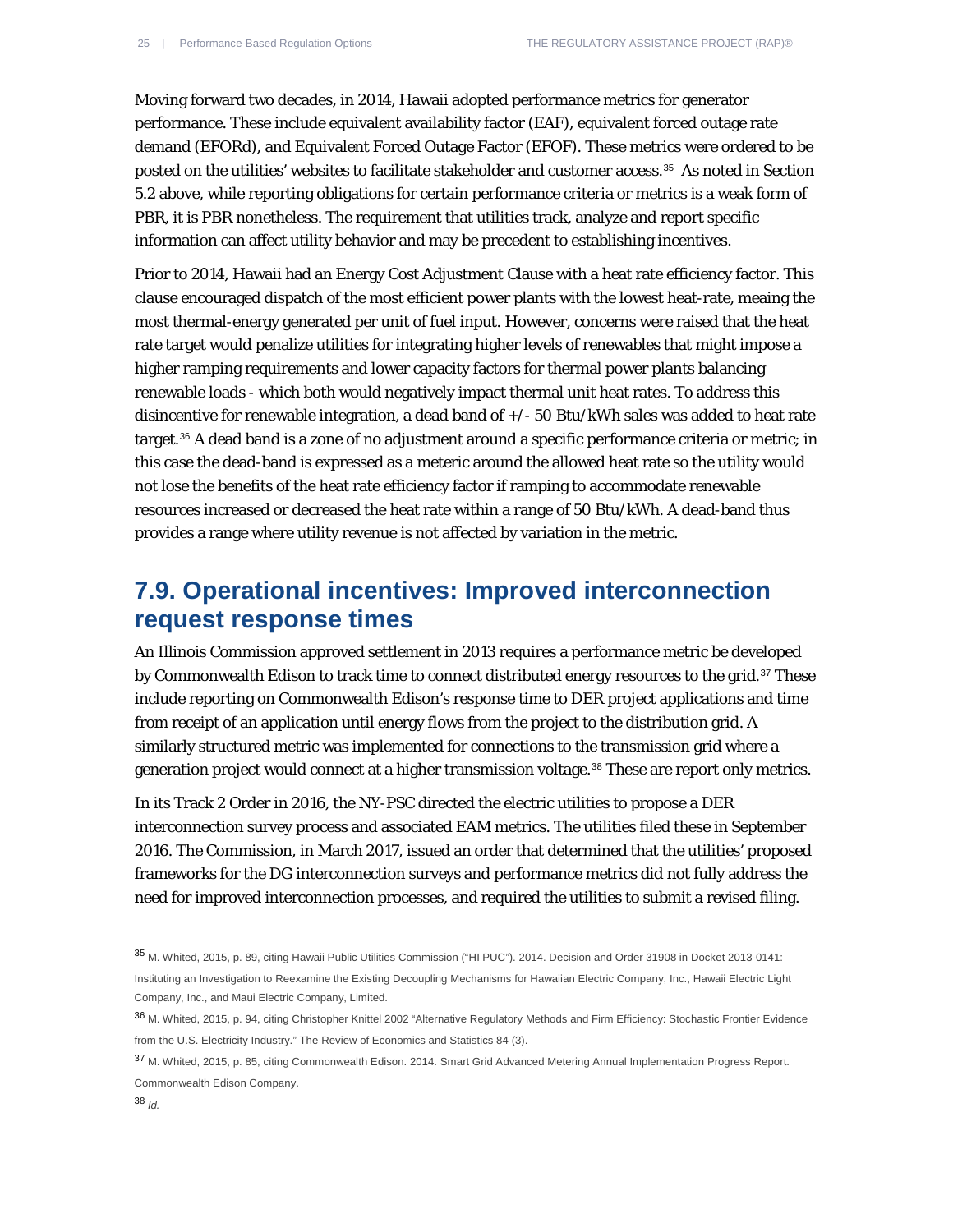Moving forward two decades, in 2014, Hawaii adopted performance metrics for generator performance. These include equivalent availability factor (EAF), equivalent forced outage rate demand (EFORd), and Equivalent Forced Outage Factor (EFOF). These metrics were ordered to be posted on the utilities' websites to facilitate stakeholder and customer access.[35] As noted in Section 5.2 above, while reporting obligations for certain performance criteria or metrics is a weak form of PBR, it is PBR nonetheless. The requirement that utilities track, analyze and report specific information can affect utility behavior and may be precedent to establishing incentives.

Prior to 2014, Hawaii had an Energy Cost Adjustment Clause with a heat rate efficiency factor. This clause encouraged dispatch of the most efficient power plants with the lowest heat-rate, meaing the most thermal-energy generated per unit of fuel input. However, concerns were raised that the heat rate target would penalize utilities for integrating higher levels of renewables that might impose a higher ramping requirements and lower capacity factors for thermal power plants balancing renewable loads - which both would negatively impact thermal unit heat rates. To address this disincentive for renewable integration, a dead band of +/- 50 Btu/kWh sales was added to heat rate target.[36] A dead band is a zone of no adjustment around a specific performance criteria or metric; in this case the dead-band is expressed as a meteric around the allowed heat rate so the utility would not lose the benefits of the heat rate efficiency factor if ramping to accommodate renewable resources increased or decreased the heat rate within a range of 50 Btu/kWh. A dead-band thus provides a range where utility revenue is not affected by variation in the metric.

## 7.9. Operational incentives: Improved interconnection request response times

An Illinois Commission approved settlement in 2013 requires a performance metric be developed by Commonwealth Edison to track time to connect distributed energy resources to the grid.[37] These include reporting on Commonwealth Edison's response time to DER project applications and time from receipt of an application until energy flows from the project to the distribution grid. A similarly structured metric was implemented for connections to the transmission grid where a generation project would connect at a higher transmission voltage.[38] These are report only metrics.

In its Track 2 Order in 2016, the NY-PSC directed the electric utilities to propose a DER interconnection survey process and associated EAM metrics. The utilities filed these in September 2016. The Commission, in March 2017, issued an order that determined that the utilities' proposed frameworks for the DG interconnection surveys and performance metrics did not fully address the need for improved interconnection processes, and required the utilities to submit a revised filing.

---

[35] M. Whited, 2015, p. 89, citing Hawaii Public Utilities Commission ("HI PUC"). 2014. Decision and Order 31908 in Docket 2013-0141: Instituting an Investigation to Reexamine the Existing Decoupling Mechanisms for Hawaiian Electric Company, Inc., Hawaii Electric Light Company, Inc., and Maui Electric Company, Limited.

[36] M. Whited, 2015, p. 94, citing Christopher Knittel 2002 "Alternative Regulatory Methods and Firm Efficiency: Stochastic Frontier Evidence from the U.S. Electricity Industry." The Review of Economics and Statistics 84 (3).

[37] M. Whited, 2015, p. 85, citing Commonwealth Edison. 2014. Smart Grid Advanced Metering Annual Implementation Progress Report. Commonwealth Edison Company.

[38] *Id.*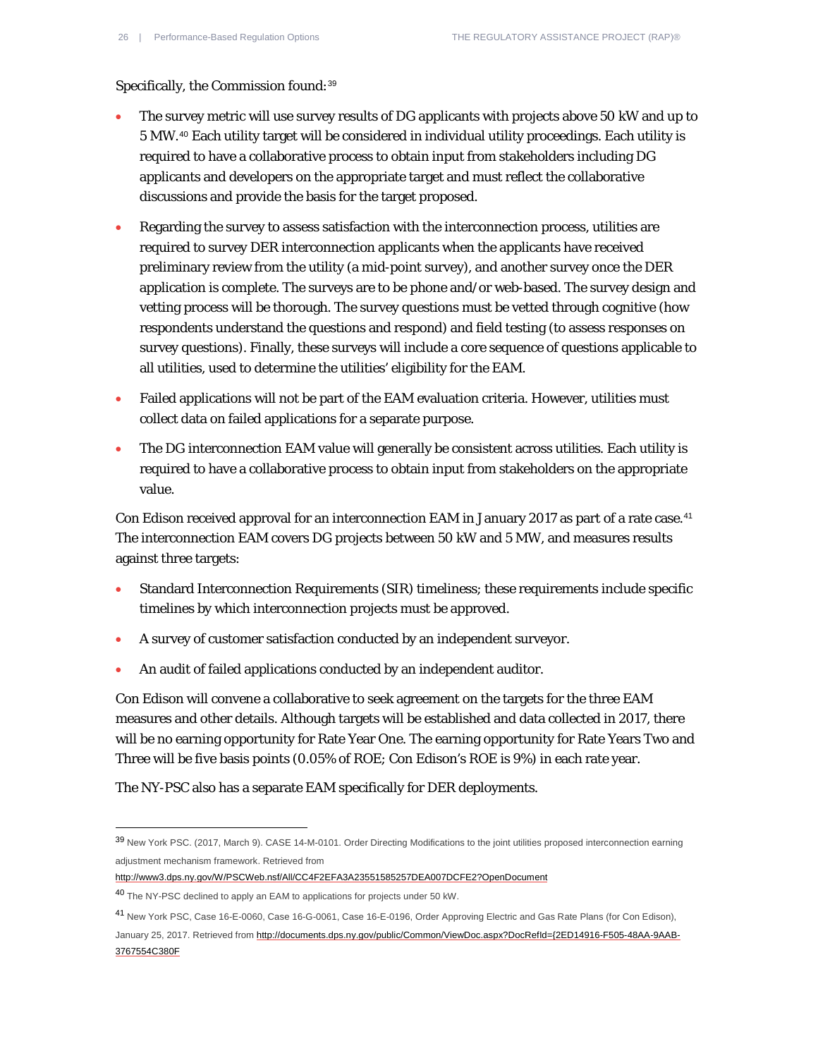Specifically, the Commission found:[39]

- The survey metric will use survey results of DG applicants with projects above 50 kW and up to 5 MW.[40] Each utility target will be considered in individual utility proceedings. Each utility is required to have a collaborative process to obtain input from stakeholders including DG applicants and developers on the appropriate target and must reflect the collaborative discussions and provide the basis for the target proposed.
- Regarding the survey to assess satisfaction with the interconnection process, utilities are required to survey DER interconnection applicants when the applicants have received preliminary review from the utility (a mid-point survey), and another survey once the DER application is complete. The surveys are to be phone and/or web-based. The survey design and vetting process will be thorough. The survey questions must be vetted through cognitive (how respondents understand the questions and respond) and field testing (to assess responses on survey questions). Finally, these surveys will include a core sequence of questions applicable to all utilities, used to determine the utilities' eligibility for the EAM.
- Failed applications will not be part of the EAM evaluation criteria. However, utilities must collect data on failed applications for a separate purpose.
- The DG interconnection EAM value will generally be consistent across utilities. Each utility is required to have a collaborative process to obtain input from stakeholders on the appropriate value.

Con Edison received approval for an interconnection EAM in January 2017 as part of a rate case.[41] The interconnection EAM covers DG projects between 50 kW and 5 MW, and measures results against three targets:

- Standard Interconnection Requirements (SIR) timeliness; these requirements include specific timelines by which interconnection projects must be approved.
- A survey of customer satisfaction conducted by an independent surveyor.
- An audit of failed applications conducted by an independent auditor.

Con Edison will convene a collaborative to seek agreement on the targets for the three EAM measures and other details. Although targets will be established and data collected in 2017, there will be no earning opportunity for Rate Year One. The earning opportunity for Rate Years Two and Three will be five basis points (0.05% of ROE; Con Edison's ROE is 9%) in each rate year.

The NY-PSC also has a separate EAM specifically for DER deployments.

---

[39] New York PSC. (2017, March 9). CASE 14-M-0101. Order Directing Modifications to the joint utilities proposed interconnection earning adjustment mechanism framework. Retrieved from http://www3.dps.ny.gov/W/PSCWeb.nsf/All/CC4F2EFA3A23551585257DEA007DCFE2?OpenDocument

[40] The NY-PSC declined to apply an EAM to applications for projects under 50 kW.

[41] New York PSC, Case 16-E-0060, Case 16-G-0061, Case 16-E-0196, Order Approving Electric and Gas Rate Plans (for Con Edison), January 25, 2017. Retrieved from http://documents.dps.ny.gov/public/Common/ViewDoc.aspx?DocRefId={2ED14916-F505-48AA-9AAB-3767554C380F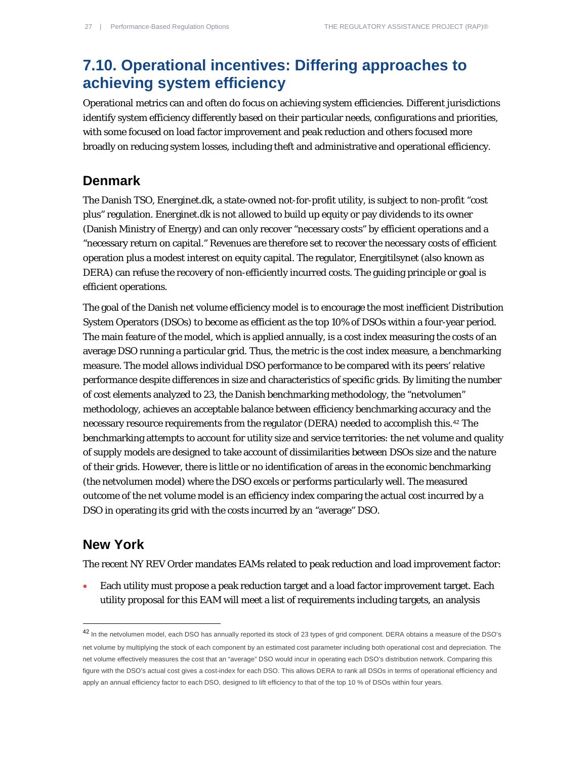## 7.10. Operational incentives: Differing approaches to achieving system efficiency

Operational metrics can and often do focus on achieving system efficiencies. Different jurisdictions identify system efficiency differently based on their particular needs, configurations and priorities, with some focused on load factor improvement and peak reduction and others focused more broadly on reducing system losses, including theft and administrative and operational efficiency.

### Denmark

The Danish TSO, Energinet.dk, a state-owned not-for-profit utility, is subject to non-profit "cost plus" regulation. Energinet.dk is not allowed to build up equity or pay dividends to its owner (Danish Ministry of Energy) and can only recover "necessary costs" by efficient operations and a "necessary return on capital." Revenues are therefore set to recover the necessary costs of efficient operation plus a modest interest on equity capital. The regulator, Energitilsynet (also known as DERA) can refuse the recovery of non-efficiently incurred costs. The guiding principle or goal is efficient operations.

The goal of the Danish net volume efficiency model is to encourage the most inefficient Distribution System Operators (DSOs) to become as efficient as the top 10% of DSOs within a four-year period. The main feature of the model, which is applied annually, is a cost index measuring the costs of an average DSO running a particular grid. Thus, the metric is the cost index measure, a benchmarking measure. The model allows individual DSO performance to be compared with its peers' relative performance despite differences in size and characteristics of specific grids. By limiting the number of cost elements analyzed to 23, the Danish benchmarking methodology, the "netvolumen" methodology, achieves an acceptable balance between efficiency benchmarking accuracy and the necessary resource requirements from the regulator (DERA) needed to accomplish this.[42] The benchmarking attempts to account for utility size and service territories: the net volume and quality of supply models are designed to take account of dissimilarities between DSOs size and the nature of their grids. However, there is little or no identification of areas in the economic benchmarking (the netvolumen model) where the DSO excels or performs particularly well. The measured outcome of the net volume model is an efficiency index comparing the actual cost incurred by a DSO in operating its grid with the costs incurred by an "average" DSO.

### New York

The recent NY REV Order mandates EAMs related to peak reduction and load improvement factor:

- Each utility must propose a peak reduction target and a load factor improvement target. Each utility proposal for this EAM will meet a list of requirements including targets, an analysis

---

[42] In the netvolumen model, each DSO has annually reported its stock of 23 types of grid component. DERA obtains a measure of the DSO's net volume by multiplying the stock of each component by an estimated cost parameter including both operational cost and depreciation. The net volume effectively measures the cost that an "average" DSO would incur in operating each DSO's distribution network. Comparing this figure with the DSO's actual cost gives a cost-index for each DSO. This allows DERA to rank all DSOs in terms of operational efficiency and apply an annual efficiency factor to each DSO, designed to lift efficiency to that of the top 10 % of DSOs within four years.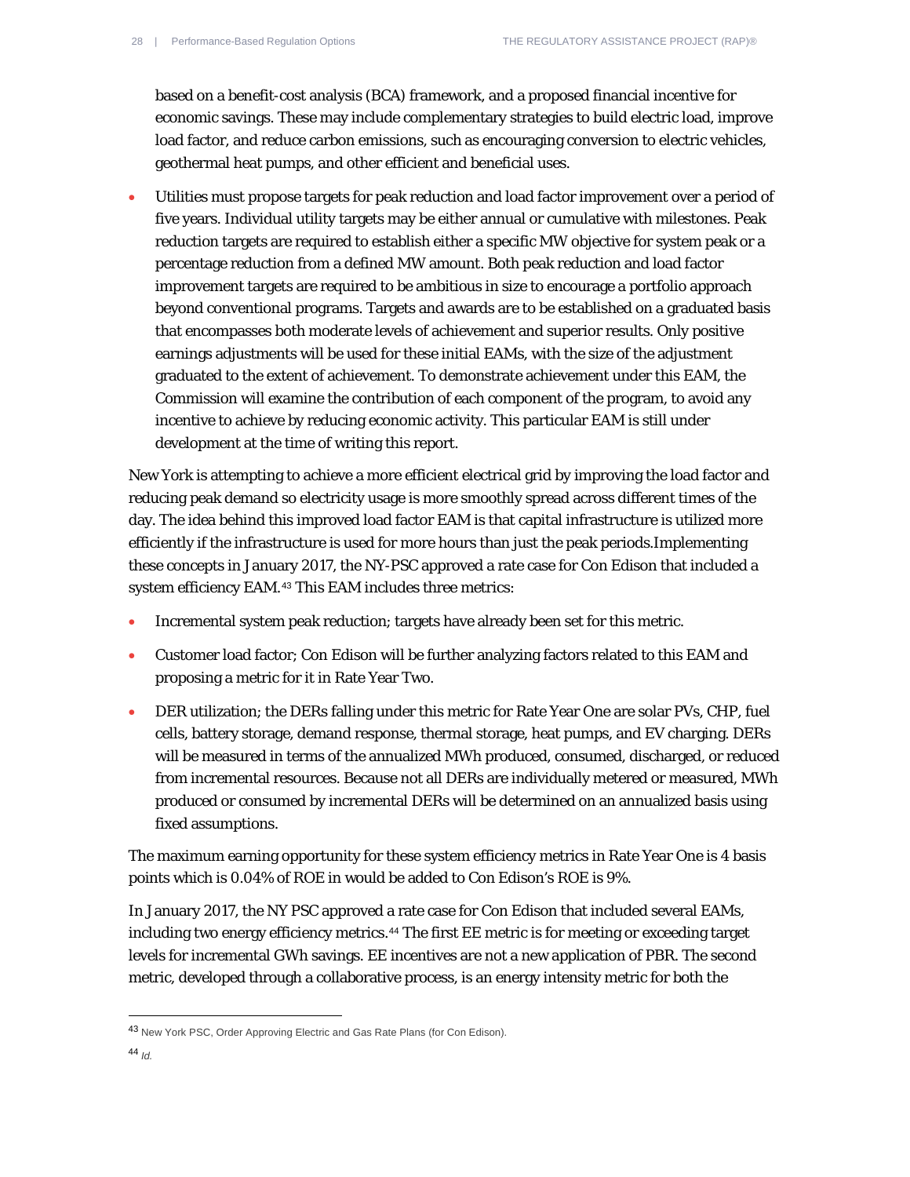based on a benefit-cost analysis (BCA) framework, and a proposed financial incentive for economic savings. These may include complementary strategies to build electric load, improve load factor, and reduce carbon emissions, such as encouraging conversion to electric vehicles, geothermal heat pumps, and other efficient and beneficial uses.

- Utilities must propose targets for peak reduction and load factor improvement over a period of five years. Individual utility targets may be either annual or cumulative with milestones. Peak reduction targets are required to establish either a specific MW objective for system peak or a percentage reduction from a defined MW amount. Both peak reduction and load factor improvement targets are required to be ambitious in size to encourage a portfolio approach beyond conventional programs. Targets and awards are to be established on a graduated basis that encompasses both moderate levels of achievement and superior results. Only positive earnings adjustments will be used for these initial EAMs, with the size of the adjustment graduated to the extent of achievement. To demonstrate achievement under this EAM, the Commission will examine the contribution of each component of the program, to avoid any incentive to achieve by reducing economic activity. This particular EAM is still under development at the time of writing this report.

New York is attempting to achieve a more efficient electrical grid by improving the load factor and reducing peak demand so electricity usage is more smoothly spread across different times of the day. The idea behind this improved load factor EAM is that capital infrastructure is utilized more efficiently if the infrastructure is used for more hours than just the peak periods.Implementing these concepts in January 2017, the NY-PSC approved a rate case for Con Edison that included a system efficiency EAM.[43] This EAM includes three metrics:

- Incremental system peak reduction; targets have already been set for this metric.
- Customer load factor; Con Edison will be further analyzing factors related to this EAM and proposing a metric for it in Rate Year Two.
- DER utilization; the DERs falling under this metric for Rate Year One are solar PVs, CHP, fuel cells, battery storage, demand response, thermal storage, heat pumps, and EV charging. DERs will be measured in terms of the annualized MWh produced, consumed, discharged, or reduced from incremental resources. Because not all DERs are individually metered or measured, MWh produced or consumed by incremental DERs will be determined on an annualized basis using fixed assumptions.

The maximum earning opportunity for these system efficiency metrics in Rate Year One is 4 basis points which is 0.04% of ROE in would be added to Con Edison's ROE is 9%.

In January 2017, the NY PSC approved a rate case for Con Edison that included several EAMs, including two energy efficiency metrics.[44] The first EE metric is for meeting or exceeding target levels for incremental GWh savings. EE incentives are not a new application of PBR. The second metric, developed through a collaborative process, is an energy intensity metric for both the

[43] New York PSC, Order Approving Electric and Gas Rate Plans (for Con Edison).

[44] *Id.*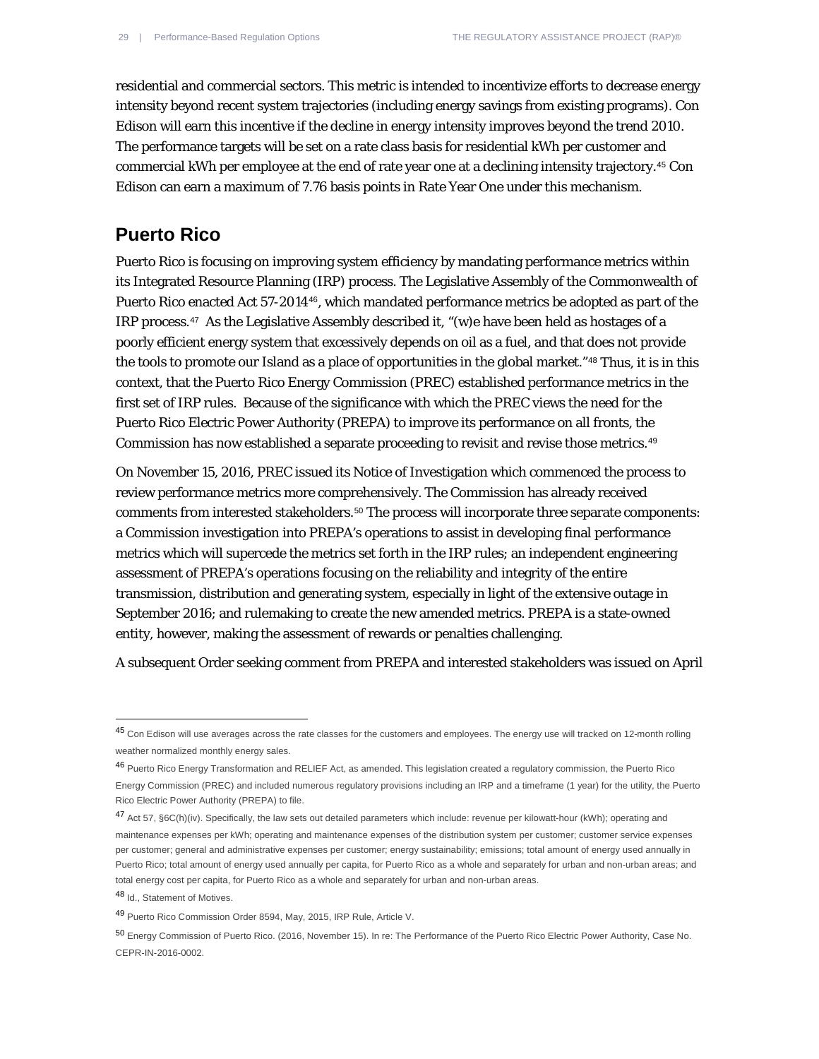residential and commercial sectors. This metric is intended to incentivize efforts to decrease energy intensity beyond recent system trajectories (including energy savings from existing programs). Con Edison will earn this incentive if the decline in energy intensity improves beyond the trend 2010. The performance targets will be set on a rate class basis for residential kWh per customer and commercial kWh per employee at the end of rate year one at a declining intensity trajectory.[45] Con Edison can earn a maximum of 7.76 basis points in Rate Year One under this mechanism.

## Puerto Rico

Puerto Rico is focusing on improving system efficiency by mandating performance metrics within its Integrated Resource Planning (IRP) process. The Legislative Assembly of the Commonwealth of Puerto Rico enacted Act 57-2014[46], which mandated performance metrics be adopted as part of the IRP process.[47] As the Legislative Assembly described it, "(w)e have been held as hostages of a poorly efficient energy system that excessively depends on oil as a fuel, and that does not provide the tools to promote our Island as a place of opportunities in the global market."[48] Thus, it is in this context, that the Puerto Rico Energy Commission (PREC) established performance metrics in the first set of IRP rules. Because of the significance with which the PREC views the need for the Puerto Rico Electric Power Authority (PREPA) to improve its performance on all fronts, the Commission has now established a separate proceeding to revisit and revise those metrics.[49]

On November 15, 2016, PREC issued its Notice of Investigation which commenced the process to review performance metrics more comprehensively. The Commission has already received comments from interested stakeholders.[50] The process will incorporate three separate components: a Commission investigation into PREPA's operations to assist in developing final performance metrics which will supercede the metrics set forth in the IRP rules; an independent engineering assessment of PREPA's operations focusing on the reliability and integrity of the entire transmission, distribution and generating system, especially in light of the extensive outage in September 2016; and rulemaking to create the new amended metrics. PREPA is a state-owned entity, however, making the assessment of rewards or penalties challenging.

A subsequent Order seeking comment from PREPA and interested stakeholders was issued on April

---

[45] Con Edison will use averages across the rate classes for the customers and employees. The energy use will tracked on 12-month rolling weather normalized monthly energy sales.

[46] Puerto Rico Energy Transformation and RELIEF Act, as amended. This legislation created a regulatory commission, the Puerto Rico Energy Commission (PREC) and included numerous regulatory provisions including an IRP and a timeframe (1 year) for the utility, the Puerto Rico Electric Power Authority (PREPA) to file.

[47] Act 57, §6C(h)(iv). Specifically, the law sets out detailed parameters which include: revenue per kilowatt-hour (kWh); operating and maintenance expenses per kWh; operating and maintenance expenses of the distribution system per customer; customer service expenses per customer; general and administrative expenses per customer; energy sustainability; emissions; total amount of energy used annually in Puerto Rico; total amount of energy used annually per capita, for Puerto Rico as a whole and separately for urban and non-urban areas; and total energy cost per capita, for Puerto Rico as a whole and separately for urban and non-urban areas.

[48] Id., Statement of Motives.

[49] Puerto Rico Commission Order 8594, May, 2015, IRP Rule, Article V.

[50] Energy Commission of Puerto Rico. (2016, November 15). In re: The Performance of the Puerto Rico Electric Power Authority, Case No. CEPR-IN-2016-0002.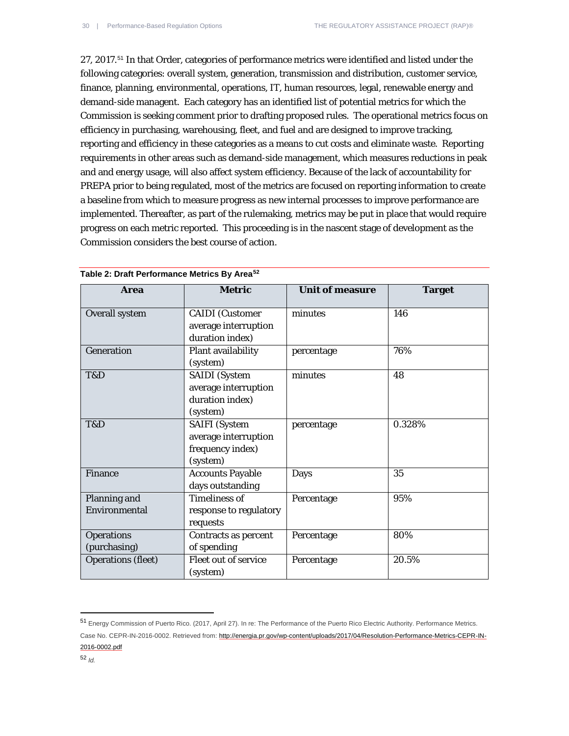27, 2017.[51] In that Order, categories of performance metrics were identified and listed under the following categories: overall system, generation, transmission and distribution, customer service, finance, planning, environmental, operations, IT, human resources, legal, renewable energy and demand-side managent. Each category has an identified list of potential metrics for which the Commission is seeking comment prior to drafting proposed rules. The operational metrics focus on efficiency in purchasing, warehousing, fleet, and fuel and are designed to improve tracking, reporting and efficiency in these categories as a means to cut costs and eliminate waste. Reporting requirements in other areas such as demand-side management, which measures reductions in peak and and energy usage, will also affect system efficiency. Because of the lack of accountability for PREPA prior to being regulated, most of the metrics are focused on reporting information to create a baseline from which to measure progress as new internal processes to improve performance are implemented. Thereafter, as part of the rulemaking, metrics may be put in place that would require progress on each metric reported. This proceeding is in the nascent stage of development as the Commission considers the best course of action.

**Table 2: Draft Performance Metrics By Area[52]**

| Area | Metric | Unit of measure | Target |
|---|---|---|---|
| Overall system | CAIDI (Customer average interruption duration index) | minutes | 146 |
| Generation | Plant availability (system) | percentage | 76% |
| T&D | SAIDI (System average interruption duration index) (system) | minutes | 48 |
| T&D | SAIFI (System average interruption frequency index) (system) | percentage | 0.328% |
| Finance | Accounts Payable days outstanding | Days | 35 |
| Planning and Environmental | Timeliness of response to regulatory requests | Percentage | 95% |
| Operations (purchasing) | Contracts as percent of spending | Percentage | 80% |
| Operations (fleet) | Fleet out of service (system) | Percentage | 20.5% |

[51] Energy Commission of Puerto Rico. (2017, April 27). In re: The Performance of the Puerto Rico Electric Authority. Performance Metrics. Case No. CEPR-IN-2016-0002. Retrieved from: http://energia.pr.gov/wp-content/uploads/2017/04/Resolution-Performance-Metrics-CEPR-IN-2016-0002.pdf

[52] *Id.*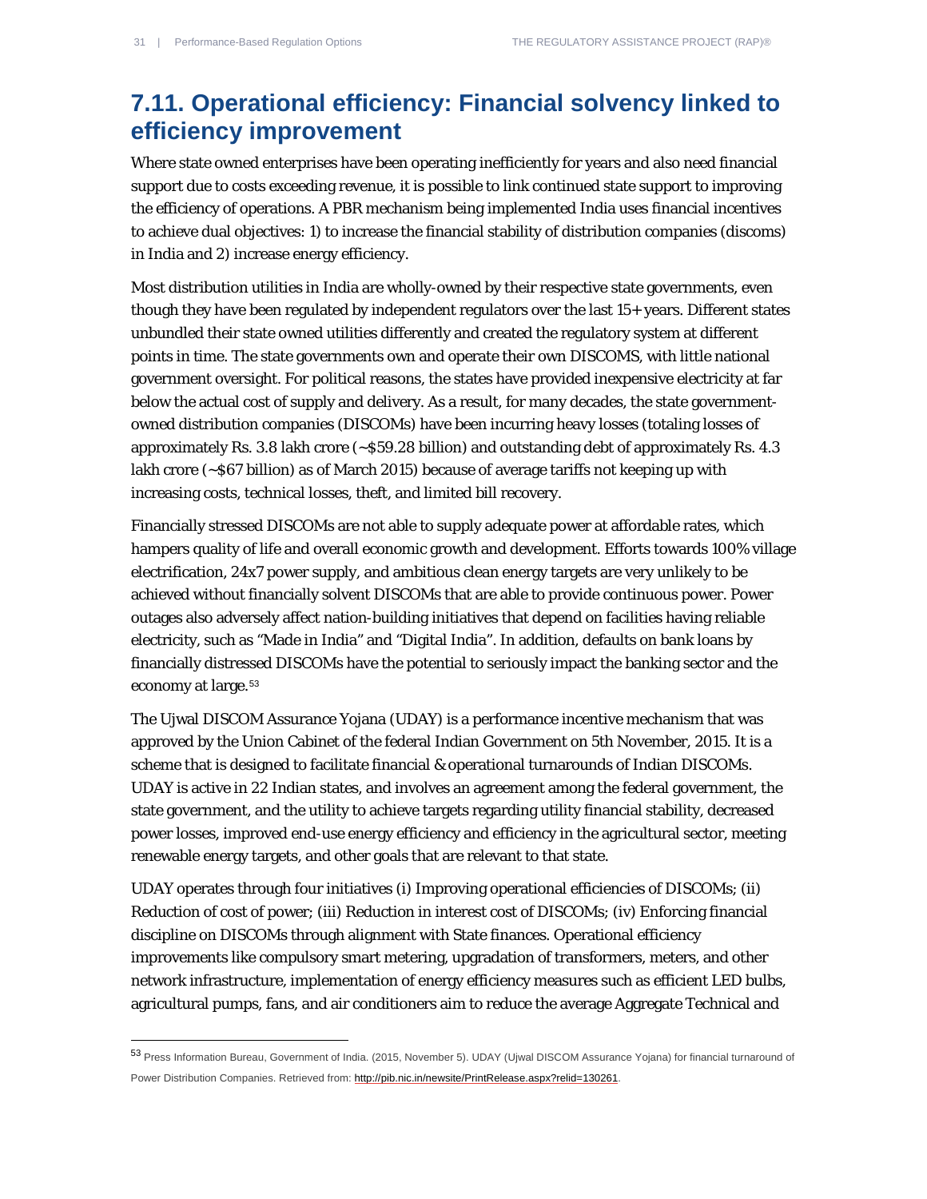## 7.11. Operational efficiency: Financial solvency linked to efficiency improvement

Where state owned enterprises have been operating inefficiently for years and also need financial support due to costs exceeding revenue, it is possible to link continued state support to improving the efficiency of operations. A PBR mechanism being implemented India uses financial incentives to achieve dual objectives: 1) to increase the financial stability of distribution companies (discoms) in India and 2) increase energy efficiency.

Most distribution utilities in India are wholly-owned by their respective state governments, even though they have been regulated by independent regulators over the last 15+ years. Different states unbundled their state owned utilities differently and created the regulatory system at different points in time. The state governments own and operate their own DISCOMS, with little national government oversight. For political reasons, the states have provided inexpensive electricity at far below the actual cost of supply and delivery. As a result, for many decades, the state government-owned distribution companies (DISCOMs) have been incurring heavy losses (totaling losses of approximately Rs. 3.8 lakh crore (~$59.28 billion) and outstanding debt of approximately Rs. 4.3 lakh crore (~$67 billion) as of March 2015) because of average tariffs not keeping up with increasing costs, technical losses, theft, and limited bill recovery.

Financially stressed DISCOMs are not able to supply adequate power at affordable rates, which hampers quality of life and overall economic growth and development. Efforts towards 100% village electrification, 24x7 power supply, and ambitious clean energy targets are very unlikely to be achieved without financially solvent DISCOMs that are able to provide continuous power. Power outages also adversely affect nation-building initiatives that depend on facilities having reliable electricity, such as "Made in India" and "Digital India". In addition, defaults on bank loans by financially distressed DISCOMs have the potential to seriously impact the banking sector and the economy at large.[53]

The Ujwal DISCOM Assurance Yojana (UDAY) is a performance incentive mechanism that was approved by the Union Cabinet of the federal Indian Government on 5th November, 2015. It is a scheme that is designed to facilitate financial & operational turnarounds of Indian DISCOMs. UDAY is active in 22 Indian states, and involves an agreement among the federal government, the state government, and the utility to achieve targets regarding utility financial stability, decreased power losses, improved end-use energy efficiency and efficiency in the agricultural sector, meeting renewable energy targets, and other goals that are relevant to that state.

UDAY operates through four initiatives (i) Improving operational efficiencies of DISCOMs; (ii) Reduction of cost of power; (iii) Reduction in interest cost of DISCOMs; (iv) Enforcing financial discipline on DISCOMs through alignment with State finances. Operational efficiency improvements like compulsory smart metering, upgradation of transformers, meters, and other network infrastructure, implementation of energy efficiency measures such as efficient LED bulbs, agricultural pumps, fans, and air conditioners aim to reduce the average Aggregate Technical and

---

[53] Press Information Bureau, Government of India. (2015, November 5). UDAY (Ujwal DISCOM Assurance Yojana) for financial turnaround of Power Distribution Companies. Retrieved from: http://pib.nic.in/newsite/PrintRelease.aspx?relid=130261.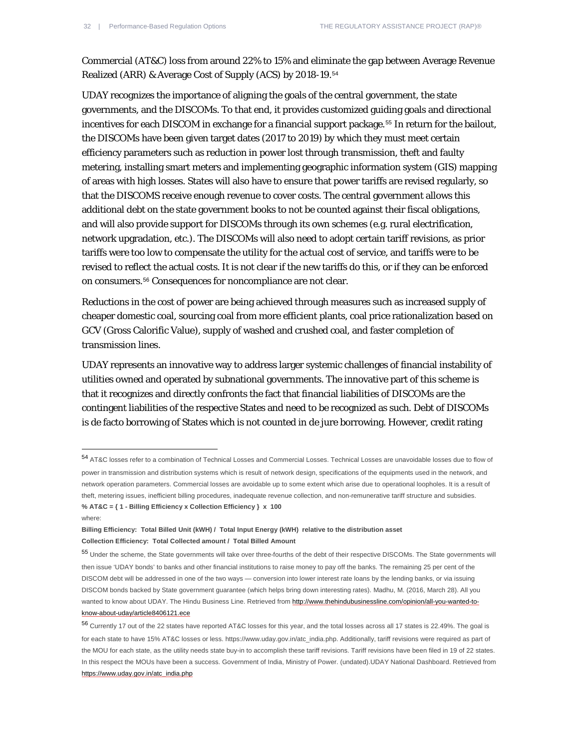Commercial (AT&C) loss from around 22% to 15% and eliminate the gap between Average Revenue Realized (ARR) & Average Cost of Supply (ACS) by 2018-19.[54]

UDAY recognizes the importance of aligning the goals of the central government, the state governments, and the DISCOMs. To that end, it provides customized guiding goals and directional incentives for each DISCOM in exchange for a financial support package.[55] In return for the bailout, the DISCOMs have been given target dates (2017 to 2019) by which they must meet certain efficiency parameters such as reduction in power lost through transmission, theft and faulty metering, installing smart meters and implementing geographic information system (GIS) mapping of areas with high losses. States will also have to ensure that power tariffs are revised regularly, so that the DISCOMS receive enough revenue to cover costs. The central government allows this additional debt on the state government books to not be counted against their fiscal obligations, and will also provide support for DISCOMs through its own schemes (e.g. rural electrification, network upgradation, etc.). The DISCOMs will also need to adopt certain tariff revisions, as prior tariffs were too low to compensate the utility for the actual cost of service, and tariffs were to be revised to reflect the actual costs. It is not clear if the new tariffs do this, or if they can be enforced on consumers.[56] Consequences for noncompliance are not clear.

Reductions in the cost of power are being achieved through measures such as increased supply of cheaper domestic coal, sourcing coal from more efficient plants, coal price rationalization based on GCV (Gross Calorific Value), supply of washed and crushed coal, and faster completion of transmission lines.

UDAY represents an innovative way to address larger systemic challenges of financial instability of utilities owned and operated by subnational governments. The innovative part of this scheme is that it recognizes and directly confronts the fact that financial liabilities of DISCOMs are the contingent liabilities of the respective States and need to be recognized as such. Debt of DISCOMs is de facto borrowing of States which is not counted in de jure borrowing. However, credit rating

---

[54] AT&C losses refer to a combination of Technical Losses and Commercial Losses. Technical Losses are unavoidable losses due to flow of power in transmission and distribution systems which is result of network design, specifications of the equipments used in the network, and network operation parameters. Commercial losses are avoidable up to some extent which arise due to operational loopholes. It is a result of theft, metering issues, inefficient billing procedures, inadequate revenue collection, and non-remunerative tariff structure and subsidies.

**% AT&C = { 1 - Billing Efficiency x Collection Efficiency } x 100**

where:

**Billing Efficiency: Total Billed Unit (kWH) / Total Input Energy (kWH) relative to the distribution asset**

**Collection Efficiency: Total Collected amount / Total Billed Amount**

[55] Under the scheme, the State governments will take over three-fourths of the debt of their respective DISCOMs. The State governments will then issue 'UDAY bonds' to banks and other financial institutions to raise money to pay off the banks. The remaining 25 per cent of the DISCOM debt will be addressed in one of the two ways — conversion into lower interest rate loans by the lending banks, or via issuing DISCOM bonds backed by State government guarantee (which helps bring down interesting rates). Madhu, M. (2016, March 28). All you wanted to know about UDAY. The Hindu Business Line. Retrieved from http://www.thehindubusinessline.com/opinion/all-you-wanted-to-know-about-uday/article8406121.ece

[56] Currently 17 out of the 22 states have reported AT&C losses for this year, and the total losses across all 17 states is 22.49%. The goal is for each state to have 15% AT&C losses or less. https://www.uday.gov.in/atc_india.php. Additionally, tariff revisions were required as part of the MOU for each state, as the utility needs state buy-in to accomplish these tariff revisions. Tariff revisions have been filed in 19 of 22 states. In this respect the MOUs have been a success. Government of India, Ministry of Power. (undated).UDAY National Dashboard. Retrieved from https://www.uday.gov.in/atc_india.php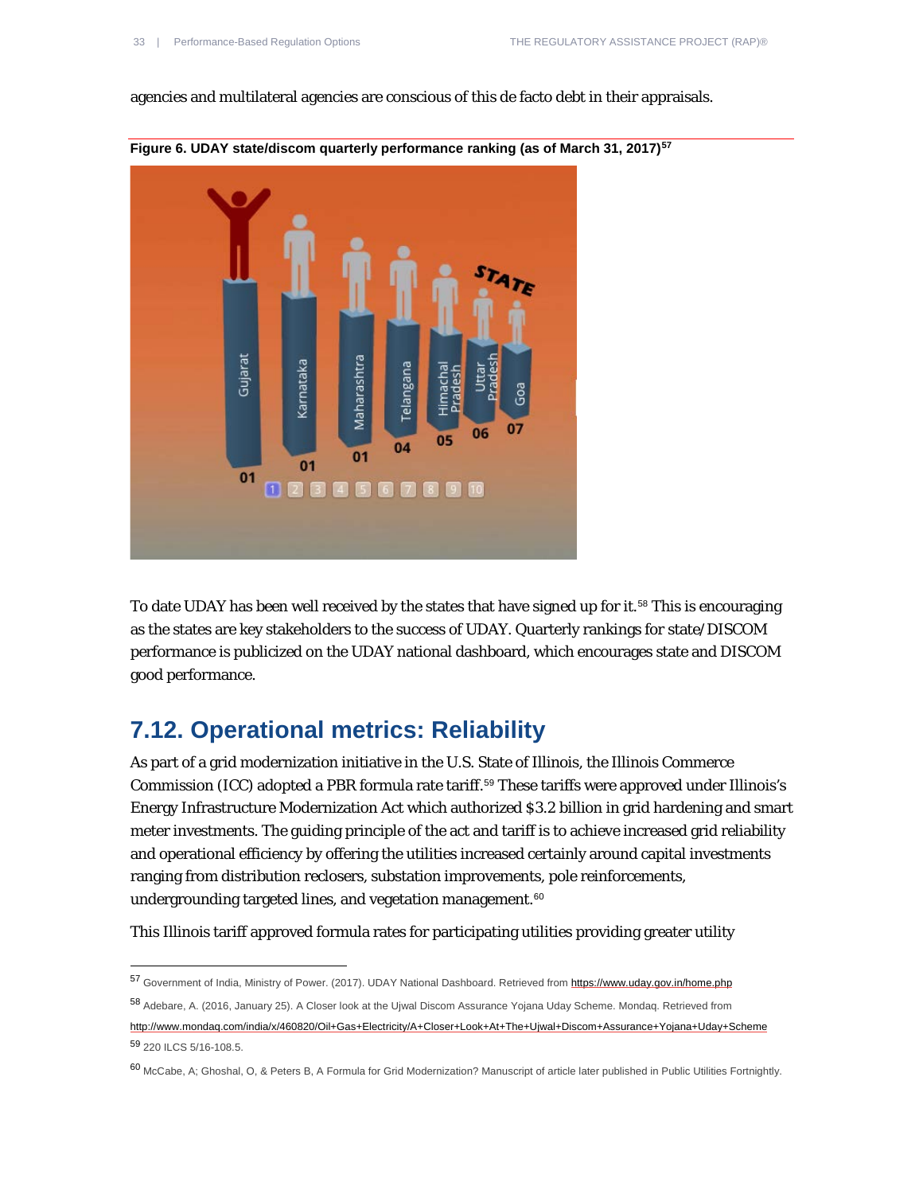agencies and multilateral agencies are conscious of this de facto debt in their appraisals.

**Figure 6. UDAY state/discom quarterly performance ranking (as of March 31, 2017)[57]**

To date UDAY has been well received by the states that have signed up for it.[58] This is encouraging as the states are key stakeholders to the success of UDAY. Quarterly rankings for state/DISCOM performance is publicized on the UDAY national dashboard, which encourages state and DISCOM good performance.

## 7.12. Operational metrics: Reliability

As part of a grid modernization initiative in the U.S. State of Illinois, the Illinois Commerce Commission (ICC) adopted a PBR formula rate tariff.[59] These tariffs were approved under Illinois's Energy Infrastructure Modernization Act which authorized $3.2 billion in grid hardening and smart meter investments. The guiding principle of the act and tariff is to achieve increased grid reliability and operational efficiency by offering the utilities increased certainly around capital investments ranging from distribution reclosers, substation improvements, pole reinforcements, undergrounding targeted lines, and vegetation management.[60]

This Illinois tariff approved formula rates for participating utilities providing greater utility

---

[57] Government of India, Ministry of Power. (2017). UDAY National Dashboard. Retrieved from https://www.uday.gov.in/home.php

[58] Adebare, A. (2016, January 25). A Closer look at the Ujwal Discom Assurance Yojana Uday Scheme. Mondaq. Retrieved from http://www.mondaq.com/india/x/460820/Oil+Gas+Electricity/A+Closer+Look+At+The+Ujwal+Discom+Assurance+Yojana+Uday+Scheme

[59] 220 ILCS 5/16-108.5.

[60] McCabe, A; Ghoshal, O, & Peters B, A Formula for Grid Modernization? Manuscript of article later published in Public Utilities Fortnightly.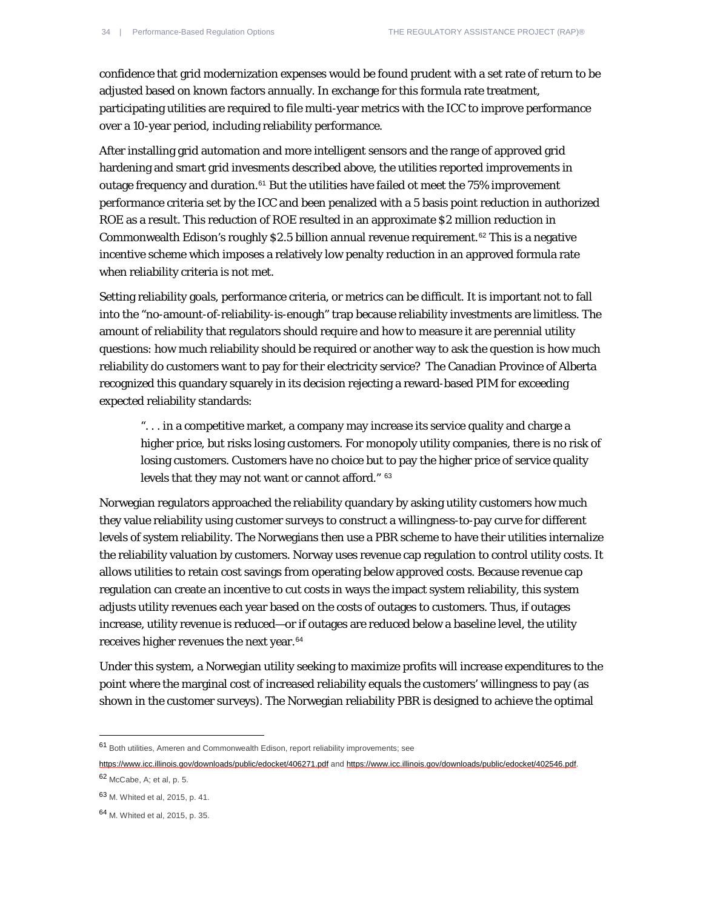confidence that grid modernization expenses would be found prudent with a set rate of return to be adjusted based on known factors annually. In exchange for this formula rate treatment, participating utilities are required to file multi-year metrics with the ICC to improve performance over a 10-year period, including reliability performance.

After installing grid automation and more intelligent sensors and the range of approved grid hardening and smart grid invesments described above, the utilities reported improvements in outage frequency and duration.[61] But the utilities have failed ot meet the 75% improvement performance criteria set by the ICC and been penalized with a 5 basis point reduction in authorized ROE as a result. This reduction of ROE resulted in an approximate $2 million reduction in Commonwealth Edison's roughly $2.5 billion annual revenue requirement.[62] This is a negative incentive scheme which imposes a relatively low penalty reduction in an approved formula rate when reliability criteria is not met.

Setting reliability goals, performance criteria, or metrics can be difficult. It is important not to fall into the "no-amount-of-reliability-is-enough" trap because reliability investments are limitless. The amount of reliability that regulators should require and how to measure it are perennial utility questions: how much reliability should be required or another way to ask the question is how much reliability do customers want to pay for their electricity service? The Canadian Province of Alberta recognized this quandary squarely in its decision rejecting a reward-based PIM for exceeding expected reliability standards:

> ". . . in a competitive market, a company may increase its service quality and charge a higher price, but risks losing customers. For monopoly utility companies, there is no risk of losing customers. Customers have no choice but to pay the higher price of service quality levels that they may not want or cannot afford." [63]

Norwegian regulators approached the reliability quandary by asking utility customers how much they value reliability using customer surveys to construct a willingness-to-pay curve for different levels of system reliability. The Norwegians then use a PBR scheme to have their utilities internalize the reliability valuation by customers. Norway uses revenue cap regulation to control utility costs. It allows utilities to retain cost savings from operating below approved costs. Because revenue cap regulation can create an incentive to cut costs in ways the impact system reliability, this system adjusts utility revenues each year based on the costs of outages to customers. Thus, if outages increase, utility revenue is reduced—or if outages are reduced below a baseline level, the utility receives higher revenues the next year.[64]

Under this system, a Norwegian utility seeking to maximize profits will increase expenditures to the point where the marginal cost of increased reliability equals the customers' willingness to pay (as shown in the customer surveys). The Norwegian reliability PBR is designed to achieve the optimal

---

[61] Both utilities, Ameren and Commonwealth Edison, report reliability improvements; see https://www.icc.illinois.gov/downloads/public/edocket/406271.pdf and https://www.icc.illinois.gov/downloads/public/edocket/402546.pdf.

[62] McCabe, A; et al, p. 5.

[63] M. Whited et al, 2015, p. 41.

[64] M. Whited et al, 2015, p. 35.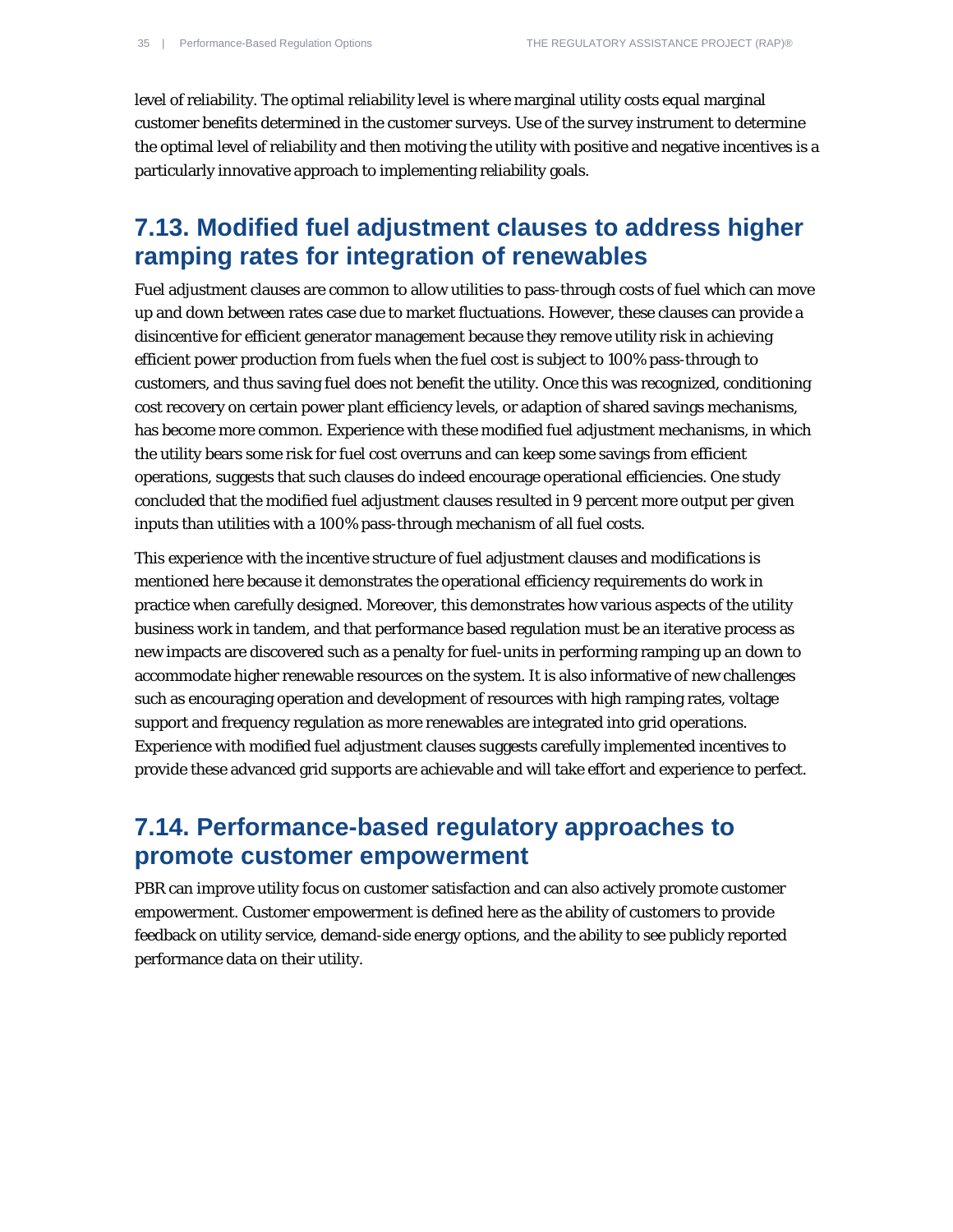level of reliability. The optimal reliability level is where marginal utility costs equal marginal customer benefits determined in the customer surveys. Use of the survey instrument to determine the optimal level of reliability and then motiving the utility with positive and negative incentives is a particularly innovative approach to implementing reliability goals.

## 7.13. Modified fuel adjustment clauses to address higher ramping rates for integration of renewables

Fuel adjustment clauses are common to allow utilities to pass-through costs of fuel which can move up and down between rates case due to market fluctuations. However, these clauses can provide a disincentive for efficient generator management because they remove utility risk in achieving efficient power production from fuels when the fuel cost is subject to 100% pass-through to customers, and thus saving fuel does not benefit the utility. Once this was recognized, conditioning cost recovery on certain power plant efficiency levels, or adaption of shared savings mechanisms, has become more common. Experience with these modified fuel adjustment mechanisms, in which the utility bears some risk for fuel cost overruns and can keep some savings from efficient operations, suggests that such clauses do indeed encourage operational efficiencies. One study concluded that the modified fuel adjustment clauses resulted in 9 percent more output per given inputs than utilities with a 100% pass-through mechanism of all fuel costs.

This experience with the incentive structure of fuel adjustment clauses and modifications is mentioned here because it demonstrates the operational efficiency requirements do work in practice when carefully designed. Moreover, this demonstrates how various aspects of the utility business work in tandem, and that performance based regulation must be an iterative process as new impacts are discovered such as a penalty for fuel-units in performing ramping up an down to accommodate higher renewable resources on the system. It is also informative of new challenges such as encouraging operation and development of resources with high ramping rates, voltage support and frequency regulation as more renewables are integrated into grid operations. Experience with modified fuel adjustment clauses suggests carefully implemented incentives to provide these advanced grid supports are achievable and will take effort and experience to perfect.

## 7.14. Performance-based regulatory approaches to promote customer empowerment

PBR can improve utility focus on customer satisfaction and can also actively promote customer empowerment. Customer empowerment is defined here as the ability of customers to provide feedback on utility service, demand-side energy options, and the ability to see publicly reported performance data on their utility.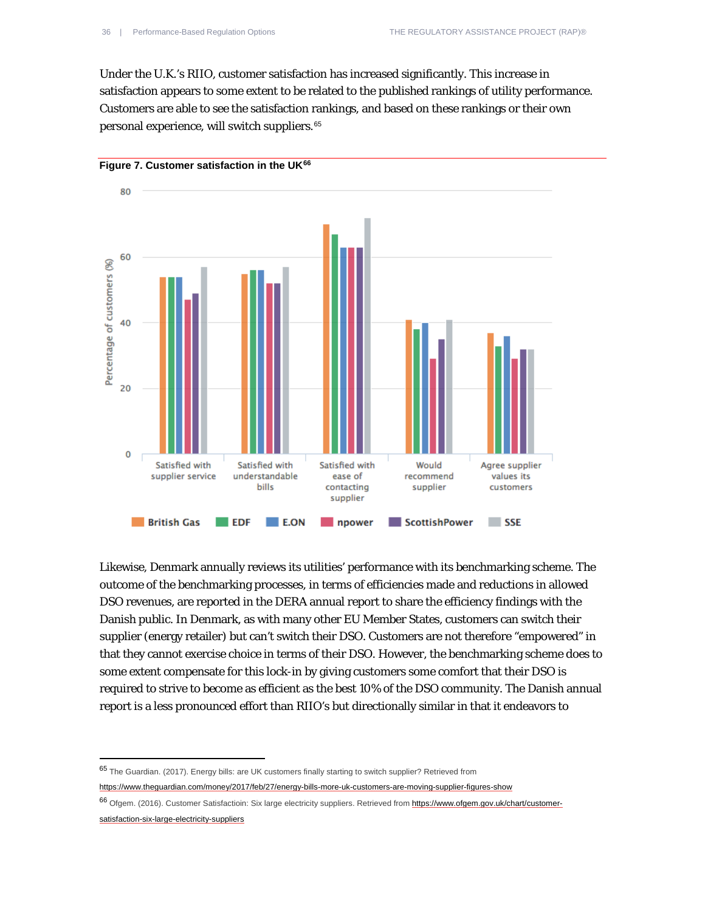Under the U.K.'s RIIO, customer satisfaction has increased significantly. This increase in satisfaction appears to some extent to be related to the published rankings of utility performance. Customers are able to see the satisfaction rankings, and based on these rankings or their own personal experience, will switch suppliers.[65]

**Figure 7. Customer satisfaction in the UK**[66]

Likewise, Denmark annually reviews its utilities' performance with its benchmarking scheme. The outcome of the benchmarking processes, in terms of efficiencies made and reductions in allowed DSO revenues, are reported in the DERA annual report to share the efficiency findings with the Danish public. In Denmark, as with many other EU Member States, customers can switch their supplier (energy retailer) but can't switch their DSO. Customers are not therefore "empowered" in that they cannot exercise choice in terms of their DSO. However, the benchmarking scheme does to some extent compensate for this lock-in by giving customers some comfort that their DSO is required to strive to become as efficient as the best 10% of the DSO community. The Danish annual report is a less pronounced effort than RIIO's but directionally similar in that it endeavors to

---

[65] The Guardian. (2017). Energy bills: are UK customers finally starting to switch supplier? Retrieved from https://www.theguardian.com/money/2017/feb/27/energy-bills-more-uk-customers-are-moving-supplier-figures-show

[66] Ofgem. (2016). Customer Satisfactioin: Six large electricity suppliers. Retrieved from https://www.ofgem.gov.uk/chart/customer-satisfaction-six-large-electricity-suppliers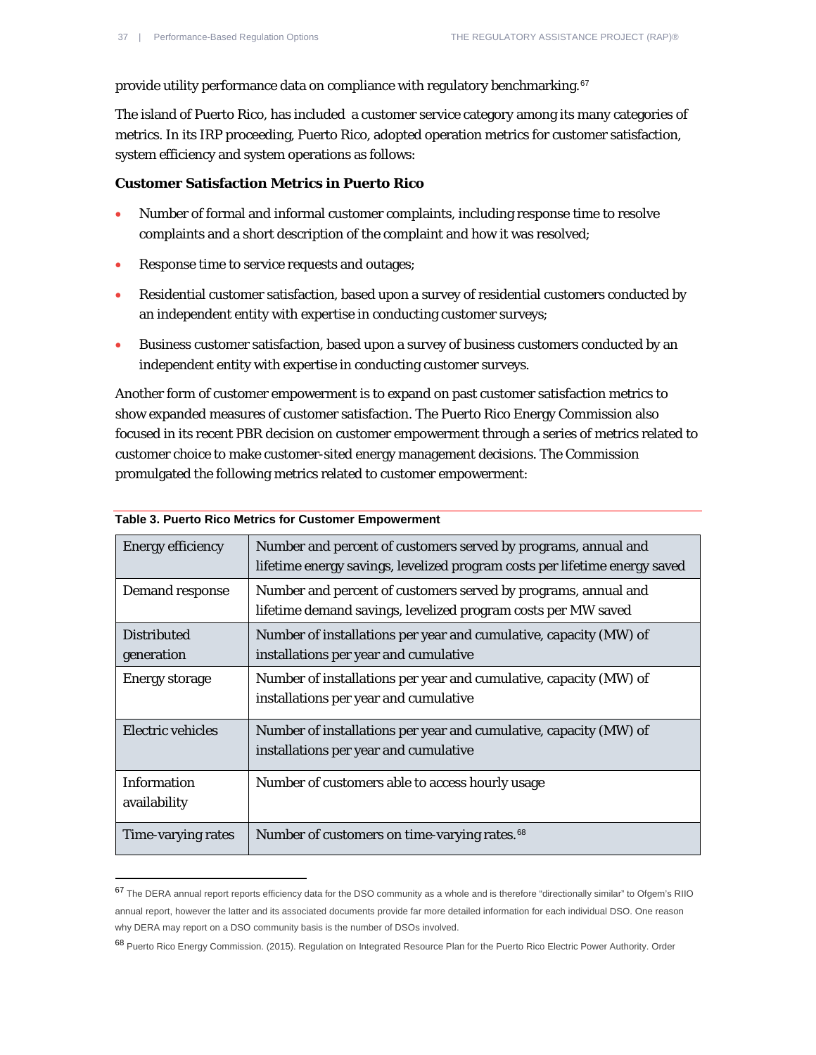provide utility performance data on compliance with regulatory benchmarking.[67]

The island of Puerto Rico, has included  a customer service category among its many categories of metrics. In its IRP proceeding, Puerto Rico, adopted operation metrics for customer satisfaction, system efficiency and system operations as follows:

**Customer Satisfaction Metrics in Puerto Rico**

- Number of formal and informal customer complaints, including response time to resolve complaints and a short description of the complaint and how it was resolved;
- Response time to service requests and outages;
- Residential customer satisfaction, based upon a survey of residential customers conducted by an independent entity with expertise in conducting customer surveys;
- Business customer satisfaction, based upon a survey of business customers conducted by an independent entity with expertise in conducting customer surveys.

Another form of customer empowerment is to expand on past customer satisfaction metrics to show expanded measures of customer satisfaction. The Puerto Rico Energy Commission also focused in its recent PBR decision on customer empowerment through a series of metrics related to customer choice to make customer-sited energy management decisions. The Commission promulgated the following metrics related to customer empowerment:

**Table 3. Puerto Rico Metrics for Customer Empowerment**

| | |
|---|---|
| Energy efficiency | Number and percent of customers served by programs, annual and lifetime energy savings, levelized program costs per lifetime energy saved |
| Demand response | Number and percent of customers served by programs, annual and lifetime demand savings, levelized program costs per MW saved |
| Distributed generation | Number of installations per year and cumulative, capacity (MW) of installations per year and cumulative |
| Energy storage | Number of installations per year and cumulative, capacity (MW) of installations per year and cumulative |
| Electric vehicles | Number of installations per year and cumulative, capacity (MW) of installations per year and cumulative |
| Information availability | Number of customers able to access hourly usage |
| Time-varying rates | Number of customers on time-varying rates.[68] |

---

[67] The DERA annual report reports efficiency data for the DSO community as a whole and is therefore "directionally similar" to Ofgem's RIIO annual report, however the latter and its associated documents provide far more detailed information for each individual DSO. One reason why DERA may report on a DSO community basis is the number of DSOs involved.

[68] Puerto Rico Energy Commission. (2015). Regulation on Integrated Resource Plan for the Puerto Rico Electric Power Authority. Order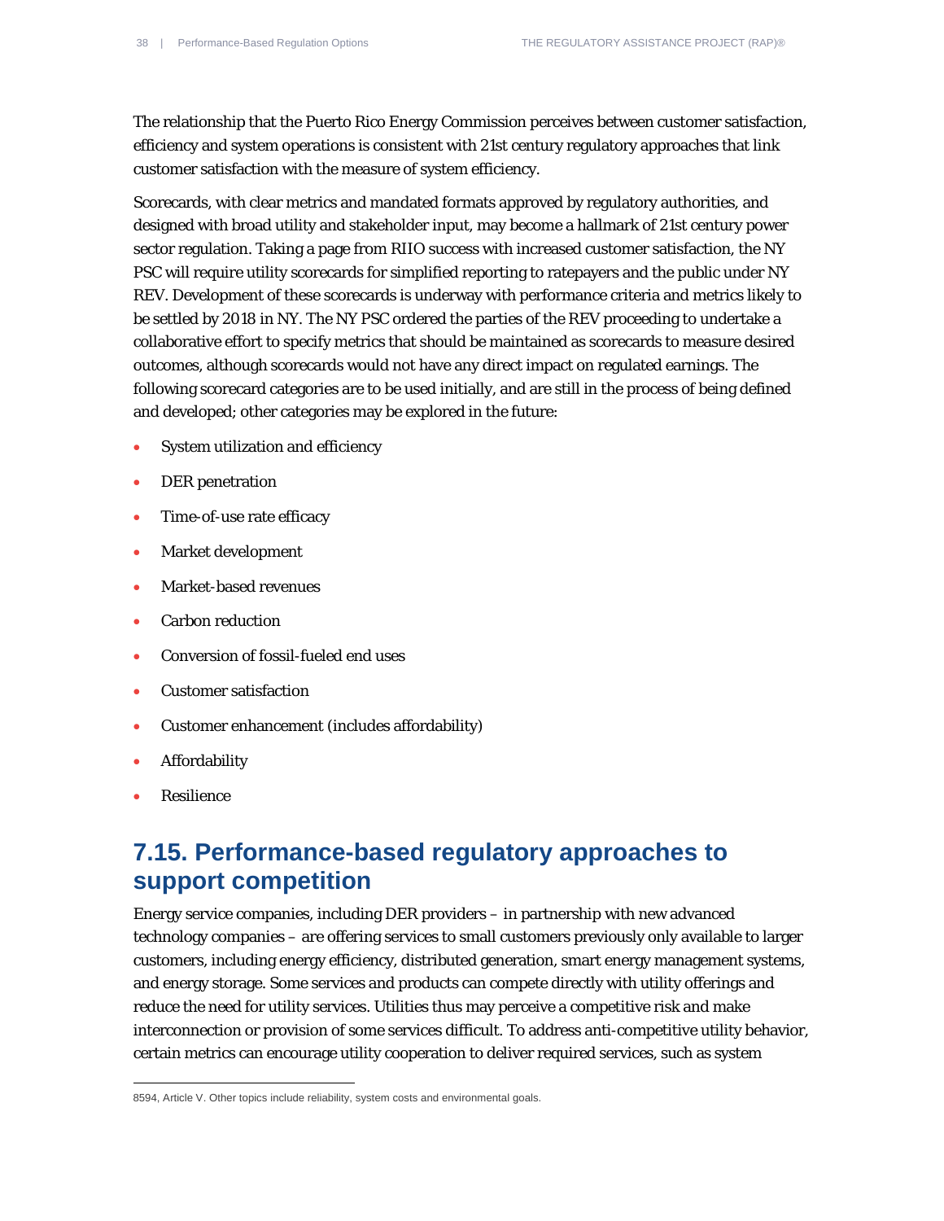The relationship that the Puerto Rico Energy Commission perceives between customer satisfaction, efficiency and system operations is consistent with 21st century regulatory approaches that link customer satisfaction with the measure of system efficiency.

Scorecards, with clear metrics and mandated formats approved by regulatory authorities, and designed with broad utility and stakeholder input, may become a hallmark of 21st century power sector regulation. Taking a page from RIIO success with increased customer satisfaction, the NY PSC will require utility scorecards for simplified reporting to ratepayers and the public under NY REV. Development of these scorecards is underway with performance criteria and metrics likely to be settled by 2018 in NY. The NY PSC ordered the parties of the REV proceeding to undertake a collaborative effort to specify metrics that should be maintained as scorecards to measure desired outcomes, although scorecards would not have any direct impact on regulated earnings. The following scorecard categories are to be used initially, and are still in the process of being defined and developed; other categories may be explored in the future:

- System utilization and efficiency
- DER penetration
- Time-of-use rate efficacy
- Market development
- Market-based revenues
- Carbon reduction
- Conversion of fossil-fueled end uses
- Customer satisfaction
- Customer enhancement (includes affordability)
- Affordability
- Resilience

## 7.15. Performance-based regulatory approaches to support competition

Energy service companies, including DER providers – in partnership with new advanced technology companies – are offering services to small customers previously only available to larger customers, including energy efficiency, distributed generation, smart energy management systems, and energy storage. Some services and products can compete directly with utility offerings and reduce the need for utility services. Utilities thus may perceive a competitive risk and make interconnection or provision of some services difficult. To address anti-competitive utility behavior, certain metrics can encourage utility cooperation to deliver required services, such as system

8594, Article V. Other topics include reliability, system costs and environmental goals.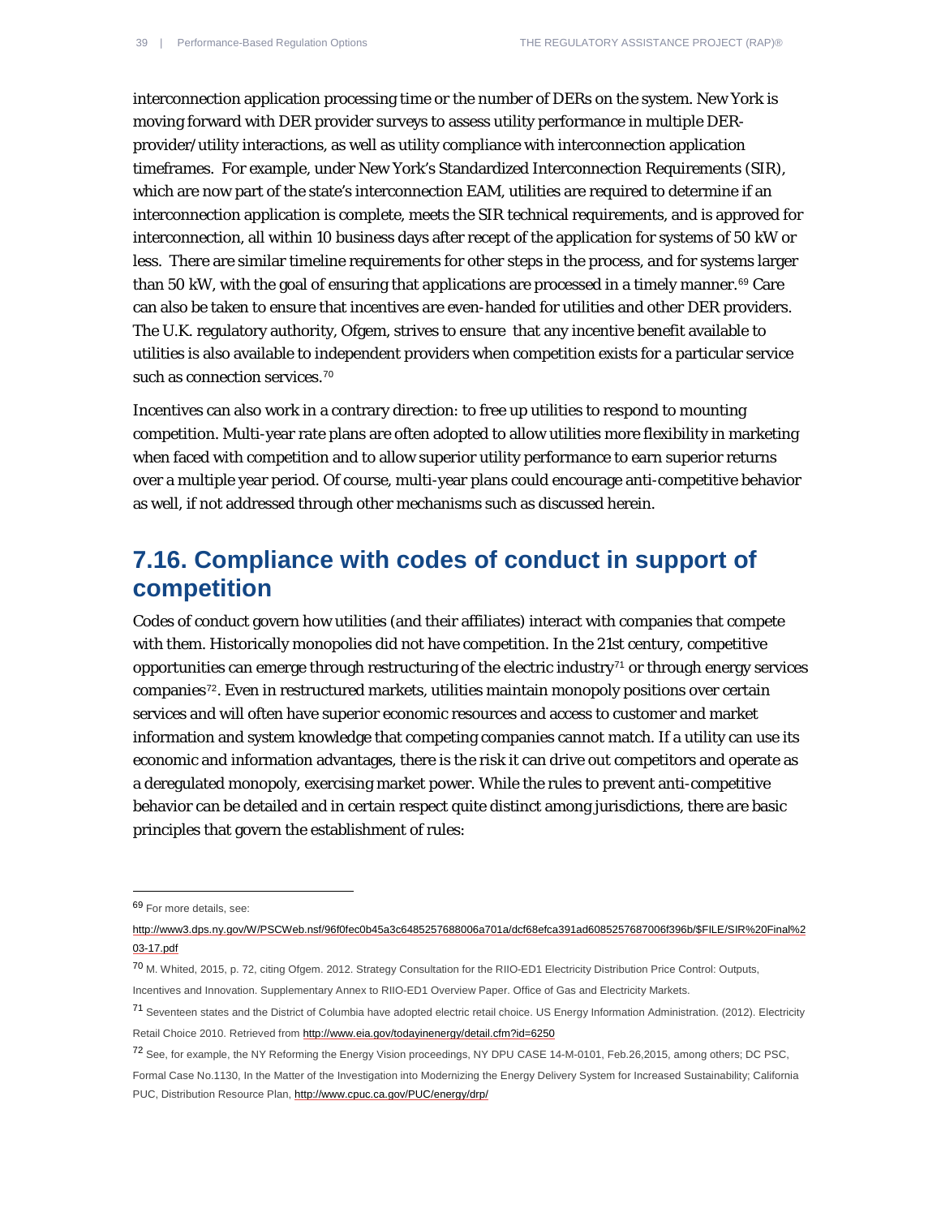interconnection application processing time or the number of DERs on the system. New York is moving forward with DER provider surveys to assess utility performance in multiple DER-provider/utility interactions, as well as utility compliance with interconnection application timeframes. For example, under New York's Standardized Interconnection Requirements (SIR), which are now part of the state's interconnection EAM, utilities are required to determine if an interconnection application is complete, meets the SIR technical requirements, and is approved for interconnection, all within 10 business days after recept of the application for systems of 50 kW or less. There are similar timeline requirements for other steps in the process, and for systems larger than 50 kW, with the goal of ensuring that applications are processed in a timely manner.[69] Care can also be taken to ensure that incentives are even-handed for utilities and other DER providers. The U.K. regulatory authority, Ofgem, strives to ensure that any incentive benefit available to utilities is also available to independent providers when competition exists for a particular service such as connection services.[70]

Incentives can also work in a contrary direction: to free up utilities to respond to mounting competition. Multi-year rate plans are often adopted to allow utilities more flexibility in marketing when faced with competition and to allow superior utility performance to earn superior returns over a multiple year period. Of course, multi-year plans could encourage anti-competitive behavior as well, if not addressed through other mechanisms such as discussed herein.

## 7.16. Compliance with codes of conduct in support of competition

Codes of conduct govern how utilities (and their affiliates) interact with companies that compete with them. Historically monopolies did not have competition. In the 21st century, competitive opportunities can emerge through restructuring of the electric industry[71] or through energy services companies[72]. Even in restructured markets, utilities maintain monopoly positions over certain services and will often have superior economic resources and access to customer and market information and system knowledge that competing companies cannot match. If a utility can use its economic and information advantages, there is the risk it can drive out competitors and operate as a deregulated monopoly, exercising market power. While the rules to prevent anti-competitive behavior can be detailed and in certain respect quite distinct among jurisdictions, there are basic principles that govern the establishment of rules:

---

[69] For more details, see: http://www3.dps.ny.gov/W/PSCWeb.nsf/96f0fec0b45a3c6485257688006a701a/dcf68efca391ad6085257687006f396b/$FILE/SIR%20Final%203-17.pdf

[70] M. Whited, 2015, p. 72, citing Ofgem. 2012. Strategy Consultation for the RIIO-ED1 Electricity Distribution Price Control: Outputs, Incentives and Innovation. Supplementary Annex to RIIO-ED1 Overview Paper. Office of Gas and Electricity Markets.

[71] Seventeen states and the District of Columbia have adopted electric retail choice. US Energy Information Administration. (2012). Electricity Retail Choice 2010. Retrieved from http://www.eia.gov/todayinenergy/detail.cfm?id=6250

[72] See, for example, the NY Reforming the Energy Vision proceedings, NY DPU CASE 14-M-0101, Feb.26,2015, among others; DC PSC, Formal Case No.1130, In the Matter of the Investigation into Modernizing the Energy Delivery System for Increased Sustainability; California PUC, Distribution Resource Plan, http://www.cpuc.ca.gov/PUC/energy/drp/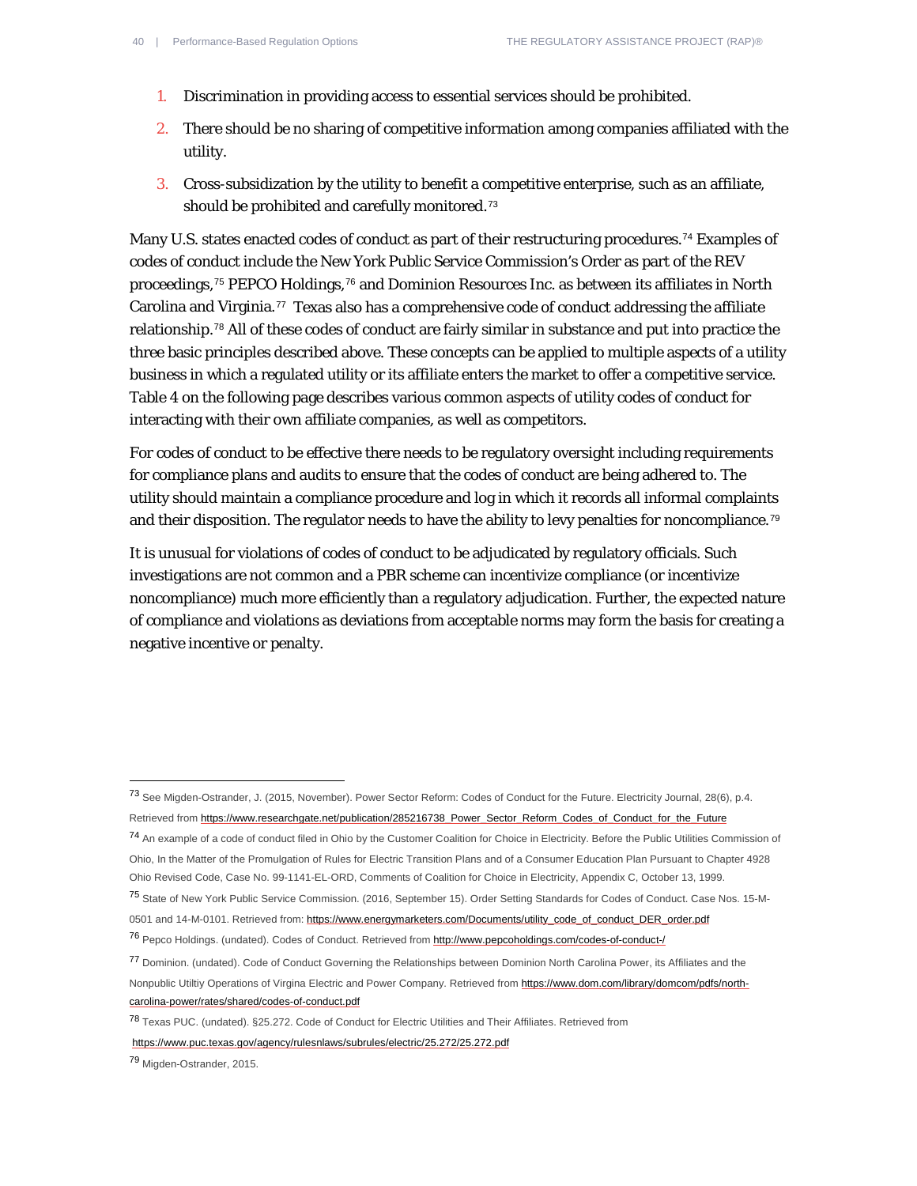1. Discrimination in providing access to essential services should be prohibited.
2. There should be no sharing of competitive information among companies affiliated with the utility.
3. Cross-subsidization by the utility to benefit a competitive enterprise, such as an affiliate, should be prohibited and carefully monitored.[73]

Many U.S. states enacted codes of conduct as part of their restructuring procedures.[74] Examples of codes of conduct include the New York Public Service Commission's Order as part of the REV proceedings,[75] PEPCO Holdings,[76] and Dominion Resources Inc. as between its affiliates in North Carolina and Virginia.[77] Texas also has a comprehensive code of conduct addressing the affiliate relationship.[78] All of these codes of conduct are fairly similar in substance and put into practice the three basic principles described above. These concepts can be applied to multiple aspects of a utility business in which a regulated utility or its affiliate enters the market to offer a competitive service. Table 4 on the following page describes various common aspects of utility codes of conduct for interacting with their own affiliate companies, as well as competitors.

For codes of conduct to be effective there needs to be regulatory oversight including requirements for compliance plans and audits to ensure that the codes of conduct are being adhered to. The utility should maintain a compliance procedure and log in which it records all informal complaints and their disposition. The regulator needs to have the ability to levy penalties for noncompliance.[79]

It is unusual for violations of codes of conduct to be adjudicated by regulatory officials. Such investigations are not common and a PBR scheme can incentivize compliance (or incentivize noncompliance) much more efficiently than a regulatory adjudication. Further, the expected nature of compliance and violations as deviations from acceptable norms may form the basis for creating a negative incentive or penalty.

---

[73] See Migden-Ostrander, J. (2015, November). Power Sector Reform: Codes of Conduct for the Future. Electricity Journal, 28(6), p.4. Retrieved from https://www.researchgate.net/publication/285216738_Power_Sector_Reform_Codes_of_Conduct_for_the_Future

[74] An example of a code of conduct filed in Ohio by the Customer Coalition for Choice in Electricity. Before the Public Utilities Commission of Ohio, In the Matter of the Promulgation of Rules for Electric Transition Plans and of a Consumer Education Plan Pursuant to Chapter 4928 Ohio Revised Code, Case No. 99-1141-EL-ORD, Comments of Coalition for Choice in Electricity, Appendix C, October 13, 1999.

[75] State of New York Public Service Commission. (2016, September 15). Order Setting Standards for Codes of Conduct. Case Nos. 15-M-0501 and 14-M-0101. Retrieved from: https://www.energymarketers.com/Documents/utility_code_of_conduct_DER_order.pdf

[76] Pepco Holdings. (undated). Codes of Conduct. Retrieved from http://www.pepcoholdings.com/codes-of-conduct-/

[77] Dominion. (undated). Code of Conduct Governing the Relationships between Dominion North Carolina Power, its Affiliates and the Nonpublic Utiltiy Operations of Virgina Electric and Power Company. Retrieved from https://www.dom.com/library/domcom/pdfs/north-carolina-power/rates/shared/codes-of-conduct.pdf

[78] Texas PUC. (undated). §25.272. Code of Conduct for Electric Utilities and Their Affiliates. Retrieved from https://www.puc.texas.gov/agency/rulesnlaws/subrules/electric/25.272/25.272.pdf

[79] Migden-Ostrander, 2015.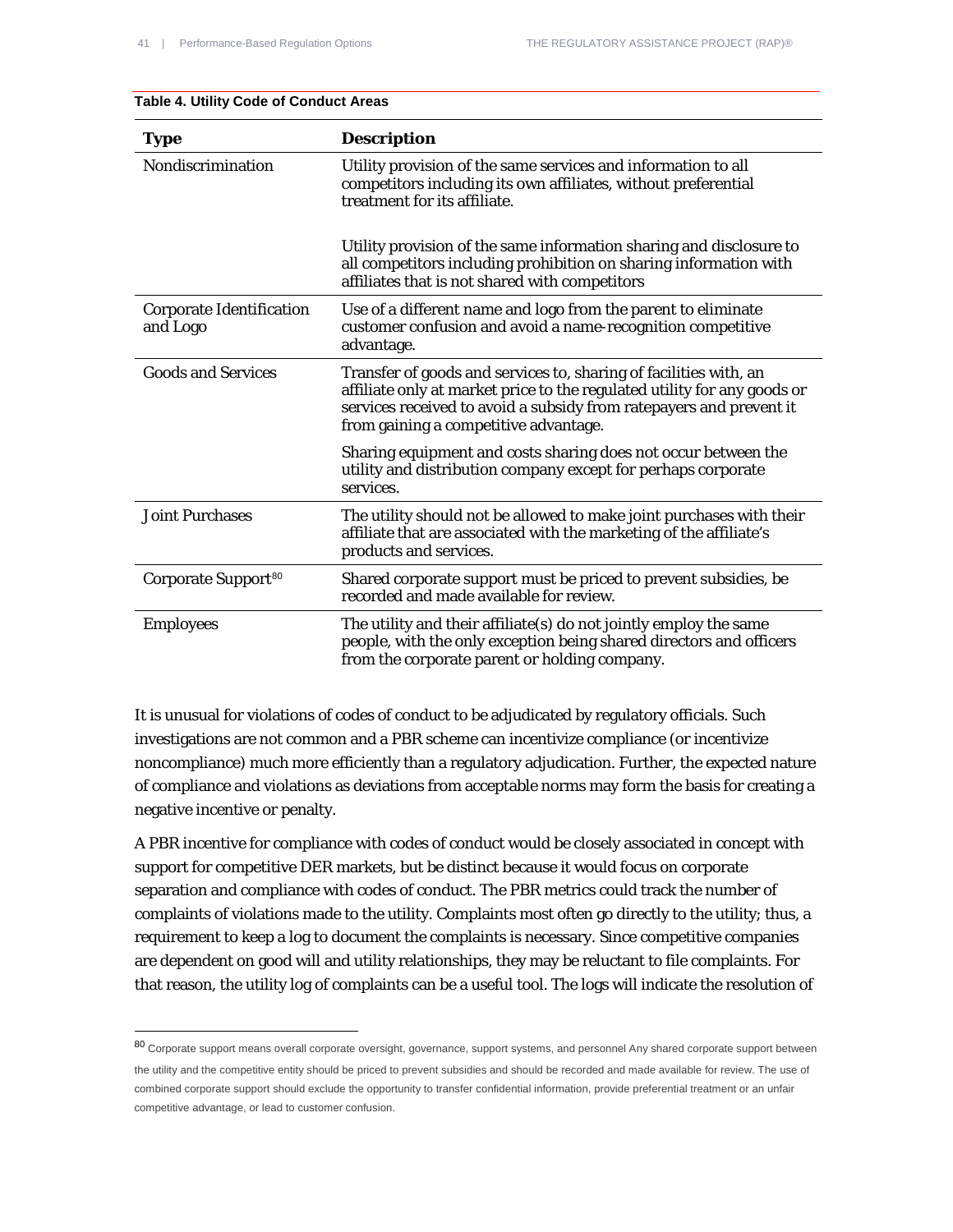**Table 4. Utility Code of Conduct Areas**

| Type | Description |
|---|---|
| Nondiscrimination | Utility provision of the same services and information to all competitors including its own affiliates, without preferential treatment for its affiliate.<br><br>Utility provision of the same information sharing and disclosure to all competitors including prohibition on sharing information with affiliates that is not shared with competitors |
| Corporate Identification and Logo | Use of a different name and logo from the parent to eliminate customer confusion and avoid a name-recognition competitive advantage. |
| Goods and Services | Transfer of goods and services to, sharing of facilities with, an affiliate only at market price to the regulated utility for any goods or services received to avoid a subsidy from ratepayers and prevent it from gaining a competitive advantage.<br><br>Sharing equipment and costs sharing does not occur between the utility and distribution company except for perhaps corporate services. |
| Joint Purchases | The utility should not be allowed to make joint purchases with their affiliate that are associated with the marketing of the affiliate's products and services. |
| Corporate Support[80] | Shared corporate support must be priced to prevent subsidies, be recorded and made available for review. |
| Employees | The utility and their affiliate(s) do not jointly employ the same people, with the only exception being shared directors and officers from the corporate parent or holding company. |

It is unusual for violations of codes of conduct to be adjudicated by regulatory officials. Such investigations are not common and a PBR scheme can incentivize compliance (or incentivize noncompliance) much more efficiently than a regulatory adjudication. Further, the expected nature of compliance and violations as deviations from acceptable norms may form the basis for creating a negative incentive or penalty.

A PBR incentive for compliance with codes of conduct would be closely associated in concept with support for competitive DER markets, but be distinct because it would focus on corporate separation and compliance with codes of conduct. The PBR metrics could track the number of complaints of violations made to the utility. Complaints most often go directly to the utility; thus, a requirement to keep a log to document the complaints is necessary. Since competitive companies are dependent on good will and utility relationships, they may be reluctant to file complaints. For that reason, the utility log of complaints can be a useful tool. The logs will indicate the resolution of

[80] Corporate support means overall corporate oversight, governance, support systems, and personnel Any shared corporate support between the utility and the competitive entity should be priced to prevent subsidies and should be recorded and made available for review. The use of combined corporate support should exclude the opportunity to transfer confidential information, provide preferential treatment or an unfair competitive advantage, or lead to customer confusion.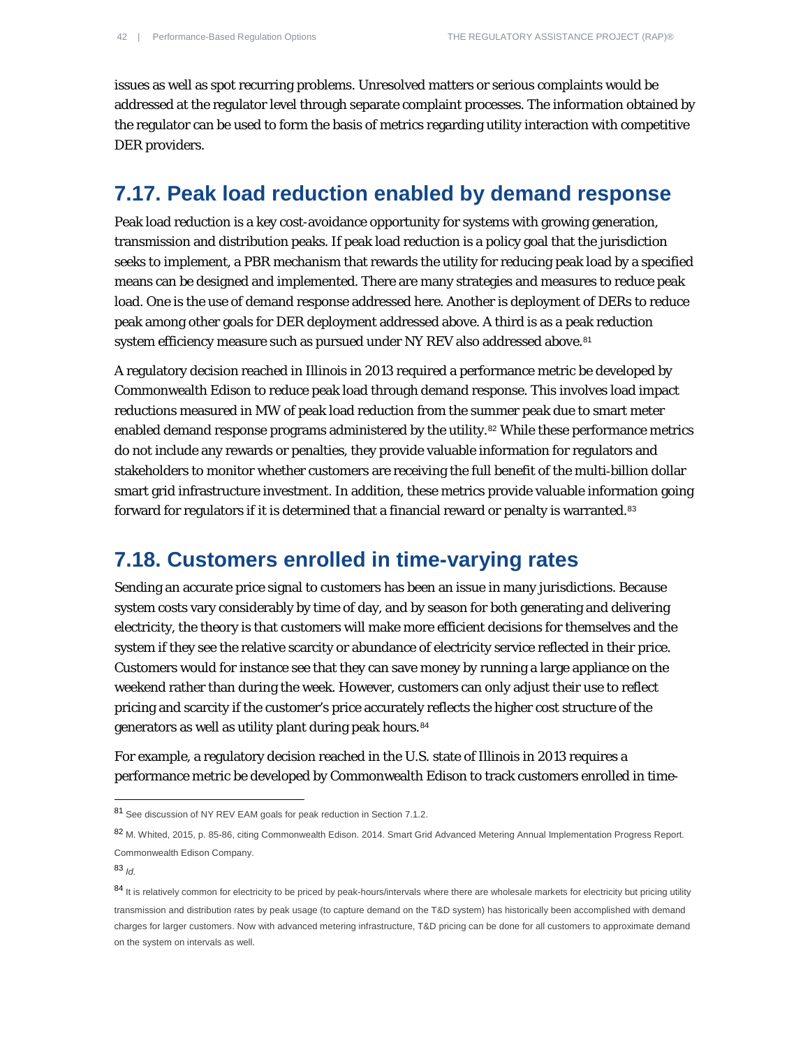issues as well as spot recurring problems. Unresolved matters or serious complaints would be addressed at the regulator level through separate complaint processes. The information obtained by the regulator can be used to form the basis of metrics regarding utility interaction with competitive DER providers.

## 7.17. Peak load reduction enabled by demand response

Peak load reduction is a key cost-avoidance opportunity for systems with growing generation, transmission and distribution peaks. If peak load reduction is a policy goal that the jurisdiction seeks to implement, a PBR mechanism that rewards the utility for reducing peak load by a specified means can be designed and implemented. There are many strategies and measures to reduce peak load. One is the use of demand response addressed here. Another is deployment of DERs to reduce peak among other goals for DER deployment addressed above. A third is as a peak reduction system efficiency measure such as pursued under NY REV also addressed above.[81]

A regulatory decision reached in Illinois in 2013 required a performance metric be developed by Commonwealth Edison to reduce peak load through demand response. This involves load impact reductions measured in MW of peak load reduction from the summer peak due to smart meter enabled demand response programs administered by the utility.[82] While these performance metrics do not include any rewards or penalties, they provide valuable information for regulators and stakeholders to monitor whether customers are receiving the full benefit of the multi-billion dollar smart grid infrastructure investment. In addition, these metrics provide valuable information going forward for regulators if it is determined that a financial reward or penalty is warranted.[83]

## 7.18. Customers enrolled in time-varying rates

Sending an accurate price signal to customers has been an issue in many jurisdictions. Because system costs vary considerably by time of day, and by season for both generating and delivering electricity, the theory is that customers will make more efficient decisions for themselves and the system if they see the relative scarcity or abundance of electricity service reflected in their price. Customers would for instance see that they can save money by running a large appliance on the weekend rather than during the week. However, customers can only adjust their use to reflect pricing and scarcity if the customer's price accurately reflects the higher cost structure of the generators as well as utility plant during peak hours.[84]

For example, a regulatory decision reached in the U.S. state of Illinois in 2013 requires a performance metric be developed by Commonwealth Edison to track customers enrolled in time-

---

[81] See discussion of NY REV EAM goals for peak reduction in Section 7.1.2.

[82] M. Whited, 2015, p. 85-86, citing Commonwealth Edison. 2014. Smart Grid Advanced Metering Annual Implementation Progress Report. Commonwealth Edison Company.

[83] *Id.*

[84] It is relatively common for electricity to be priced by peak-hours/intervals where there are wholesale markets for electricity but pricing utility transmission and distribution rates by peak usage (to capture demand on the T&D system) has historically been accomplished with demand charges for larger customers. Now with advanced metering infrastructure, T&D pricing can be done for all customers to approximate demand on the system on intervals as well.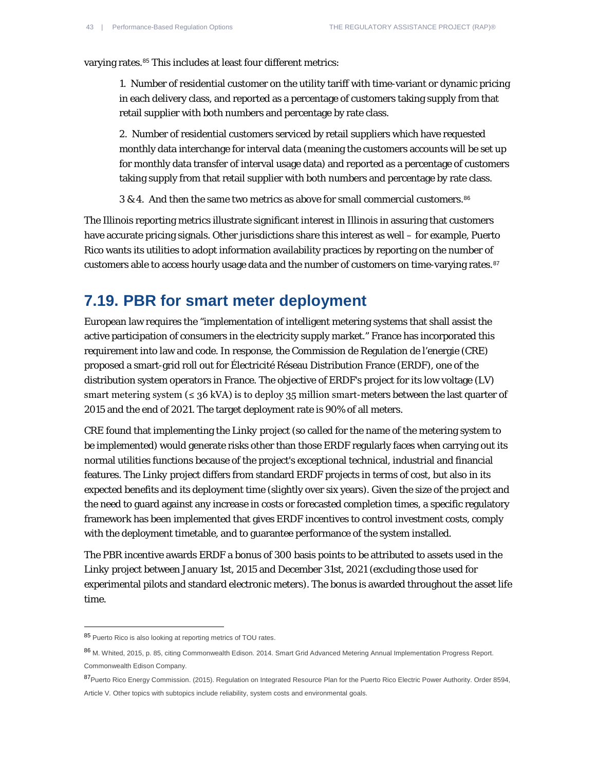varying rates.[85] This includes at least four different metrics:

> 1. Number of residential customer on the utility tariff with time-variant or dynamic pricing in each delivery class, and reported as a percentage of customers taking supply from that retail supplier with both numbers and percentage by rate class.
>
> 2. Number of residential customers serviced by retail suppliers which have requested monthly data interchange for interval data (meaning the customers accounts will be set up for monthly data transfer of interval usage data) and reported as a percentage of customers taking supply from that retail supplier with both numbers and percentage by rate class.
>
> 3 & 4. And then the same two metrics as above for small commercial customers.[86]

The Illinois reporting metrics illustrate significant interest in Illinois in assuring that customers have accurate pricing signals. Other jurisdictions share this interest as well – for example, Puerto Rico wants its utilities to adopt information availability practices by reporting on the number of customers able to access hourly usage data and the number of customers on time-varying rates.[87]

## 7.19. PBR for smart meter deployment

European law requires the "implementation of intelligent metering systems that shall assist the active participation of consumers in the electricity supply market." France has incorporated this requirement into law and code. In response, the Commission de Regulation de l'energie (CRE) proposed a smart-grid roll out for Électricité Réseau Distribution France (ERDF), one of the distribution system operators in France. The objective of ERDF's project for its low voltage (LV) smart metering system (≤ 36 kVA) is to deploy 35 million smart-meters between the last quarter of 2015 and the end of 2021. The target deployment rate is 90% of all meters.

CRE found that implementing the Linky project (so called for the name of the metering system to be implemented) would generate risks other than those ERDF regularly faces when carrying out its normal utilities functions because of the project's exceptional technical, industrial and financial features. The Linky project differs from standard ERDF projects in terms of cost, but also in its expected benefits and its deployment time (slightly over six years). Given the size of the project and the need to guard against any increase in costs or forecasted completion times, a specific regulatory framework has been implemented that gives ERDF incentives to control investment costs, comply with the deployment timetable, and to guarantee performance of the system installed.

The PBR incentive awards ERDF a bonus of 300 basis points to be attributed to assets used in the Linky project between January 1st, 2015 and December 31st, 2021 (excluding those used for experimental pilots and standard electronic meters). The bonus is awarded throughout the asset life time.

---

[85] Puerto Rico is also looking at reporting metrics of TOU rates.

[86] M. Whited, 2015, p. 85, citing Commonwealth Edison. 2014. Smart Grid Advanced Metering Annual Implementation Progress Report. Commonwealth Edison Company.

[87] Puerto Rico Energy Commission. (2015). Regulation on Integrated Resource Plan for the Puerto Rico Electric Power Authority. Order 8594, Article V. Other topics with subtopics include reliability, system costs and environmental goals.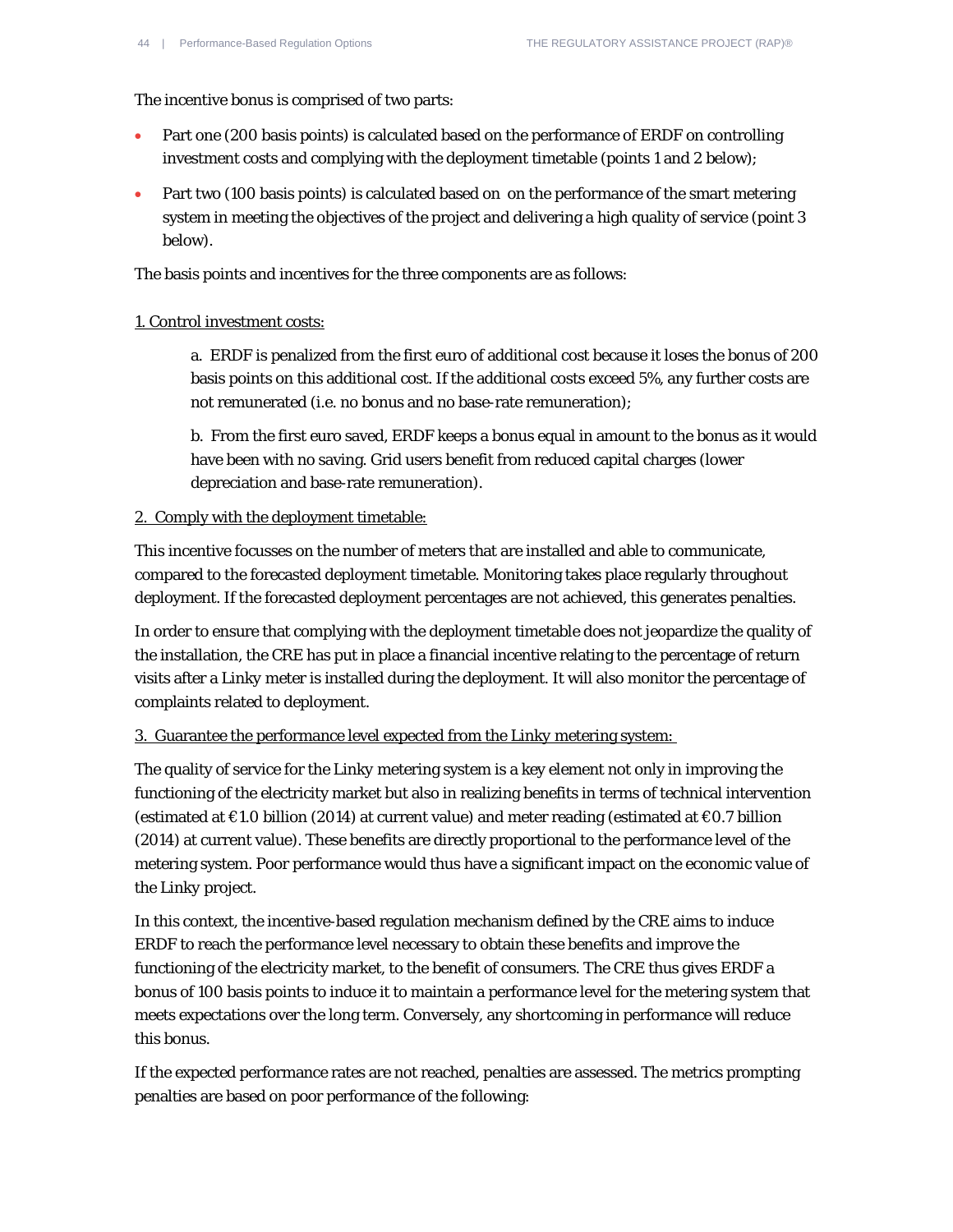The incentive bonus is comprised of two parts:

- Part one (200 basis points) is calculated based on the performance of ERDF on controlling investment costs and complying with the deployment timetable (points 1 and 2 below);
- Part two (100 basis points) is calculated based on on the performance of the smart metering system in meeting the objectives of the project and delivering a high quality of service (point 3 below).

The basis points and incentives for the three components are as follows:

<u>1. Control investment costs:</u>

> a. ERDF is penalized from the first euro of additional cost because it loses the bonus of 200 basis points on this additional cost. If the additional costs exceed 5%, any further costs are not remunerated (i.e. no bonus and no base-rate remuneration);
>
> b. From the first euro saved, ERDF keeps a bonus equal in amount to the bonus as it would have been with no saving. Grid users benefit from reduced capital charges (lower depreciation and base-rate remuneration).

<u>2. Comply with the deployment timetable:</u>

This incentive focusses on the number of meters that are installed and able to communicate, compared to the forecasted deployment timetable. Monitoring takes place regularly throughout deployment. If the forecasted deployment percentages are not achieved, this generates penalties.

In order to ensure that complying with the deployment timetable does not jeopardize the quality of the installation, the CRE has put in place a financial incentive relating to the percentage of return visits after a Linky meter is installed during the deployment. It will also monitor the percentage of complaints related to deployment.

<u>3. Guarantee the performance level expected from the Linky metering system:</u>

The quality of service for the Linky metering system is a key element not only in improving the functioning of the electricity market but also in realizing benefits in terms of technical intervention (estimated at €1.0 billion (2014) at current value) and meter reading (estimated at €0.7 billion (2014) at current value). These benefits are directly proportional to the performance level of the metering system. Poor performance would thus have a significant impact on the economic value of the Linky project.

In this context, the incentive-based regulation mechanism defined by the CRE aims to induce ERDF to reach the performance level necessary to obtain these benefits and improve the functioning of the electricity market, to the benefit of consumers. The CRE thus gives ERDF a bonus of 100 basis points to induce it to maintain a performance level for the metering system that meets expectations over the long term. Conversely, any shortcoming in performance will reduce this bonus.

If the expected performance rates are not reached, penalties are assessed. The metrics prompting penalties are based on poor performance of the following: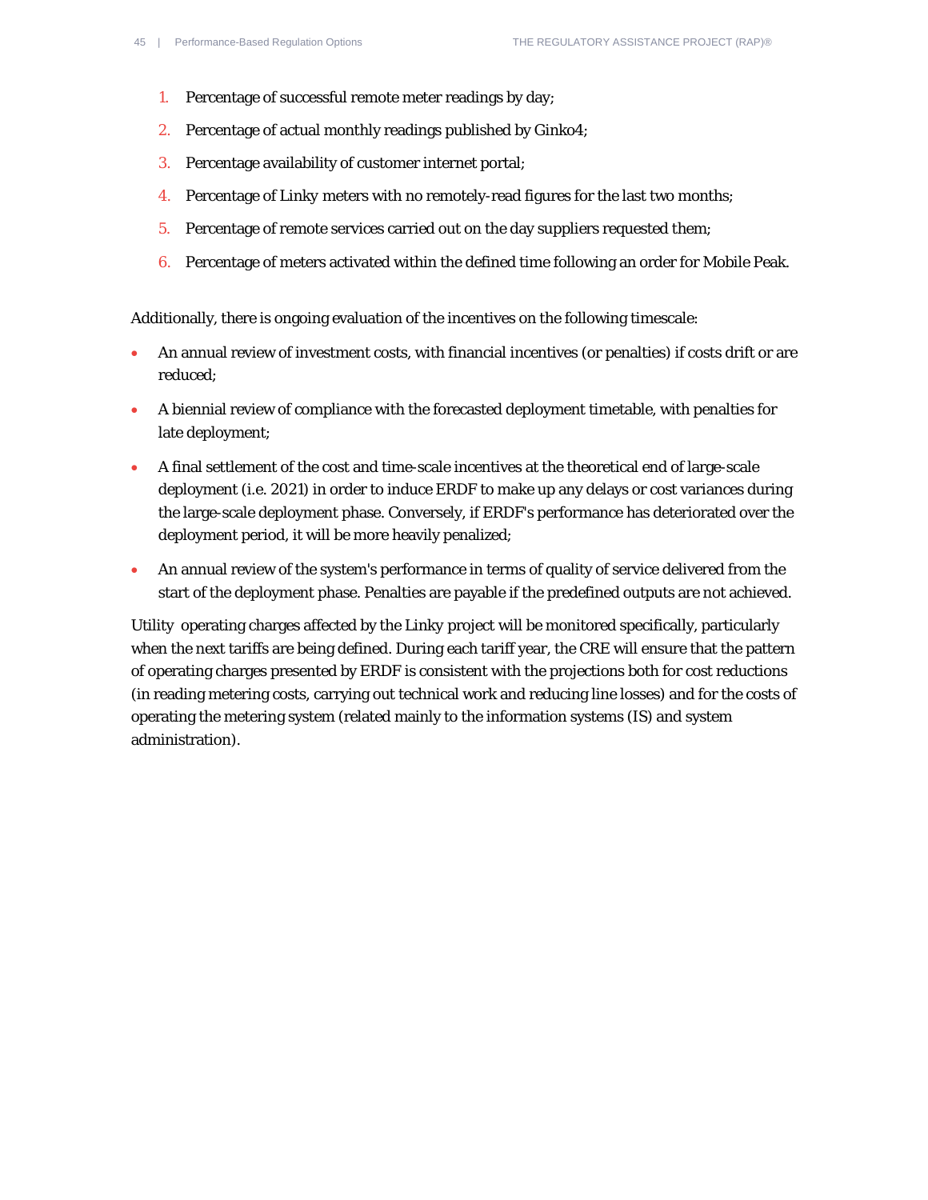1. Percentage of successful remote meter readings by day;
2. Percentage of actual monthly readings published by Ginko4;
3. Percentage availability of customer internet portal;
4. Percentage of Linky meters with no remotely-read figures for the last two months;
5. Percentage of remote services carried out on the day suppliers requested them;
6. Percentage of meters activated within the defined time following an order for Mobile Peak.

Additionally, there is ongoing evaluation of the incentives on the following timescale:

- An annual review of investment costs, with financial incentives (or penalties) if costs drift or are reduced;
- A biennial review of compliance with the forecasted deployment timetable, with penalties for late deployment;
- A final settlement of the cost and time-scale incentives at the theoretical end of large-scale deployment (i.e. 2021) in order to induce ERDF to make up any delays or cost variances during the large-scale deployment phase. Conversely, if ERDF's performance has deteriorated over the deployment period, it will be more heavily penalized;
- An annual review of the system's performance in terms of quality of service delivered from the start of the deployment phase. Penalties are payable if the predefined outputs are not achieved.

Utility operating charges affected by the Linky project will be monitored specifically, particularly when the next tariffs are being defined. During each tariff year, the CRE will ensure that the pattern of operating charges presented by ERDF is consistent with the projections both for cost reductions (in reading metering costs, carrying out technical work and reducing line losses) and for the costs of operating the metering system (related mainly to the information systems (IS) and system administration).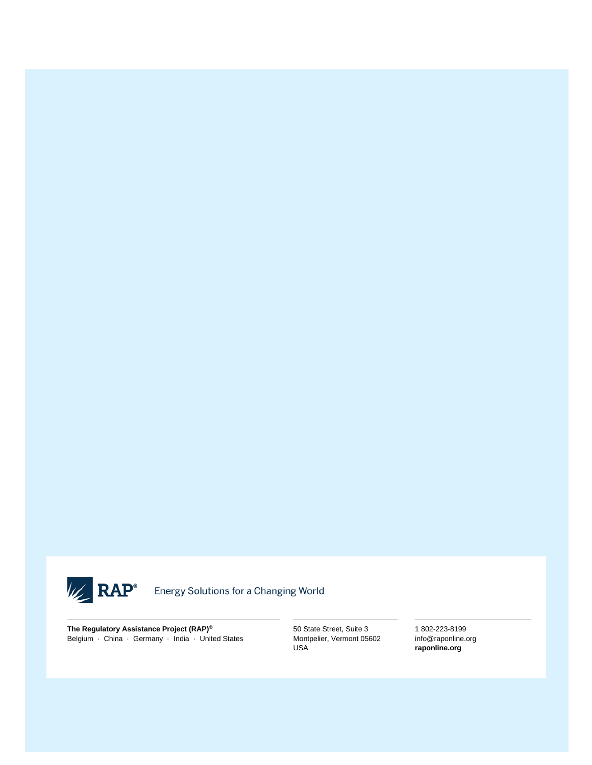RAP® Energy Solutions for a Changing World

**The Regulatory Assistance Project (RAP)®**
Belgium · China · Germany · India · United States

50 State Street, Suite 3
Montpelier, Vermont 05602
USA

1 802-223-8199
info@raponline.org
**raponline.org**